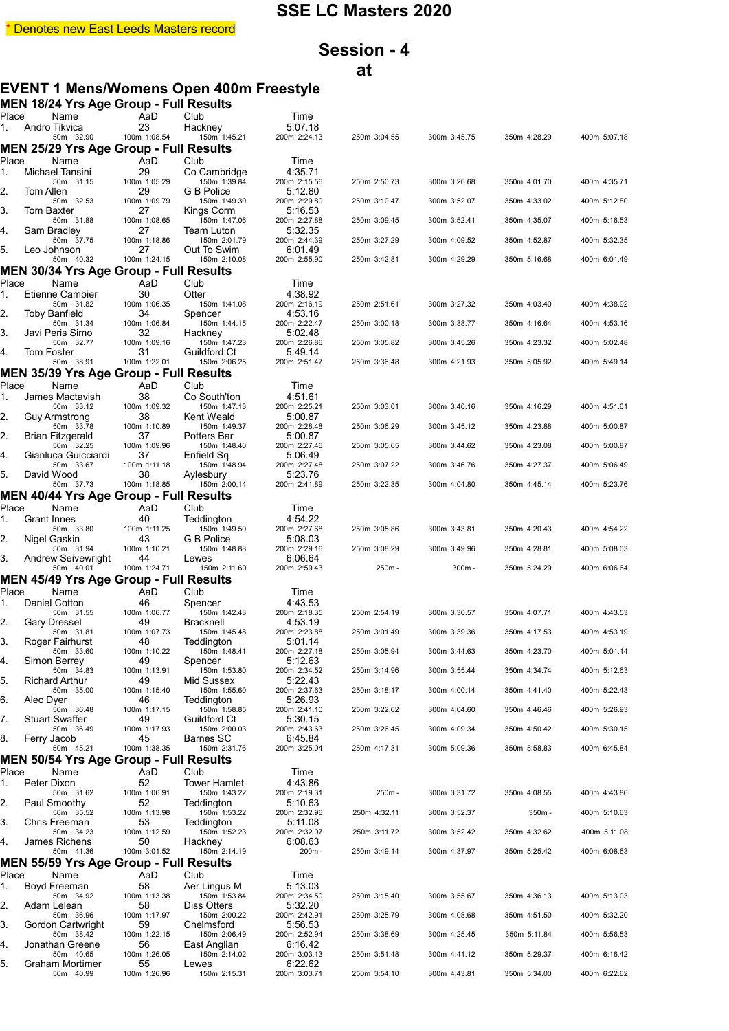# SSE LC Masters 2020

* Denotes new East Leeds Masters record

## Session - 4

## at

## EVENT 1 Mens/Womens Open 400m Freestyle

### MEN 18/24 Yrs Age Group - Full Results

| Place | Name | AaD | Club | Time | | | | |
|---|---|---|---|---|---|---|---|---|
| 1. | Andro Tikvica | 23 | Hackney | 5:07.18 | | | | |
| | 50m 32.90 | 100m 1:08.54 | 150m 1:45.21 | 200m 2:24.13 | 250m 3:04.55 | 300m 3:45.75 | 350m 4:28.29 | 400m 5:07.18 |

### MEN 25/29 Yrs Age Group - Full Results

| Place | Name | AaD | Club | Time | | | | |
|---|---|---|---|---|---|---|---|---|
| 1. | Michael Tansini | 29 | Co Cambridge | 4:35.71 | | | | |
| | 50m 31.15 | 100m 1:05.29 | 150m 1:39.84 | 200m 2:15.56 | 250m 2:50.73 | 300m 3:26.68 | 350m 4:01.70 | 400m 4:35.71 |
| 2. | Tom Allen | 29 | G B Police | 5:12.80 | | | | |
| | 50m 32.53 | 100m 1:09.79 | 150m 1:49.30 | 200m 2:29.80 | 250m 3:10.47 | 300m 3:52.07 | 350m 4:33.02 | 400m 5:12.80 |
| 3. | Tom Baxter | 27 | Kings Corm | 5:16.53 | | | | |
| | 50m 31.88 | 100m 1:08.65 | 150m 1:47.06 | 200m 2:27.88 | 250m 3:09.45 | 300m 3:52.41 | 350m 4:35.07 | 400m 5:16.53 |
| 4. | Sam Bradley | 27 | Team Luton | 5:32.35 | | | | |
| | 50m 37.75 | 100m 1:18.86 | 150m 2:01.79 | 200m 2:44.39 | 250m 3:27.29 | 300m 4:09.52 | 350m 4:52.87 | 400m 5:32.35 |
| 5. | Leo Johnson | 27 | Out To Swim | 6:01.49 | | | | |
| | 50m 40.32 | 100m 1:24.15 | 150m 2:10.08 | 200m 2:55.90 | 250m 3:42.81 | 300m 4:29.29 | 350m 5:16.68 | 400m 6:01.49 |

### MEN 30/34 Yrs Age Group - Full Results

| Place | Name | AaD | Club | Time | | | | |
|---|---|---|---|---|---|---|---|---|
| 1. | Etienne Cambier | 30 | Otter | 4:38.92 | | | | |
| | 50m 31.82 | 100m 1:06.35 | 150m 1:41.08 | 200m 2:16.19 | 250m 2:51.61 | 300m 3:27.32 | 350m 4:03.40 | 400m 4:38.92 |
| 2. | Toby Banfield | 34 | Spencer | 4:53.16 | | | | |
| | 50m 31.34 | 100m 1:06.84 | 150m 1:44.15 | 200m 2:22.47 | 250m 3:00.18 | 300m 3:38.77 | 350m 4:16.64 | 400m 4:53.16 |
| 3. | Javi Peris Simo | 32 | Hackney | 5:02.48 | | | | |
| | 50m 32.77 | 100m 1:09.16 | 150m 1:47.23 | 200m 2:26.86 | 250m 3:05.82 | 300m 3:45.26 | 350m 4:23.32 | 400m 5:02.48 |
| 4. | Tom Foster | 31 | Guildford Ct | 5:49.14 | | | | |
| | 50m 38.91 | 100m 1:22.01 | 150m 2:06.25 | 200m 2:51.47 | 250m 3:36.48 | 300m 4:21.93 | 350m 5:05.92 | 400m 5:49.14 |

### MEN 35/39 Yrs Age Group - Full Results

| Place | Name | AaD | Club | Time | | | | |
|---|---|---|---|---|---|---|---|---|
| 1. | James Mactavish | 38 | Co South'ton | 4:51.61 | | | | |
| | 50m 33.12 | 100m 1:09.32 | 150m 1:47.13 | 200m 2:25.21 | 250m 3:03.01 | 300m 3:40.16 | 350m 4:16.29 | 400m 4:51.61 |
| 2. | Guy Armstrong | 38 | Kent Weald | 5:00.87 | | | | |
| | 50m 33.78 | 100m 1:10.89 | 150m 1:49.37 | 200m 2:28.48 | 250m 3:06.29 | 300m 3:45.12 | 350m 4:23.88 | 400m 5:00.87 |
| 2. | Brian Fitzgerald | 37 | Potters Bar | 5:00.87 | | | | |
| | 50m 32.25 | 100m 1:09.96 | 150m 1:48.40 | 200m 2:27.46 | 250m 3:05.65 | 300m 3:44.62 | 350m 4:23.08 | 400m 5:00.87 |
| 4. | Gianluca Guicciardi | 37 | Enfield Sq | 5:06.49 | | | | |
| | 50m 33.67 | 100m 1:11.18 | 150m 1:48.94 | 200m 2:27.48 | 250m 3:07.22 | 300m 3:46.76 | 350m 4:27.37 | 400m 5:06.49 |
| 5. | David Wood | 38 | Aylesbury | 5:23.76 | | | | |
| | 50m 37.73 | 100m 1:18.85 | 150m 2:00.14 | 200m 2:41.89 | 250m 3:22.35 | 300m 4:04.80 | 350m 4:45.14 | 400m 5:23.76 |

### MEN 40/44 Yrs Age Group - Full Results

| Place | Name | AaD | Club | Time | | | | |
|---|---|---|---|---|---|---|---|---|
| 1. | Grant Innes | 40 | Teddington | 4:54.22 | | | | |
| | 50m 33.80 | 100m 1:11.25 | 150m 1:49.50 | 200m 2:27.68 | 250m 3:05.86 | 300m 3:43.81 | 350m 4:20.43 | 400m 4:54.22 |
| 2. | Nigel Gaskin | 43 | G B Police | 5:08.03 | | | | |
| | 50m 31.94 | 100m 1:10.21 | 150m 1:48.88 | 200m 2:29.16 | 250m 3:08.29 | 300m 3:49.96 | 350m 4:28.81 | 400m 5:08.03 |
| 3. | Andrew Seivewright | 44 | Lewes | 6:06.64 | | | | |
| | 50m 40.01 | 100m 1:24.71 | 150m 2:11.60 | 200m 2:59.43 | 250m - | 300m - | 350m 5:24.29 | 400m 6:06.64 |

### MEN 45/49 Yrs Age Group - Full Results

| Place | Name | AaD | Club | Time | | | | |
|---|---|---|---|---|---|---|---|---|
| 1. | Daniel Cotton | 46 | Spencer | 4:43.53 | | | | |
| | 50m 31.55 | 100m 1:06.77 | 150m 1:42.43 | 200m 2:18.35 | 250m 2:54.19 | 300m 3:30.57 | 350m 4:07.71 | 400m 4:43.53 |
| 2. | Gary Dressel | 49 | Bracknell | 4:53.19 | | | | |
| | 50m 31.81 | 100m 1:07.73 | 150m 1:45.48 | 200m 2:23.88 | 250m 3:01.49 | 300m 3:39.36 | 350m 4:17.53 | 400m 4:53.19 |
| 3. | Roger Fairhurst | 48 | Teddington | 5:01.14 | | | | |
| | 50m 33.60 | 100m 1:10.22 | 150m 1:48.41 | 200m 2:27.18 | 250m 3:05.94 | 300m 3:44.63 | 350m 4:23.70 | 400m 5:01.14 |
| 4. | Simon Berrey | 49 | Spencer | 5:12.63 | | | | |
| | 50m 34.83 | 100m 1:13.91 | 150m 1:53.80 | 200m 2:34.52 | 250m 3:14.96 | 300m 3:55.44 | 350m 4:34.74 | 400m 5:12.63 |
| 5. | Richard Arthur | 49 | Mid Sussex | 5:22.43 | | | | |
| | 50m 35.00 | 100m 1:15.40 | 150m 1:55.60 | 200m 2:37.63 | 250m 3:18.17 | 300m 4:00.14 | 350m 4:41.40 | 400m 5:22.43 |
| 6. | Alec Dyer | 46 | Teddington | 5:26.93 | | | | |
| | 50m 36.48 | 100m 1:17.15 | 150m 1:58.85 | 200m 2:41.10 | 250m 3:22.62 | 300m 4:04.60 | 350m 4:46.46 | 400m 5:26.93 |
| 7. | Stuart Swaffer | 49 | Guildford Ct | 5:30.15 | | | | |
| | 50m 36.49 | 100m 1:17.93 | 150m 2:00.03 | 200m 2:43.63 | 250m 3:26.45 | 300m 4:09.34 | 350m 4:50.42 | 400m 5:30.15 |
| 8. | Ferry Jacob | 45 | Barnes SC | 6:45.84 | | | | |
| | 50m 45.21 | 100m 1:38.35 | 150m 2:31.76 | 200m 3:25.04 | 250m 4:17.31 | 300m 5:09.36 | 350m 5:58.83 | 400m 6:45.84 |

### MEN 50/54 Yrs Age Group - Full Results

| Place | Name | AaD | Club | Time | | | | |
|---|---|---|---|---|---|---|---|---|
| 1. | Peter Dixon | 52 | Tower Hamlet | 4:43.86 | | | | |
| | 50m 31.62 | 100m 1:06.91 | 150m 1:43.22 | 200m 2:19.31 | 250m - | 300m 3:31.72 | 350m 4:08.55 | 400m 4:43.86 |
| 2. | Paul Smoothy | 52 | Teddington | 5:10.63 | | | | |
| | 50m 35.52 | 100m 1:13.98 | 150m 1:53.22 | 200m 2:32.96 | 250m 4:32.11 | 300m 3:52.37 | 350m - | 400m 5:10.63 |
| 3. | Chris Freeman | 53 | Teddington | 5:11.08 | | | | |
| | 50m 34.23 | 100m 1:12.59 | 150m 1:52.23 | 200m 2:32.07 | 250m 3:11.72 | 300m 3:52.42 | 350m 4:32.62 | 400m 5:11.08 |
| 4. | James Richens | 50 | Hackney | 6:08.63 | | | | |
| | 50m 41.36 | 100m 3:01.52 | 150m 2:14.19 | 200m - | 250m 3:49.14 | 300m 4:37.97 | 350m 5:25.42 | 400m 6:08.63 |

### MEN 55/59 Yrs Age Group - Full Results

| Place | Name | AaD | Club | Time | | | | |
|---|---|---|---|---|---|---|---|---|
| 1. | Boyd Freeman | 58 | Aer Lingus M | 5:13.03 | | | | |
| | 50m 34.92 | 100m 1:13.38 | 150m 1:53.84 | 200m 2:34.50 | 250m 3:15.40 | 300m 3:55.67 | 350m 4:36.13 | 400m 5:13.03 |
| 2. | Adam Lelean | 58 | Diss Otters | 5:32.20 | | | | |
| | 50m 36.96 | 100m 1:17.97 | 150m 2:00.22 | 200m 2:42.91 | 250m 3:25.79 | 300m 4:08.68 | 350m 4:51.50 | 400m 5:32.20 |
| 3. | Gordon Cartwright | 59 | Chelmsford | 5:56.53 | | | | |
| | 50m 38.42 | 100m 1:22.15 | 150m 2:06.49 | 200m 2:52.94 | 250m 3:38.69 | 300m 4:25.45 | 350m 5:11.84 | 400m 5:56.53 |
| 4. | Jonathan Greene | 56 | East Anglian | 6:16.42 | | | | |
| | 50m 40.65 | 100m 1:26.05 | 150m 2:14.02 | 200m 3:03.13 | 250m 3:51.48 | 300m 4:41.12 | 350m 5:29.37 | 400m 6:16.42 |
| 5. | Graham Mortimer | 55 | Lewes | 6:22.62 | | | | |
| | 50m 40.99 | 100m 1:26.96 | 150m 2:15.31 | 200m 3:03.71 | 250m 3:54.10 | 300m 4:43.81 | 350m 5:34.00 | 400m 6:22.62 |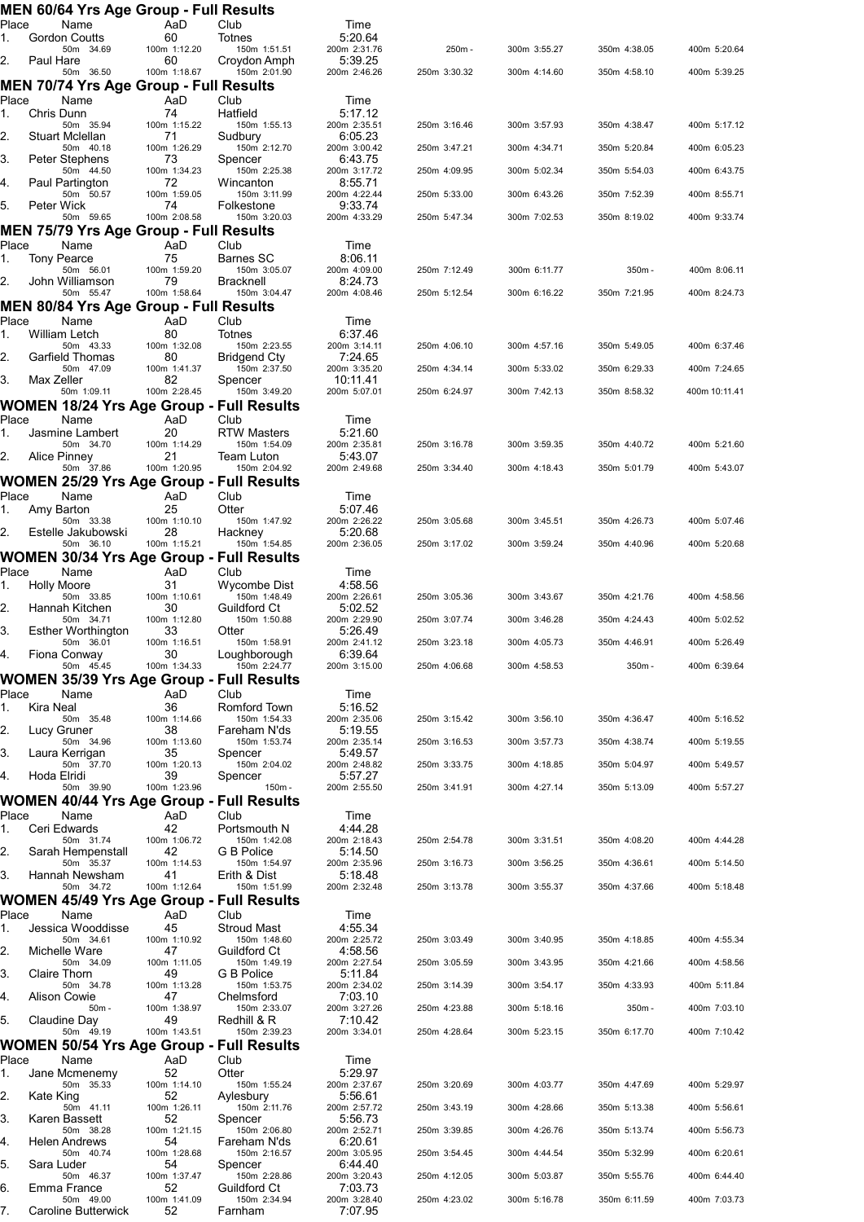## MEN 60/64 Yrs Age Group - Full Results

| Place | Name | AaD | Club | Time | | | | |
|---|---|---|---|---|---|---|---|---|
| 1. | Gordon Coutts | 60 | Totnes | 5:20.64 | | | | |
| | 50m 34.69 | 100m 1:12.20 | 150m 1:51.51 | 200m 2:31.76 | 250m - | 300m 3:55.27 | 350m 4:38.05 | 400m 5:20.64 |
| 2. | Paul Hare | 60 | Croydon Amph | 5:39.25 | | | | |
| | 50m 36.50 | 100m 1:18.67 | 150m 2:01.90 | 200m 2:46.26 | 250m 3:30.32 | 300m 4:14.60 | 350m 4:58.10 | 400m 5:39.25 |

## MEN 70/74 Yrs Age Group - Full Results

| Place | Name | AaD | Club | Time | | | | |
|---|---|---|---|---|---|---|---|---|
| 1. | Chris Dunn | 74 | Hatfield | 5:17.12 | | | | |
| | 50m 35.94 | 100m 1:15.22 | 150m 1:55.13 | 200m 2:35.51 | 250m 3:16.46 | 300m 3:57.93 | 350m 4:38.47 | 400m 5:17.12 |
| 2. | Stuart Mclellan | 71 | Sudbury | 6:05.23 | | | | |
| | 50m 40.18 | 100m 1:26.29 | 150m 2:12.70 | 200m 3:00.42 | 250m 3:47.21 | 300m 4:34.71 | 350m 5:20.84 | 400m 6:05.23 |
| 3. | Peter Stephens | 73 | Spencer | 6:43.75 | | | | |
| | 50m 44.50 | 100m 1:34.23 | 150m 2:25.38 | 200m 3:17.72 | 250m 4:09.95 | 300m 5:02.34 | 350m 5:54.03 | 400m 6:43.75 |
| 4. | Paul Partington | 72 | Wincanton | 8:55.71 | | | | |
| | 50m 50.57 | 100m 1:59.05 | 150m 3:11.99 | 200m 4:22.44 | 250m 5:33.00 | 300m 6:43.26 | 350m 7:52.39 | 400m 8:55.71 |
| 5. | Peter Wick | 74 | Folkestone | 9:33.74 | | | | |
| | 50m 59.65 | 100m 2:08.58 | 150m 3:20.03 | 200m 4:33.29 | 250m 5:47.34 | 300m 7:02.53 | 350m 8:19.02 | 400m 9:33.74 |

## MEN 75/79 Yrs Age Group - Full Results

| Place | Name | AaD | Club | Time | | | | |
|---|---|---|---|---|---|---|---|---|
| 1. | Tony Pearce | 75 | Barnes SC | 8:06.11 | | | | |
| | 50m 56.01 | 100m 1:59.20 | 150m 3:05.07 | 200m 4:09.00 | 250m 7:12.49 | 300m 6:11.77 | 350m - | 400m 8:06.11 |
| 2. | John Williamson | 79 | Bracknell | 8:24.73 | | | | |
| | 50m 55.47 | 100m 1:58.64 | 150m 3:04.47 | 200m 4:08.46 | 250m 5:12.54 | 300m 6:16.22 | 350m 7:21.95 | 400m 8:24.73 |

## MEN 80/84 Yrs Age Group - Full Results

| Place | Name | AaD | Club | Time | | | | |
|---|---|---|---|---|---|---|---|---|
| 1. | William Letch | 80 | Totnes | 6:37.46 | | | | |
| | 50m 43.33 | 100m 1:32.08 | 150m 2:23.55 | 200m 3:14.11 | 250m 4:06.10 | 300m 4:57.16 | 350m 5:49.05 | 400m 6:37.46 |
| 2. | Garfield Thomas | 80 | Bridgend Cty | 7:24.65 | | | | |
| | 50m 47.09 | 100m 1:41.37 | 150m 2:37.50 | 200m 3:35.20 | 250m 4:34.14 | 300m 5:33.02 | 350m 6:29.33 | 400m 7:24.65 |
| 3. | Max Zeller | 82 | Spencer | 10:11.41 | | | | |
| | 50m 1:09.11 | 100m 2:28.45 | 150m 3:49.20 | 200m 5:07.01 | 250m 6:24.97 | 300m 7:42.13 | 350m 8:58.32 | 400m 10:11.41 |

## WOMEN 18/24 Yrs Age Group - Full Results

| Place | Name | AaD | Club | Time | | | | |
|---|---|---|---|---|---|---|---|---|
| 1. | Jasmine Lambert | 20 | RTW Masters | 5:21.60 | | | | |
| | 50m 34.70 | 100m 1:14.29 | 150m 1:54.09 | 200m 2:35.81 | 250m 3:16.78 | 300m 3:59.35 | 350m 4:40.72 | 400m 5:21.60 |
| 2. | Alice Pinney | 21 | Team Luton | 5:43.07 | | | | |
| | 50m 37.86 | 100m 1:20.95 | 150m 2:04.92 | 200m 2:49.68 | 250m 3:34.40 | 300m 4:18.43 | 350m 5:01.79 | 400m 5:43.07 |

## WOMEN 25/29 Yrs Age Group - Full Results

| Place | Name | AaD | Club | Time | | | | |
|---|---|---|---|---|---|---|---|---|
| 1. | Amy Barton | 25 | Otter | 5:07.46 | | | | |
| | 50m 33.38 | 100m 1:10.10 | 150m 1:47.92 | 200m 2:26.22 | 250m 3:05.68 | 300m 3:45.51 | 350m 4:26.73 | 400m 5:07.46 |
| 2. | Estelle Jakubowski | 28 | Hackney | 5:20.68 | | | | |
| | 50m 36.10 | 100m 1:15.21 | 150m 1:54.85 | 200m 2:36.05 | 250m 3:17.02 | 300m 3:59.24 | 350m 4:40.96 | 400m 5:20.68 |

## WOMEN 30/34 Yrs Age Group - Full Results

| Place | Name | AaD | Club | Time | | | | |
|---|---|---|---|---|---|---|---|---|
| 1. | Holly Moore | 31 | Wycombe Dist | 4:58.56 | | | | |
| | 50m 33.85 | 100m 1:10.61 | 150m 1:48.49 | 200m 2:26.61 | 250m 3:05.36 | 300m 3:43.67 | 350m 4:21.76 | 400m 4:58.56 |
| 2. | Hannah Kitchen | 30 | Guildford Ct | 5:02.52 | | | | |
| | 50m 34.71 | 100m 1:12.80 | 150m 1:50.88 | 200m 2:29.90 | 250m 3:07.74 | 300m 3:46.28 | 350m 4:24.43 | 400m 5:02.52 |
| 3. | Esther Worthington | 33 | Otter | 5:26.49 | | | | |
| | 50m 36.01 | 100m 1:16.51 | 150m 1:58.91 | 200m 2:41.12 | 250m 3:23.18 | 300m 4:05.73 | 350m 4:46.91 | 400m 5:26.49 |
| 4. | Fiona Conway | 30 | Loughborough | 6:39.64 | | | | |
| | 50m 45.45 | 100m 1:34.33 | 150m 2:24.77 | 200m 3:15.00 | 250m 4:06.68 | 300m 4:58.53 | 350m - | 400m 6:39.64 |

## WOMEN 35/39 Yrs Age Group - Full Results

| Place | Name | AaD | Club | Time | | | | |
|---|---|---|---|---|---|---|---|---|
| 1. | Kira Neal | 36 | Romford Town | 5:16.52 | | | | |
| | 50m 35.48 | 100m 1:14.66 | 150m 1:54.33 | 200m 2:35.06 | 250m 3:15.42 | 300m 3:56.10 | 350m 4:36.47 | 400m 5:16.52 |
| 2. | Lucy Gruner | 38 | Fareham N'ds | 5:19.55 | | | | |
| | 50m 34.96 | 100m 1:13.60 | 150m 1:53.74 | 200m 2:35.14 | 250m 3:16.53 | 300m 3:57.73 | 350m 4:38.74 | 400m 5:19.55 |
| 3. | Laura Kerrigan | 35 | Spencer | 5:49.57 | | | | |
| | 50m 37.70 | 100m 1:20.13 | 150m 2:04.02 | 200m 2:48.82 | 250m 3:33.75 | 300m 4:18.85 | 350m 5:04.97 | 400m 5:49.57 |
| 4. | Hoda Elridi | 39 | Spencer | 5:57.27 | | | | |
| | 50m 39.90 | 100m 1:23.96 | 150m - | 200m 2:55.50 | 250m 3:41.91 | 300m 4:27.14 | 350m 5:13.09 | 400m 5:57.27 |

## WOMEN 40/44 Yrs Age Group - Full Results

| Place | Name | AaD | Club | Time | | | | |
|---|---|---|---|---|---|---|---|---|
| 1. | Ceri Edwards | 42 | Portsmouth N | 4:44.28 | | | | |
| | 50m 31.74 | 100m 1:06.72 | 150m 1:42.08 | 200m 2:18.43 | 250m 2:54.78 | 300m 3:31.51 | 350m 4:08.20 | 400m 4:44.28 |
| 2. | Sarah Hempenstall | 42 | G B Police | 5:14.50 | | | | |
| | 50m 35.37 | 100m 1:14.53 | 150m 1:54.97 | 200m 2:35.96 | 250m 3:16.73 | 300m 3:56.25 | 350m 4:36.61 | 400m 5:14.50 |
| 3. | Hannah Newsham | 41 | Erith & Dist | 5:18.48 | | | | |
| | 50m 34.72 | 100m 1:12.64 | 150m 1:51.99 | 200m 2:32.48 | 250m 3:13.78 | 300m 3:55.37 | 350m 4:37.66 | 400m 5:18.48 |

## WOMEN 45/49 Yrs Age Group - Full Results

| Place | Name | AaD | Club | Time | | | | |
|---|---|---|---|---|---|---|---|---|
| 1. | Jessica Wooddisse | 45 | Stroud Mast | 4:55.34 | | | | |
| | 50m 34.61 | 100m 1:10.92 | 150m 1:48.60 | 200m 2:25.72 | 250m 3:03.49 | 300m 3:40.95 | 350m 4:18.85 | 400m 4:55.34 |
| 2. | Michelle Ware | 47 | Guildford Ct | 4:58.56 | | | | |
| | 50m 34.09 | 100m 1:11.05 | 150m 1:49.19 | 200m 2:27.54 | 250m 3:05.59 | 300m 3:43.95 | 350m 4:21.66 | 400m 4:58.56 |
| 3. | Claire Thorn | 49 | G B Police | 5:11.84 | | | | |
| | 50m 34.78 | 100m 1:13.28 | 150m 1:53.75 | 200m 2:34.02 | 250m 3:14.39 | 300m 3:54.17 | 350m 4:33.93 | 400m 5:11.84 |
| 4. | Alison Cowie | 47 | Chelmsford | 7:03.10 | | | | |
| | 50m - | 100m 1:38.97 | 150m 2:33.07 | 200m 3:27.26 | 250m 4:23.88 | 300m 5:18.16 | 350m - | 400m 7:03.10 |
| 5. | Claudine Day | 49 | Redhill & R | 7:10.42 | | | | |
| | 50m 49.19 | 100m 1:43.51 | 150m 2:39.23 | 200m 3:34.01 | 250m 4:28.64 | 300m 5:23.15 | 350m 6:17.70 | 400m 7:10.42 |

## WOMEN 50/54 Yrs Age Group - Full Results

| Place | Name | AaD | Club | Time | | | | |
|---|---|---|---|---|---|---|---|---|
| 1. | Jane Mcmenemy | 52 | Otter | 5:29.97 | | | | |
| | 50m 35.33 | 100m 1:14.10 | 150m 1:55.24 | 200m 2:37.67 | 250m 3:20.69 | 300m 4:03.77 | 350m 4:47.69 | 400m 5:29.97 |
| 2. | Kate King | 52 | Aylesbury | 5:56.61 | | | | |
| | 50m 41.11 | 100m 1:26.11 | 150m 2:11.76 | 200m 2:57.72 | 250m 3:43.19 | 300m 4:28.66 | 350m 5:13.38 | 400m 5:56.61 |
| 3. | Karen Bassett | 52 | Spencer | 5:56.73 | | | | |
| | 50m 38.28 | 100m 1:21.15 | 150m 2:06.80 | 200m 2:52.71 | 250m 3:39.85 | 300m 4:26.76 | 350m 5:13.74 | 400m 5:56.73 |
| 4. | Helen Andrews | 54 | Fareham N'ds | 6:20.61 | | | | |
| | 50m 40.74 | 100m 1:28.68 | 150m 2:16.57 | 200m 3:05.95 | 250m 3:54.45 | 300m 4:44.54 | 350m 5:32.99 | 400m 6:20.61 |
| 5. | Sara Luder | 54 | Spencer | 6:44.40 | | | | |
| | 50m 46.37 | 100m 1:37.47 | 150m 2:28.86 | 200m 3:20.43 | 250m 4:12.05 | 300m 5:03.87 | 350m 5:55.76 | 400m 6:44.40 |
| 6. | Emma France | 52 | Guildford Ct | 7:03.73 | | | | |
| | 50m 49.00 | 100m 1:41.09 | 150m 2:34.94 | 200m 3:28.40 | 250m 4:23.02 | 300m 5:16.78 | 350m 6:11.59 | 400m 7:03.73 |
| 7. | Caroline Butterwick | 52 | Farnham | 7:07.95 | | | | |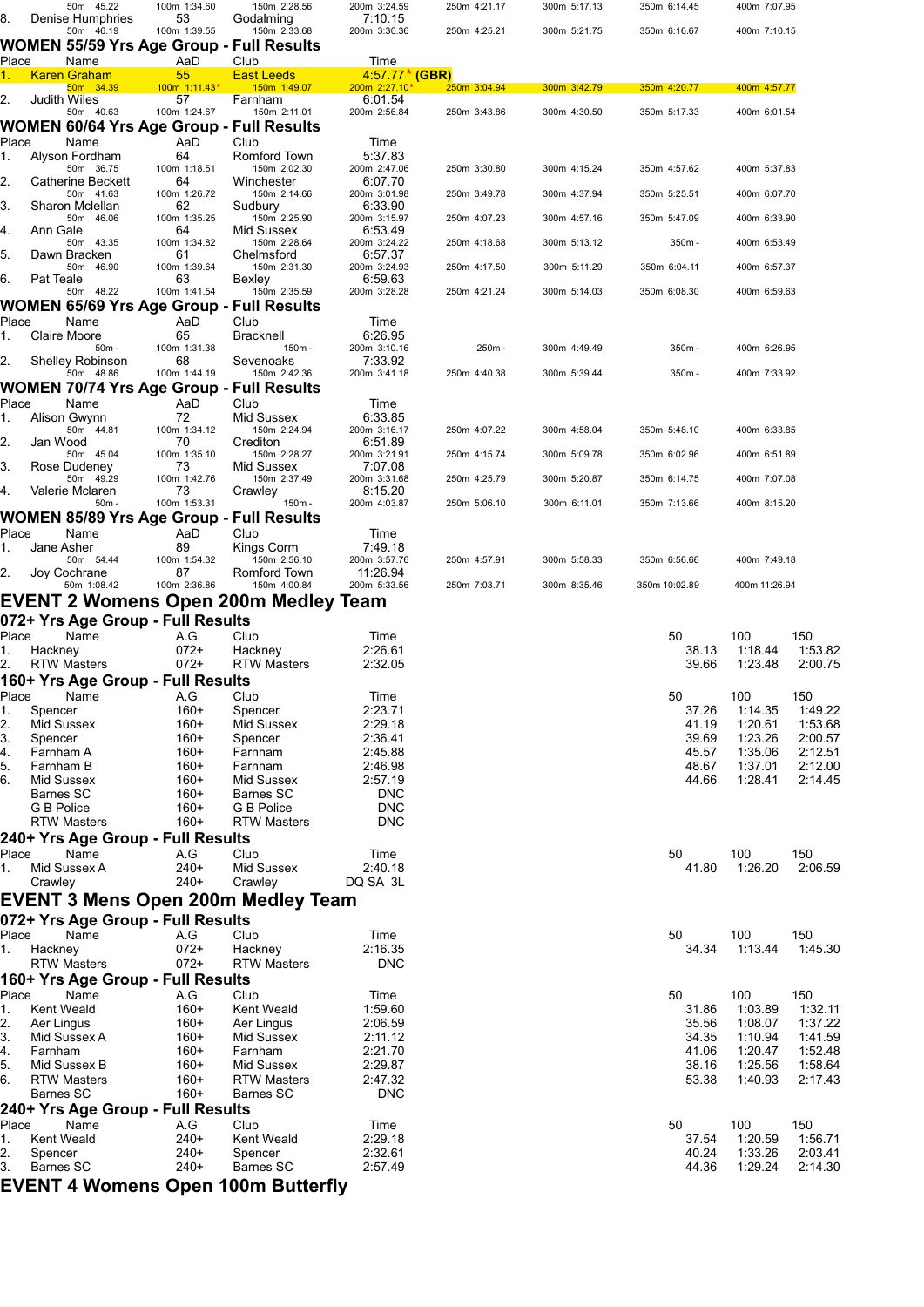| Place | Name | AaD | Club | Time | | | | | |
|---|---|---|---|---|---|---|---|---|---|
| | 50m 45.22 | 100m 1:34.60 | 150m 2:28.56 | 200m 3:24.59 | 250m 4:21.17 | 300m 5:17.13 | 350m 6:14.45 | 400m 7:07.95 | |
| 8. | Denise Humphries | 53 | Godalming | 7:10.15 | | | | | |
| | 50m 46.19 | 100m 1:39.55 | 150m 2:33.68 | 200m 3:30.36 | 250m 4:25.21 | 300m 5:21.75 | 350m 6:16.67 | 400m 7:10.15 | |

## WOMEN 55/59 Yrs Age Group - Full Results

| Place | Name | AaD | Club | Time | | | | |
|---|---|---|---|---|---|---|---|---|
| 1. | Karen Graham | 55 | East Leeds | 4:57.77 * (GBR) | | | | |
| | 50m 34.39 | 100m 1:11.43* | 150m 1:49.07 | 200m 2:27.10* | 250m 3:04.94 | 300m 3:42.79 | 350m 4:20.77 | 400m 4:57.77 |
| 2. | Judith Wiles | 57 | Farnham | 6:01.54 | | | | |
| | 50m 40.63 | 100m 1:24.67 | 150m 2:11.01 | 200m 2:56.84 | 250m 3:43.86 | 300m 4:30.50 | 350m 5:17.33 | 400m 6:01.54 |

## WOMEN 60/64 Yrs Age Group - Full Results

| Place | Name | AaD | Club | Time | | | | |
|---|---|---|---|---|---|---|---|---|
| 1. | Alyson Fordham | 64 | Romford Town | 5:37.83 | | | | |
| | 50m 36.75 | 100m 1:18.51 | 150m 2:02.30 | 200m 2:47.06 | 250m 3:30.80 | 300m 4:15.24 | 350m 4:57.62 | 400m 5:37.83 |
| 2. | Catherine Beckett | 64 | Winchester | 6:07.70 | | | | |
| | 50m 41.63 | 100m 1:26.72 | 150m 2:14.66 | 200m 3:01.98 | 250m 3:49.78 | 300m 4:37.94 | 350m 5:25.51 | 400m 6:07.70 |
| 3. | Sharon Mclellan | 62 | Sudbury | 6:33.90 | | | | |
| | 50m 46.06 | 100m 1:35.25 | 150m 2:25.90 | 200m 3:15.97 | 250m 4:07.23 | 300m 4:57.16 | 350m 5:47.09 | 400m 6:33.90 |
| 4. | Ann Gale | 64 | Mid Sussex | 6:53.49 | | | | |
| | 50m 43.35 | 100m 1:34.82 | 150m 2:28.64 | 200m 3:24.22 | 250m 4:18.68 | 300m 5:13.12 | 350m - | 400m 6:53.49 |
| 5. | Dawn Bracken | 61 | Chelmsford | 6:57.37 | | | | |
| | 50m 46.90 | 100m 1:39.64 | 150m 2:31.30 | 200m 3:24.93 | 250m 4:17.50 | 300m 5:11.29 | 350m 6:04.11 | 400m 6:57.37 |
| 6. | Pat Teale | 63 | Bexley | 6:59.63 | | | | |
| | 50m 48.22 | 100m 1:41.54 | 150m 2:35.59 | 200m 3:28.28 | 250m 4:21.24 | 300m 5:14.03 | 350m 6:08.30 | 400m 6:59.63 |

## WOMEN 65/69 Yrs Age Group - Full Results

| Place | Name | AaD | Club | Time | | | | |
|---|---|---|---|---|---|---|---|---|
| 1. | Claire Moore | 65 | Bracknell | 6:26.95 | | | | |
| | 50m - | 100m 1:31.38 | 150m - | 200m 3:10.16 | 250m - | 300m 4:49.49 | 350m - | 400m 6:26.95 |
| 2. | Shelley Robinson | 68 | Sevenoaks | 7:33.92 | | | | |
| | 50m 48.86 | 100m 1:44.19 | 150m 2:42.36 | 200m 3:41.18 | 250m 4:40.38 | 300m 5:39.44 | 350m - | 400m 7:33.92 |

## WOMEN 70/74 Yrs Age Group - Full Results

| Place | Name | AaD | Club | Time | | | | |
|---|---|---|---|---|---|---|---|---|
| 1. | Alison Gwynn | 72 | Mid Sussex | 6:33.85 | | | | |
| | 50m 44.81 | 100m 1:34.12 | 150m 2:24.94 | 200m 3:16.17 | 250m 4:07.22 | 300m 4:58.04 | 350m 5:48.10 | 400m 6:33.85 |
| 2. | Jan Wood | 70 | Crediton | 6:51.89 | | | | |
| | 50m 45.04 | 100m 1:35.10 | 150m 2:28.27 | 200m 3:21.91 | 250m 4:15.74 | 300m 5:09.78 | 350m 6:02.96 | 400m 6:51.89 |
| 3. | Rose Dudeney | 73 | Mid Sussex | 7:07.08 | | | | |
| | 50m 49.29 | 100m 1:42.76 | 150m 2:37.49 | 200m 3:31.68 | 250m 4:25.79 | 300m 5:20.87 | 350m 6:14.75 | 400m 7:07.08 |
| 4. | Valerie Mclaren | 73 | Crawley | 8:15.20 | | | | |
| | 50m - | 100m 1:53.31 | 150m - | 200m 4:03.87 | 250m 5:06.10 | 300m 6:11.01 | 350m 7:13.66 | 400m 8:15.20 |

## WOMEN 85/89 Yrs Age Group - Full Results

| Place | Name | AaD | Club | Time | | | | |
|---|---|---|---|---|---|---|---|---|
| 1. | Jane Asher | 89 | Kings Corm | 7:49.18 | | | | |
| | 50m 54.44 | 100m 1:54.32 | 150m 2:56.10 | 200m 3:57.76 | 250m 4:57.91 | 300m 5:58.33 | 350m 6:56.66 | 400m 7:49.18 |
| 2. | Joy Cochrane | 87 | Romford Town | 11:26.94 | | | | |
| | 50m 1:08.42 | 100m 2:36.86 | 150m 4:00.84 | 200m 5:33.56 | 250m 7:03.71 | 300m 8:35.46 | 350m 10:02.89 | 400m 11:26.94 |

# EVENT 2 Womens Open 200m Medley Team

## 072+ Yrs Age Group - Full Results

| Place | Name | A.G | Club | Time | 50 | 100 | 150 |
|---|---|---|---|---|---|---|---|
| 1. | Hackney | 072+ | Hackney | 2:26.61 | 38.13 | 1:18.44 | 1:53.82 |
| 2. | RTW Masters | 072+ | RTW Masters | 2:32.05 | 39.66 | 1:23.48 | 2:00.75 |

## 160+ Yrs Age Group - Full Results

| Place | Name | A.G | Club | Time | 50 | 100 | 150 |
|---|---|---|---|---|---|---|---|
| 1. | Spencer | 160+ | Spencer | 2:23.71 | 37.26 | 1:14.35 | 1:49.22 |
| 2. | Mid Sussex | 160+ | Mid Sussex | 2:29.18 | 41.19 | 1:20.61 | 1:53.68 |
| 3. | Spencer | 160+ | Spencer | 2:36.41 | 39.69 | 1:23.26 | 2:00.57 |
| 4. | Farnham A | 160+ | Farnham | 2:45.88 | 45.57 | 1:35.06 | 2:12.51 |
| 5. | Farnham B | 160+ | Farnham | 2:46.98 | 48.67 | 1:37.01 | 2:12.00 |
| 6. | Mid Sussex | 160+ | Mid Sussex | 2:57.19 | 44.66 | 1:28.41 | 2:14.45 |
| | Barnes SC | 160+ | Barnes SC | DNC | | | |
| | G B Police | 160+ | G B Police | DNC | | | |
| | RTW Masters | 160+ | RTW Masters | DNC | | | |

## 240+ Yrs Age Group - Full Results

| Place | Name | A.G | Club | Time | 50 | 100 | 150 |
|---|---|---|---|---|---|---|---|
| 1. | Mid Sussex A | 240+ | Mid Sussex | 2:40.18 | 41.80 | 1:26.20 | 2:06.59 |
| | Crawley | 240+ | Crawley | DQ SA 3L | | | |

# EVENT 3 Mens Open 200m Medley Team

## 072+ Yrs Age Group - Full Results

| Place | Name | A.G | Club | Time | 50 | 100 | 150 |
|---|---|---|---|---|---|---|---|
| 1. | Hackney | 072+ | Hackney | 2:16.35 | 34.34 | 1:13.44 | 1:45.30 |
| | RTW Masters | 072+ | RTW Masters | DNC | | | |

## 160+ Yrs Age Group - Full Results

| Place | Name | A.G | Club | Time | 50 | 100 | 150 |
|---|---|---|---|---|---|---|---|
| 1. | Kent Weald | 160+ | Kent Weald | 1:59.60 | 31.86 | 1:03.89 | 1:32.11 |
| 2. | Aer Lingus | 160+ | Aer Lingus | 2:06.59 | 35.56 | 1:08.07 | 1:37.22 |
| 3. | Mid Sussex A | 160+ | Mid Sussex | 2:11.12 | 34.35 | 1:10.94 | 1:41.59 |
| 4. | Farnham | 160+ | Farnham | 2:21.70 | 41.06 | 1:20.47 | 1:52.48 |
| 5. | Mid Sussex B | 160+ | Mid Sussex | 2:29.87 | 38.16 | 1:25.56 | 1:58.64 |
| 6. | RTW Masters | 160+ | RTW Masters | 2:47.32 | 53.38 | 1:40.93 | 2:17.43 |
| | Barnes SC | 160+ | Barnes SC | DNC | | | |

## 240+ Yrs Age Group - Full Results

| Place | Name | A.G | Club | Time | 50 | 100 | 150 |
|---|---|---|---|---|---|---|---|
| 1. | Kent Weald | 240+ | Kent Weald | 2:29.18 | 37.54 | 1:20.59 | 1:56.71 |
| 2. | Spencer | 240+ | Spencer | 2:32.61 | 40.24 | 1:33.26 | 2:03.41 |
| 3. | Barnes SC | 240+ | Barnes SC | 2:57.49 | 44.36 | 1:29.24 | 2:14.30 |

# EVENT 4 Womens Open 100m Butterfly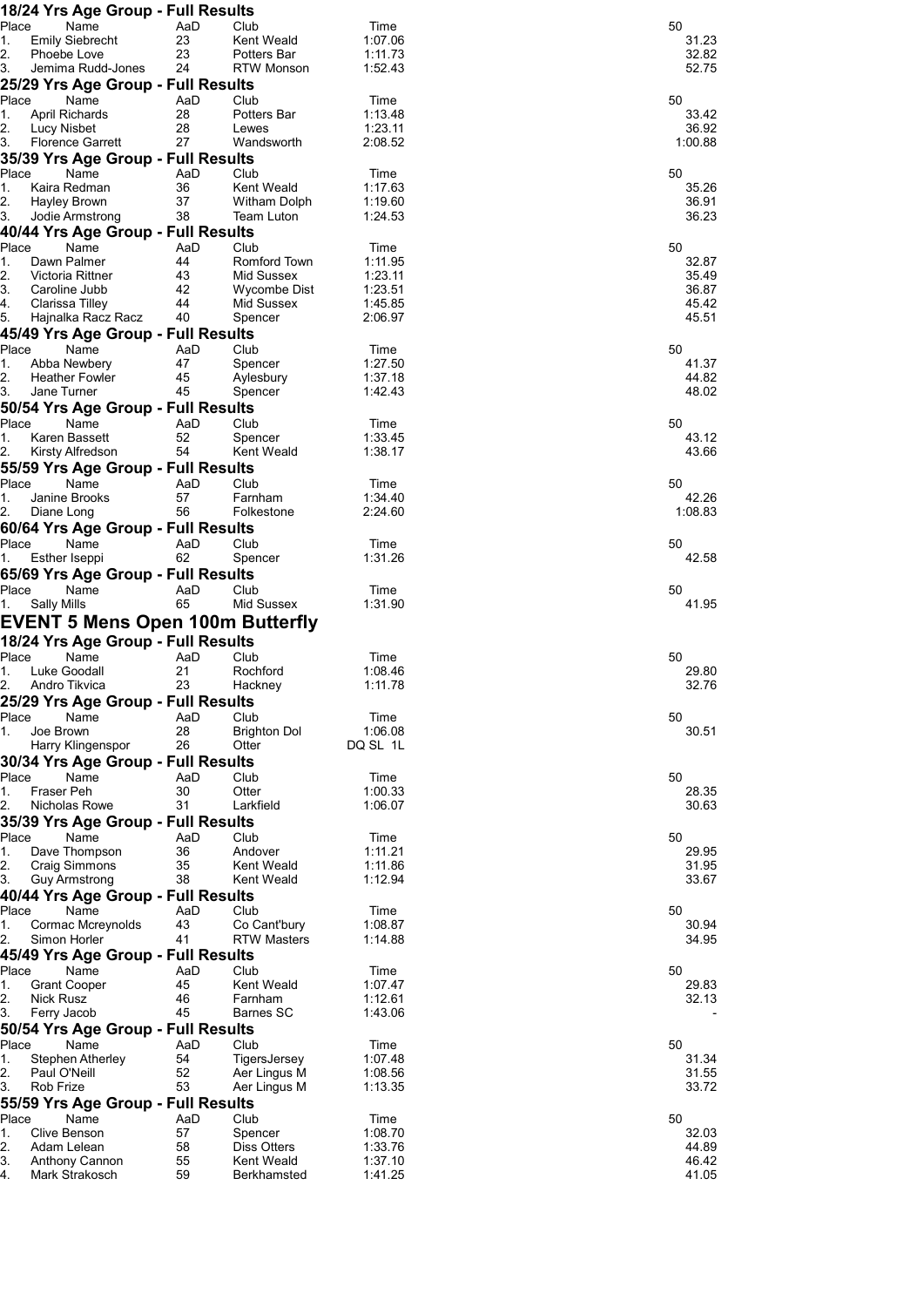### 18/24 Yrs Age Group - Full Results

| Place | Name | AaD | Club | Time | 50 |
|---|---|---|---|---|---|
| 1. | Emily Siebrecht | 23 | Kent Weald | 1:07.06 | 31.23 |
| 2. | Phoebe Love | 23 | Potters Bar | 1:11.73 | 32.82 |
| 3. | Jemima Rudd-Jones | 24 | RTW Monson | 1:52.43 | 52.75 |

### 25/29 Yrs Age Group - Full Results

| Place | Name | AaD | Club | Time | 50 |
|---|---|---|---|---|---|
| 1. | April Richards | 28 | Potters Bar | 1:13.48 | 33.42 |
| 2. | Lucy Nisbet | 28 | Lewes | 1:23.11 | 36.92 |
| 3. | Florence Garrett | 27 | Wandsworth | 2:08.52 | 1:00.88 |

### 35/39 Yrs Age Group - Full Results

| Place | Name | AaD | Club | Time | 50 |
|---|---|---|---|---|---|
| 1. | Kaira Redman | 36 | Kent Weald | 1:17.63 | 35.26 |
| 2. | Hayley Brown | 37 | Witham Dolph | 1:19.60 | 36.91 |
| 3. | Jodie Armstrong | 38 | Team Luton | 1:24.53 | 36.23 |

### 40/44 Yrs Age Group - Full Results

| Place | Name | AaD | Club | Time | 50 |
|---|---|---|---|---|---|
| 1. | Dawn Palmer | 44 | Romford Town | 1:11.95 | 32.87 |
| 2. | Victoria Rittner | 43 | Mid Sussex | 1:23.11 | 35.49 |
| 3. | Caroline Jubb | 42 | Wycombe Dist | 1:23.51 | 36.87 |
| 4. | Clarissa Tilley | 44 | Mid Sussex | 1:45.85 | 45.42 |
| 5. | Hajnalka Racz Racz | 40 | Spencer | 2:06.97 | 45.51 |

### 45/49 Yrs Age Group - Full Results

| Place | Name | AaD | Club | Time | 50 |
|---|---|---|---|---|---|
| 1. | Abba Newbery | 47 | Spencer | 1:27.50 | 41.37 |
| 2. | Heather Fowler | 45 | Aylesbury | 1:37.18 | 44.82 |
| 3. | Jane Turner | 45 | Spencer | 1:42.43 | 48.02 |

### 50/54 Yrs Age Group - Full Results

| Place | Name | AaD | Club | Time | 50 |
|---|---|---|---|---|---|
| 1. | Karen Bassett | 52 | Spencer | 1:33.45 | 43.12 |
| 2. | Kirsty Alfredson | 54 | Kent Weald | 1:38.17 | 43.66 |

### 55/59 Yrs Age Group - Full Results

| Place | Name | AaD | Club | Time | 50 |
|---|---|---|---|---|---|
| 1. | Janine Brooks | 57 | Farnham | 1:34.40 | 42.26 |
| 2. | Diane Long | 56 | Folkestone | 2:24.60 | 1:08.83 |

### 60/64 Yrs Age Group - Full Results

| Place | Name | AaD | Club | Time | 50 |
|---|---|---|---|---|---|
| 1. | Esther Iseppi | 62 | Spencer | 1:31.26 | 42.58 |

### 65/69 Yrs Age Group - Full Results

| Place | Name | AaD | Club | Time | 50 |
|---|---|---|---|---|---|
| 1. | Sally Mills | 65 | Mid Sussex | 1:31.90 | 41.95 |

## EVENT 5 Mens Open 100m Butterfly

### 18/24 Yrs Age Group - Full Results

| Place | Name | AaD | Club | Time | 50 |
|---|---|---|---|---|---|
| 1. | Luke Goodall | 21 | Rochford | 1:08.46 | 29.80 |
| 2. | Andro Tikvica | 23 | Hackney | 1:11.78 | 32.76 |

### 25/29 Yrs Age Group - Full Results

| Place | Name | AaD | Club | Time | 50 |
|---|---|---|---|---|---|
| 1. | Joe Brown | 28 | Brighton Dol | 1:06.08 | 30.51 |
| | Harry Klingenspor | 26 | Otter | DQ SL 1L | |

### 30/34 Yrs Age Group - Full Results

| Place | Name | AaD | Club | Time | 50 |
|---|---|---|---|---|---|
| 1. | Fraser Peh | 30 | Otter | 1:00.33 | 28.35 |
| 2. | Nicholas Rowe | 31 | Larkfield | 1:06.07 | 30.63 |

### 35/39 Yrs Age Group - Full Results

| Place | Name | AaD | Club | Time | 50 |
|---|---|---|---|---|---|
| 1. | Dave Thompson | 36 | Andover | 1:11.21 | 29.95 |
| 2. | Craig Simmons | 35 | Kent Weald | 1:11.86 | 31.95 |
| 3. | Guy Armstrong | 38 | Kent Weald | 1:12.94 | 33.67 |

### 40/44 Yrs Age Group - Full Results

| Place | Name | AaD | Club | Time | 50 |
|---|---|---|---|---|---|
| 1. | Cormac Mcreynolds | 43 | Co Cant'bury | 1:08.87 | 30.94 |
| 2. | Simon Horler | 41 | RTW Masters | 1:14.88 | 34.95 |

### 45/49 Yrs Age Group - Full Results

| Place | Name | AaD | Club | Time | 50 |
|---|---|---|---|---|---|
| 1. | Grant Cooper | 45 | Kent Weald | 1:07.47 | 29.83 |
| 2. | Nick Rusz | 46 | Farnham | 1:12.61 | 32.13 |
| 3. | Ferry Jacob | 45 | Barnes SC | 1:43.06 | - |

### 50/54 Yrs Age Group - Full Results

| Place | Name | AaD | Club | Time | 50 |
|---|---|---|---|---|---|
| 1. | Stephen Atherley | 54 | TigersJersey | 1:07.48 | 31.34 |
| 2. | Paul O'Neill | 52 | Aer Lingus M | 1:08.56 | 31.55 |
| 3. | Rob Frize | 53 | Aer Lingus M | 1:13.35 | 33.72 |

### 55/59 Yrs Age Group - Full Results

| Place | Name | AaD | Club | Time | 50 |
|---|---|---|---|---|---|
| 1. | Clive Benson | 57 | Spencer | 1:08.70 | 32.03 |
| 2. | Adam Lelean | 58 | Diss Otters | 1:33.76 | 44.89 |
| 3. | Anthony Cannon | 55 | Kent Weald | 1:37.10 | 46.42 |
| 4. | Mark Strakosch | 59 | Berkhamsted | 1:41.25 | 41.05 |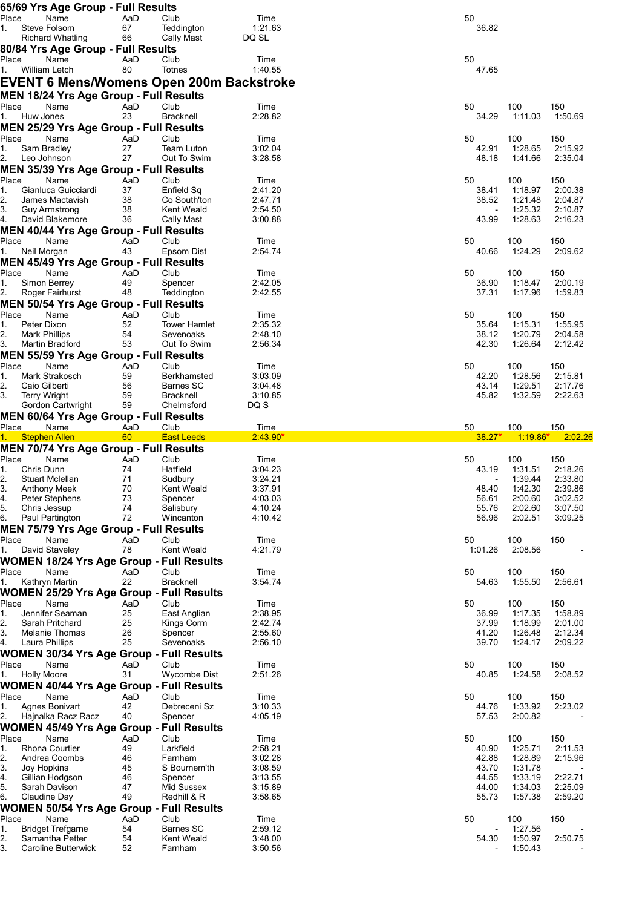## 65/69 Yrs Age Group - Full Results

| Place | Name | AaD | Club | Time | 50 |
|---|---|---|---|---|---|
| 1. | Steve Folsom | 67 | Teddington | 1:21.63 | 36.82 |
| | Richard Whatling | 66 | Cally Mast | DQ SL | |

## 80/84 Yrs Age Group - Full Results

| Place | Name | AaD | Club | Time | 50 |
|---|---|---|---|---|---|
| 1. | William Letch | 80 | Totnes | 1:40.55 | 47.65 |

# EVENT 6 Mens/Womens Open 200m Backstroke

## MEN 18/24 Yrs Age Group - Full Results

| Place | Name | AaD | Club | Time | 50 | 100 | 150 |
|---|---|---|---|---|---|---|---|
| 1. | Huw Jones | 23 | Bracknell | 2:28.82 | 34.29 | 1:11.03 | 1:50.69 |

## MEN 25/29 Yrs Age Group - Full Results

| Place | Name | AaD | Club | Time | 50 | 100 | 150 |
|---|---|---|---|---|---|---|---|
| 1. | Sam Bradley | 27 | Team Luton | 3:02.04 | 42.91 | 1:28.65 | 2:15.92 |
| 2. | Leo Johnson | 27 | Out To Swim | 3:28.58 | 48.18 | 1:41.66 | 2:35.04 |

## MEN 35/39 Yrs Age Group - Full Results

| Place | Name | AaD | Club | Time | 50 | 100 | 150 |
|---|---|---|---|---|---|---|---|
| 1. | Gianluca Guicciardi | 37 | Enfield Sq | 2:41.20 | 38.41 | 1:18.97 | 2:00.38 |
| 2. | James Mactavish | 38 | Co South'ton | 2:47.71 | 38.52 | 1:21.48 | 2:04.87 |
| 3. | Guy Armstrong | 38 | Kent Weald | 2:54.50 | - | 1:25.32 | 2:10.87 |
| 4. | David Blakemore | 36 | Cally Mast | 3:00.88 | 43.99 | 1:28.63 | 2:16.23 |

## MEN 40/44 Yrs Age Group - Full Results

| Place | Name | AaD | Club | Time | 50 | 100 | 150 |
|---|---|---|---|---|---|---|---|
| 1. | Neil Morgan | 43 | Epsom Dist | 2:54.74 | 40.66 | 1:24.29 | 2:09.62 |

## MEN 45/49 Yrs Age Group - Full Results

| Place | Name | AaD | Club | Time | 50 | 100 | 150 |
|---|---|---|---|---|---|---|---|
| 1. | Simon Berrey | 49 | Spencer | 2:42.05 | 36.90 | 1:18.47 | 2:00.19 |
| 2. | Roger Fairhurst | 48 | Teddington | 2:42.55 | 37.31 | 1:17.96 | 1:59.83 |

## MEN 50/54 Yrs Age Group - Full Results

| Place | Name | AaD | Club | Time | 50 | 100 | 150 |
|---|---|---|---|---|---|---|---|
| 1. | Peter Dixon | 52 | Tower Hamlet | 2:35.32 | 35.64 | 1:15.31 | 1:55.95 |
| 2. | Mark Phillips | 54 | Sevenoaks | 2:48.10 | 38.12 | 1:20.79 | 2:04.58 |
| 3. | Martin Bradford | 53 | Out To Swim | 2:56.34 | 42.30 | 1:26.64 | 2:12.42 |

## MEN 55/59 Yrs Age Group - Full Results

| Place | Name | AaD | Club | Time | 50 | 100 | 150 |
|---|---|---|---|---|---|---|---|
| 1. | Mark Strakosch | 59 | Berkhamsted | 3:03.09 | 42.20 | 1:28.56 | 2:15.81 |
| 2. | Caio Gilberti | 56 | Barnes SC | 3:04.48 | 43.14 | 1:29.51 | 2:17.76 |
| 3. | Terry Wright | 59 | Bracknell | 3:10.85 | 45.82 | 1:32.59 | 2:22.63 |
| | Gordon Cartwright | 59 | Chelmsford | DQ S | | | |

## MEN 60/64 Yrs Age Group - Full Results

| Place | Name | AaD | Club | Time | 50 | 100 | 150 |
|---|---|---|---|---|---|---|---|
| 1. | Stephen Allen | 60 | East Leeds | 2:43.90* | 38.27* | 1:19.86* | 2:02.26 |

## MEN 70/74 Yrs Age Group - Full Results

| Place | Name | AaD | Club | Time | 50 | 100 | 150 |
|---|---|---|---|---|---|---|---|
| 1. | Chris Dunn | 74 | Hatfield | 3:04.23 | 43.19 | 1:31.51 | 2:18.26 |
| 2. | Stuart Mclellan | 71 | Sudbury | 3:24.21 | - | 1:39.44 | 2:33.80 |
| 3. | Anthony Meek | 70 | Kent Weald | 3:37.91 | 48.40 | 1:42.30 | 2:39.86 |
| 4. | Peter Stephens | 73 | Spencer | 4:03.03 | 56.61 | 2:00.60 | 3:02.52 |
| 5. | Chris Jessup | 74 | Salisbury | 4:10.24 | 55.76 | 2:02.60 | 3:07.50 |
| 6. | Paul Partington | 72 | Wincanton | 4:10.42 | 56.96 | 2:02.51 | 3:09.25 |

## MEN 75/79 Yrs Age Group - Full Results

| Place | Name | AaD | Club | Time | 50 | 100 | 150 |
|---|---|---|---|---|---|---|---|
| 1. | David Staveley | 78 | Kent Weald | 4:21.79 | 1:01.26 | 2:08.56 | - |

## WOMEN 18/24 Yrs Age Group - Full Results

| Place | Name | AaD | Club | Time | 50 | 100 | 150 |
|---|---|---|---|---|---|---|---|
| 1. | Kathryn Martin | 22 | Bracknell | 3:54.74 | 54.63 | 1:55.50 | 2:56.61 |

## WOMEN 25/29 Yrs Age Group - Full Results

| Place | Name | AaD | Club | Time | 50 | 100 | 150 |
|---|---|---|---|---|---|---|---|
| 1. | Jennifer Seaman | 25 | East Anglian | 2:38.95 | 36.99 | 1:17.35 | 1:58.89 |
| 2. | Sarah Pritchard | 25 | Kings Corm | 2:42.74 | 37.99 | 1:18.99 | 2:01.00 |
| 3. | Melanie Thomas | 26 | Spencer | 2:55.60 | 41.20 | 1:26.48 | 2:12.34 |
| 4. | Laura Phillips | 25 | Sevenoaks | 2:56.10 | 39.70 | 1:24.17 | 2:09.22 |

## WOMEN 30/34 Yrs Age Group - Full Results

| Place | Name | AaD | Club | Time | 50 | 100 | 150 |
|---|---|---|---|---|---|---|---|
| 1. | Holly Moore | 31 | Wycombe Dist | 2:51.26 | 40.85 | 1:24.58 | 2:08.52 |

## WOMEN 40/44 Yrs Age Group - Full Results

| Place | Name | AaD | Club | Time | 50 | 100 | 150 |
|---|---|---|---|---|---|---|---|
| 1. | Agnes Bonivart | 42 | Debreceni Sz | 3:10.33 | 44.76 | 1:33.92 | 2:23.02 |
| 2. | Hajnalka Racz Racz | 40 | Spencer | 4:05.19 | 57.53 | 2:00.82 | - |

## WOMEN 45/49 Yrs Age Group - Full Results

| Place | Name | AaD | Club | Time | 50 | 100 | 150 |
|---|---|---|---|---|---|---|---|
| 1. | Rhona Courtier | 49 | Larkfield | 2:58.21 | 40.90 | 1:25.71 | 2:11.53 |
| 2. | Andrea Coombs | 46 | Farnham | 3:02.28 | 42.88 | 1:28.89 | 2:15.96 |
| 3. | Joy Hopkins | 45 | S Bournem'th | 3:08.59 | 43.70 | 1:31.78 | - |
| 4. | Gillian Hodgson | 46 | Spencer | 3:13.55 | 44.55 | 1:33.19 | 2:22.71 |
| 5. | Sarah Davison | 47 | Mid Sussex | 3:15.89 | 44.00 | 1:34.03 | 2:25.09 |
| 6. | Claudine Day | 49 | Redhill & R | 3:58.65 | 55.73 | 1:57.38 | 2:59.20 |

## WOMEN 50/54 Yrs Age Group - Full Results

| Place | Name | AaD | Club | Time | 50 | 100 | 150 |
|---|---|---|---|---|---|---|---|
| 1. | Bridget Trefgarne | 54 | Barnes SC | 2:59.12 | - | 1:27.56 | - |
| 2. | Samantha Petter | 54 | Kent Weald | 3:48.00 | 54.30 | 1:50.97 | 2:50.75 |
| 3. | Caroline Butterwick | 52 | Farnham | 3:50.56 | - | 1:50.43 | - |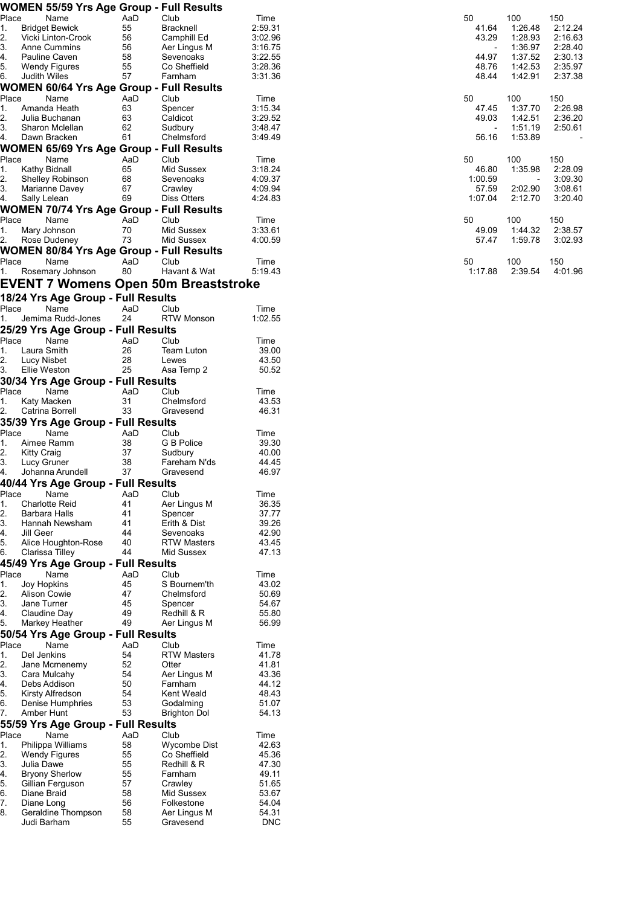## WOMEN 55/59 Yrs Age Group - Full Results

| Place | Name | AaD | Club | Time | 50 | 100 | 150 |
|---|---|---|---|---|---|---|---|
| 1. | Bridget Bewick | 55 | Bracknell | 2:59.31 | 41.64 | 1:26.48 | 2:12.24 |
| 2. | Vicki Linton-Crook | 56 | Camphill Ed | 3:02.96 | 43.29 | 1:28.93 | 2:16.63 |
| 3. | Anne Cummins | 56 | Aer Lingus M | 3:16.75 | - | 1:36.97 | 2:28.40 |
| 4. | Pauline Caven | 58 | Sevenoaks | 3:22.55 | 44.97 | 1:37.52 | 2:30.13 |
| 5. | Wendy Figures | 55 | Co Sheffield | 3:28.36 | 48.76 | 1:42.53 | 2:35.97 |
| 6. | Judith Wiles | 57 | Farnham | 3:31.36 | 48.44 | 1:42.91 | 2:37.38 |

## WOMEN 60/64 Yrs Age Group - Full Results

| Place | Name | AaD | Club | Time | 50 | 100 | 150 |
|---|---|---|---|---|---|---|---|
| 1. | Amanda Heath | 63 | Spencer | 3:15.34 | 47.45 | 1:37.70 | 2:26.98 |
| 2. | Julia Buchanan | 63 | Caldicot | 3:29.52 | 49.03 | 1:42.51 | 2:36.20 |
| 3. | Sharon Mclellan | 62 | Sudbury | 3:48.47 | - | 1:51.19 | 2:50.61 |
| 4. | Dawn Bracken | 61 | Chelmsford | 3:49.49 | 56.16 | 1:53.89 | - |

## WOMEN 65/69 Yrs Age Group - Full Results

| Place | Name | AaD | Club | Time | 50 | 100 | 150 |
|---|---|---|---|---|---|---|---|
| 1. | Kathy Bidnall | 65 | Mid Sussex | 3:18.24 | 46.80 | 1:35.98 | 2:28.09 |
| 2. | Shelley Robinson | 68 | Sevenoaks | 4:09.37 | 1:00.59 | - | 3:09.30 |
| 3. | Marianne Davey | 67 | Crawley | 4:09.94 | 57.59 | 2:02.90 | 3:08.61 |
| 4. | Sally Lelean | 69 | Diss Otters | 4:24.83 | 1:07.04 | 2:12.70 | 3:20.40 |

## WOMEN 70/74 Yrs Age Group - Full Results

| Place | Name | AaD | Club | Time | 50 | 100 | 150 |
|---|---|---|---|---|---|---|---|
| 1. | Mary Johnson | 70 | Mid Sussex | 3:33.61 | 49.09 | 1:44.32 | 2:38.57 |
| 2. | Rose Dudeney | 73 | Mid Sussex | 4:00.59 | 57.47 | 1:59.78 | 3:02.93 |

## WOMEN 80/84 Yrs Age Group - Full Results

| Place | Name | AaD | Club | Time | 50 | 100 | 150 |
|---|---|---|---|---|---|---|---|
| 1. | Rosemary Johnson | 80 | Havant & Wat | 5:19.43 | 1:17.88 | 2:39.54 | 4:01.96 |

# EVENT 7 Womens Open 50m Breaststroke

## 18/24 Yrs Age Group - Full Results

| Place | Name | AaD | Club | Time |
|---|---|---|---|---|
| 1. | Jemima Rudd-Jones | 24 | RTW Monson | 1:02.55 |

## 25/29 Yrs Age Group - Full Results

| Place | Name | AaD | Club | Time |
|---|---|---|---|---|
| 1. | Laura Smith | 26 | Team Luton | 39.00 |
| 2. | Lucy Nisbet | 28 | Lewes | 43.50 |
| 3. | Ellie Weston | 25 | Asa Temp 2 | 50.52 |

## 30/34 Yrs Age Group - Full Results

| Place | Name | AaD | Club | Time |
|---|---|---|---|---|
| 1. | Katy Macken | 31 | Chelmsford | 43.53 |
| 2. | Catrina Borrell | 33 | Gravesend | 46.31 |

## 35/39 Yrs Age Group - Full Results

| Place | Name | AaD | Club | Time |
|---|---|---|---|---|
| 1. | Aimee Ramm | 38 | G B Police | 39.30 |
| 2. | Kitty Craig | 37 | Sudbury | 40.00 |
| 3. | Lucy Gruner | 38 | Fareham N'ds | 44.45 |
| 4. | Johanna Arundell | 37 | Gravesend | 46.97 |

## 40/44 Yrs Age Group - Full Results

| Place | Name | AaD | Club | Time |
|---|---|---|---|---|
| 1. | Charlotte Reid | 41 | Aer Lingus M | 36.35 |
| 2. | Barbara Halls | 41 | Spencer | 37.77 |
| 3. | Hannah Newsham | 41 | Erith & Dist | 39.26 |
| 4. | Jill Geer | 44 | Sevenoaks | 42.90 |
| 5. | Alice Houghton-Rose | 40 | RTW Masters | 43.45 |
| 6. | Clarissa Tilley | 44 | Mid Sussex | 47.13 |

## 45/49 Yrs Age Group - Full Results

| Place | Name | AaD | Club | Time |
|---|---|---|---|---|
| 1. | Joy Hopkins | 45 | S Bournem'th | 43.02 |
| 2. | Alison Cowie | 47 | Chelmsford | 50.69 |
| 3. | Jane Turner | 45 | Spencer | 54.67 |
| 4. | Claudine Day | 49 | Redhill & R | 55.80 |
| 5. | Markey Heather | 49 | Aer Lingus M | 56.99 |

## 50/54 Yrs Age Group - Full Results

| Place | Name | AaD | Club | Time |
|---|---|---|---|---|
| 1. | Del Jenkins | 54 | RTW Masters | 41.78 |
| 2. | Jane Mcmenemy | 52 | Otter | 41.81 |
| 3. | Cara Mulcahy | 54 | Aer Lingus M | 43.36 |
| 4. | Debs Addison | 50 | Farnham | 44.12 |
| 5. | Kirsty Alfredson | 54 | Kent Weald | 48.43 |
| 6. | Denise Humphries | 53 | Godalming | 51.07 |
| 7. | Amber Hunt | 53 | Brighton Dol | 54.13 |

## 55/59 Yrs Age Group - Full Results

| Place | Name | AaD | Club | Time |
|---|---|---|---|---|
| 1. | Philippa Williams | 58 | Wycombe Dist | 42.63 |
| 2. | Wendy Figures | 55 | Co Sheffield | 45.36 |
| 3. | Julia Dawe | 55 | Redhill & R | 47.30 |
| 4. | Bryony Sherlow | 55 | Farnham | 49.11 |
| 5. | Gillian Ferguson | 57 | Crawley | 51.65 |
| 6. | Diane Braid | 58 | Mid Sussex | 53.67 |
| 7. | Diane Long | 56 | Folkestone | 54.04 |
| 8. | Geraldine Thompson | 58 | Aer Lingus M | 54.31 |
| | Judi Barham | 55 | Gravesend | DNC |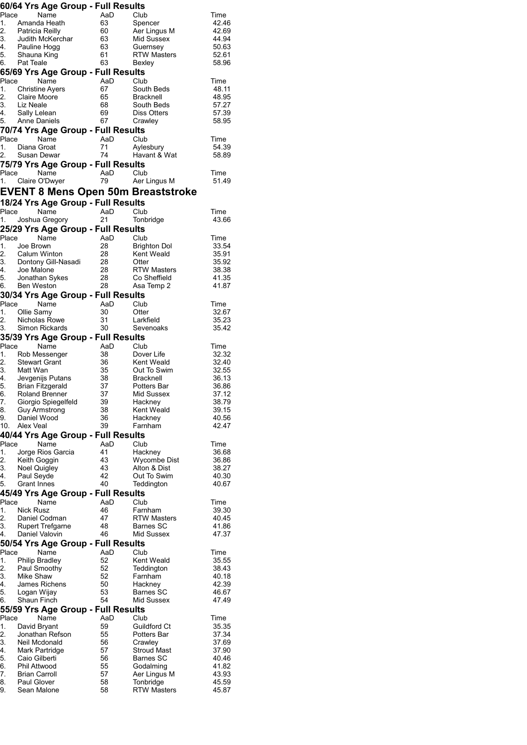### 60/64 Yrs Age Group - Full Results

| Place | Name | AaD | Club | Time |
|---|---|---|---|---|
| 1. | Amanda Heath | 63 | Spencer | 42.46 |
| 2. | Patricia Reilly | 60 | Aer Lingus M | 42.69 |
| 3. | Judith McKerchar | 63 | Mid Sussex | 44.94 |
| 4. | Pauline Hogg | 63 | Guernsey | 50.63 |
| 5. | Shauna King | 61 | RTW Masters | 52.61 |
| 6. | Pat Teale | 63 | Bexley | 58.96 |

### 65/69 Yrs Age Group - Full Results

| Place | Name | AaD | Club | Time |
|---|---|---|---|---|
| 1. | Christine Ayers | 67 | South Beds | 48.11 |
| 2. | Claire Moore | 65 | Bracknell | 48.95 |
| 3. | Liz Neale | 68 | South Beds | 57.27 |
| 4. | Sally Lelean | 69 | Diss Otters | 57.39 |
| 5. | Anne Daniels | 67 | Crawley | 58.95 |

### 70/74 Yrs Age Group - Full Results

| Place | Name | AaD | Club | Time |
|---|---|---|---|---|
| 1. | Diana Groat | 71 | Aylesbury | 54.39 |
| 2. | Susan Dewar | 74 | Havant & Wat | 58.89 |

### 75/79 Yrs Age Group - Full Results

| Place | Name | AaD | Club | Time |
|---|---|---|---|---|
| 1. | Claire O'Dwyer | 79 | Aer Lingus M | 51.49 |

## EVENT 8 Mens Open 50m Breaststroke

### 18/24 Yrs Age Group - Full Results

| Place | Name | AaD | Club | Time |
|---|---|---|---|---|
| 1. | Joshua Gregory | 21 | Tonbridge | 43.66 |

### 25/29 Yrs Age Group - Full Results

| Place | Name | AaD | Club | Time |
|---|---|---|---|---|
| 1. | Joe Brown | 28 | Brighton Dol | 33.54 |
| 2. | Calum Winton | 28 | Kent Weald | 35.91 |
| 3. | Dontony Gill-Nasadi | 28 | Otter | 35.92 |
| 4. | Joe Malone | 28 | RTW Masters | 38.38 |
| 5. | Jonathan Sykes | 28 | Co Sheffield | 41.35 |
| 6. | Ben Weston | 28 | Asa Temp 2 | 41.87 |

### 30/34 Yrs Age Group - Full Results

| Place | Name | AaD | Club | Time |
|---|---|---|---|---|
| 1. | Ollie Samy | 30 | Otter | 32.67 |
| 2. | Nicholas Rowe | 31 | Larkfield | 35.23 |
| 3. | Simon Rickards | 30 | Sevenoaks | 35.42 |

### 35/39 Yrs Age Group - Full Results

| Place | Name | AaD | Club | Time |
|---|---|---|---|---|
| 1. | Rob Messenger | 38 | Dover Life | 32.32 |
| 2. | Stewart Grant | 36 | Kent Weald | 32.40 |
| 3. | Matt Wan | 35 | Out To Swim | 32.55 |
| 4. | Jevgenijs Putans | 38 | Bracknell | 36.13 |
| 5. | Brian Fitzgerald | 37 | Potters Bar | 36.86 |
| 6. | Roland Brenner | 37 | Mid Sussex | 37.12 |
| 7. | Giorgio Spiegelfeld | 39 | Hackney | 38.79 |
| 8. | Guy Armstrong | 38 | Kent Weald | 39.15 |
| 9. | Daniel Wood | 36 | Hackney | 40.56 |
| 10. | Alex Veal | 39 | Farnham | 42.47 |

### 40/44 Yrs Age Group - Full Results

| Place | Name | AaD | Club | Time |
|---|---|---|---|---|
| 1. | Jorge Rios Garcia | 41 | Hackney | 36.68 |
| 2. | Keith Goggin | 43 | Wycombe Dist | 36.86 |
| 3. | Noel Quigley | 43 | Alton & Dist | 38.27 |
| 4. | Paul Seyde | 42 | Out To Swim | 40.30 |
| 5. | Grant Innes | 40 | Teddington | 40.67 |

### 45/49 Yrs Age Group - Full Results

| Place | Name | AaD | Club | Time |
|---|---|---|---|---|
| 1. | Nick Rusz | 46 | Farnham | 39.30 |
| 2. | Daniel Codman | 47 | RTW Masters | 40.45 |
| 3. | Rupert Trefgarne | 48 | Barnes SC | 41.86 |
| 4. | Daniel Valovin | 46 | Mid Sussex | 47.37 |

### 50/54 Yrs Age Group - Full Results

| Place | Name | AaD | Club | Time |
|---|---|---|---|---|
| 1. | Philip Bradley | 52 | Kent Weald | 35.55 |
| 2. | Paul Smoothy | 52 | Teddington | 38.43 |
| 3. | Mike Shaw | 52 | Farnham | 40.18 |
| 4. | James Richens | 50 | Hackney | 42.39 |
| 5. | Logan Wijay | 53 | Barnes SC | 46.67 |
| 6. | Shaun Finch | 54 | Mid Sussex | 47.49 |

### 55/59 Yrs Age Group - Full Results

| Place | Name | AaD | Club | Time |
|---|---|---|---|---|
| 1. | David Bryant | 59 | Guildford Ct | 35.35 |
| 2. | Jonathan Refson | 55 | Potters Bar | 37.34 |
| 3. | Neil Mcdonald | 56 | Crawley | 37.69 |
| 4. | Mark Partridge | 57 | Stroud Mast | 37.90 |
| 5. | Caio Gilberti | 56 | Barnes SC | 40.46 |
| 6. | Phil Attwood | 55 | Godalming | 41.82 |
| 7. | Brian Carroll | 57 | Aer Lingus M | 43.93 |
| 8. | Paul Glover | 58 | Tonbridge | 45.59 |
| 9. | Sean Malone | 58 | RTW Masters | 45.87 |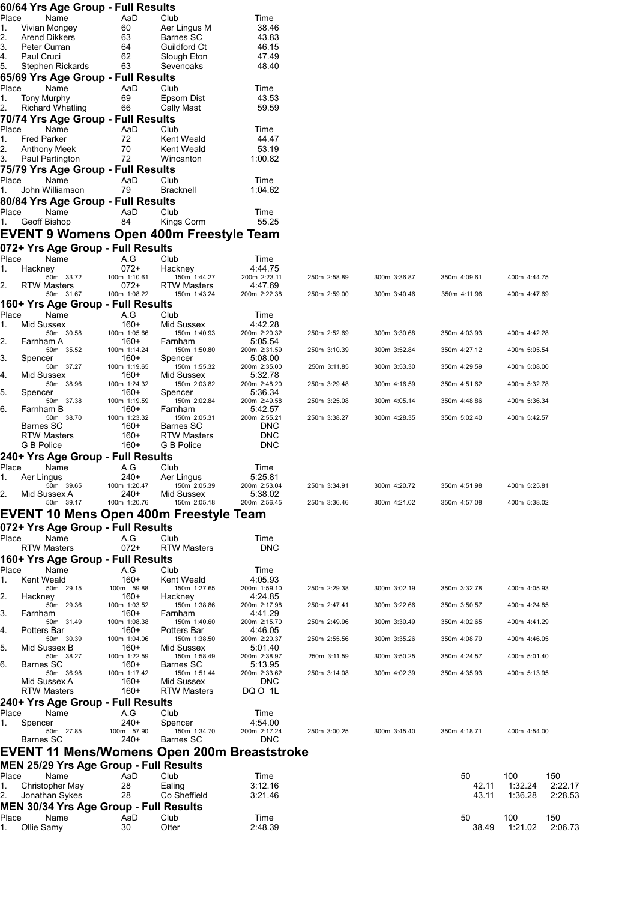### 60/64 Yrs Age Group - Full Results

| Place | Name | AaD | Club | Time |
|---|---|---|---|---|
| 1. | Vivian Mongey | 60 | Aer Lingus M | 38.46 |
| 2. | Arend Dikkers | 63 | Barnes SC | 43.83 |
| 3. | Peter Curran | 64 | Guildford Ct | 46.15 |
| 4. | Paul Cruci | 62 | Slough Eton | 47.49 |
| 5. | Stephen Rickards | 63 | Sevenoaks | 48.40 |

### 65/69 Yrs Age Group - Full Results

| Place | Name | AaD | Club | Time |
|---|---|---|---|---|
| 1. | Tony Murphy | 69 | Epsom Dist | 43.53 |
| 2. | Richard Whatling | 66 | Cally Mast | 59.59 |

### 70/74 Yrs Age Group - Full Results

| Place | Name | AaD | Club | Time |
|---|---|---|---|---|
| 1. | Fred Parker | 72 | Kent Weald | 44.47 |
| 2. | Anthony Meek | 70 | Kent Weald | 53.19 |
| 3. | Paul Partington | 72 | Wincanton | 1:00.82 |

### 75/79 Yrs Age Group - Full Results

| Place | Name | AaD | Club | Time |
|---|---|---|---|---|
| 1. | John Williamson | 79 | Bracknell | 1:04.62 |

### 80/84 Yrs Age Group - Full Results

| Place | Name | AaD | Club | Time |
|---|---|---|---|---|
| 1. | Geoff Bishop | 84 | Kings Corm | 55.25 |

## EVENT 9 Womens Open 400m Freestyle Team

### 072+ Yrs Age Group - Full Results

| Place | Name | A.G | Club | Time | | | | |
|---|---|---|---|---|---|---|---|---|
| 1. | Hackney | 072+ | Hackney | 4:44.75 | | | | |
| | 50m 33.72 | 100m 1:10.61 | 150m 1:44.27 | 200m 2:23.11 | 250m 2:58.89 | 300m 3:36.87 | 350m 4:09.61 | 400m 4:44.75 |
| 2. | RTW Masters | 072+ | RTW Masters | 4:47.69 | | | | |
| | 50m 31.67 | 100m 1:08.22 | 150m 1:43.24 | 200m 2:22.38 | 250m 2:59.00 | 300m 3:40.46 | 350m 4:11.96 | 400m 4:47.69 |

### 160+ Yrs Age Group - Full Results

| Place | Name | A.G | Club | Time | | | | |
|---|---|---|---|---|---|---|---|---|
| 1. | Mid Sussex | 160+ | Mid Sussex | 4:42.28 | | | | |
| | 50m 30.58 | 100m 1:05.66 | 150m 1:40.93 | 200m 2:20.32 | 250m 2:52.69 | 300m 3:30.68 | 350m 4:03.93 | 400m 4:42.28 |
| 2. | Farnham A | 160+ | Farnham | 5:05.54 | | | | |
| | 50m 35.52 | 100m 1:14.24 | 150m 1:50.80 | 200m 2:31.59 | 250m 3:10.39 | 300m 3:52.84 | 350m 4:27.12 | 400m 5:05.54 |
| 3. | Spencer | 160+ | Spencer | 5:08.00 | | | | |
| | 50m 37.27 | 100m 1:19.65 | 150m 1:55.32 | 200m 2:35.00 | 250m 3:11.85 | 300m 3:53.30 | 350m 4:29.59 | 400m 5:08.00 |
| 4. | Mid Sussex | 160+ | Mid Sussex | 5:32.78 | | | | |
| | 50m 38.96 | 100m 1:24.32 | 150m 2:03.82 | 200m 2:48.20 | 250m 3:29.48 | 300m 4:16.59 | 350m 4:51.62 | 400m 5:32.78 |
| 5. | Spencer | 160+ | Spencer | 5:36.34 | | | | |
| | 50m 37.38 | 100m 1:19.59 | 150m 2:02.84 | 200m 2:49.58 | 250m 3:25.08 | 300m 4:05.14 | 350m 4:48.86 | 400m 5:36.34 |
| 6. | Farnham B | 160+ | Farnham | 5:42.57 | | | | |
| | 50m 38.70 | 100m 1:23.32 | 150m 2:05.31 | 200m 2:55.21 | 250m 3:38.27 | 300m 4:28.35 | 350m 5:02.40 | 400m 5:42.57 |
| | Barnes SC | 160+ | Barnes SC | DNC | | | | |
| | RTW Masters | 160+ | RTW Masters | DNC | | | | |
| | G B Police | 160+ | G B Police | DNC | | | | |

### 240+ Yrs Age Group - Full Results

| Place | Name | A.G | Club | Time | | | | |
|---|---|---|---|---|---|---|---|---|
| 1. | Aer Lingus | 240+ | Aer Lingus | 5:25.81 | | | | |
| | 50m 39.65 | 100m 1:20.47 | 150m 2:05.39 | 200m 2:53.04 | 250m 3:34.91 | 300m 4:20.72 | 350m 4:51.98 | 400m 5:25.81 |
| 2. | Mid Sussex A | 240+ | Mid Sussex | 5:38.02 | | | | |
| | 50m 39.17 | 100m 1:20.76 | 150m 2:05.18 | 200m 2:56.45 | 250m 3:36.46 | 300m 4:21.02 | 350m 4:57.08 | 400m 5:38.02 |

## EVENT 10 Mens Open 400m Freestyle Team

### 072+ Yrs Age Group - Full Results

| Place | Name | A.G | Club | Time |
|---|---|---|---|---|
| | RTW Masters | 072+ | RTW Masters | DNC |

### 160+ Yrs Age Group - Full Results

| Place | Name | A.G | Club | Time | | | | |
|---|---|---|---|---|---|---|---|---|
| 1. | Kent Weald | 160+ | Kent Weald | 4:05.93 | | | | |
| | 50m 29.15 | 100m 59.88 | 150m 1:27.65 | 200m 1:59.10 | 250m 2:29.38 | 300m 3:02.19 | 350m 3:32.78 | 400m 4:05.93 |
| 2. | Hackney | 160+ | Hackney | 4:24.85 | | | | |
| | 50m 29.36 | 100m 1:03.52 | 150m 1:38.86 | 200m 2:17.98 | 250m 2:47.41 | 300m 3:22.66 | 350m 3:50.57 | 400m 4:24.85 |
| 3. | Farnham | 160+ | Farnham | 4:41.29 | | | | |
| | 50m 31.49 | 100m 1:08.38 | 150m 1:40.60 | 200m 2:15.70 | 250m 2:49.96 | 300m 3:30.49 | 350m 4:02.65 | 400m 4:41.29 |
| 4. | Potters Bar | 160+ | Potters Bar | 4:46.05 | | | | |
| | 50m 30.39 | 100m 1:04.06 | 150m 1:38.50 | 200m 2:20.37 | 250m 2:55.56 | 300m 3:35.26 | 350m 4:08.79 | 400m 4:46.05 |
| 5. | Mid Sussex B | 160+ | Mid Sussex | 5:01.40 | | | | |
| | 50m 38.27 | 100m 1:22.59 | 150m 1:58.49 | 200m 2:38.97 | 250m 3:11.59 | 300m 3:50.25 | 350m 4:24.57 | 400m 5:01.40 |
| 6. | Barnes SC | 160+ | Barnes SC | 5:13.95 | | | | |
| | 50m 36.98 | 100m 1:17.42 | 150m 1:51.44 | 200m 2:33.62 | 250m 3:14.08 | 300m 4:02.39 | 350m 4:35.93 | 400m 5:13.95 |
| | Mid Sussex A | 160+ | Mid Sussex | DNC | | | | |
| | RTW Masters | 160+ | RTW Masters | DQ O 1L | | | | |

### 240+ Yrs Age Group - Full Results

| Place | Name | A.G | Club | Time | | | | |
|---|---|---|---|---|---|---|---|---|
| 1. | Spencer | 240+ | Spencer | 4:54.00 | | | | |
| | 50m 27.85 | 100m 57.90 | 150m 1:34.70 | 200m 2:17.24 | 250m 3:00.25 | 300m 3:45.40 | 350m 4:18.71 | 400m 4:54.00 |
| | Barnes SC | 240+ | Barnes SC | DNC | | | | |

## EVENT 11 Mens/Womens Open 200m Breaststroke

### MEN 25/29 Yrs Age Group - Full Results

| Place | Name | AaD | Club | Time | 50 | 100 | 150 |
|---|---|---|---|---|---|---|---|
| 1. | Christopher May | 28 | Ealing | 3:12.16 | 42.11 | 1:32.24 | 2:22.17 |
| 2. | Jonathan Sykes | 28 | Co Sheffield | 3:21.46 | 43.11 | 1:36.28 | 2:28.53 |

### MEN 30/34 Yrs Age Group - Full Results

| Place | Name | AaD | Club | Time | 50 | 100 | 150 |
|---|---|---|---|---|---|---|---|
| 1. | Ollie Samy | 30 | Otter | 2:48.39 | 38.49 | 1:21.02 | 2:06.73 |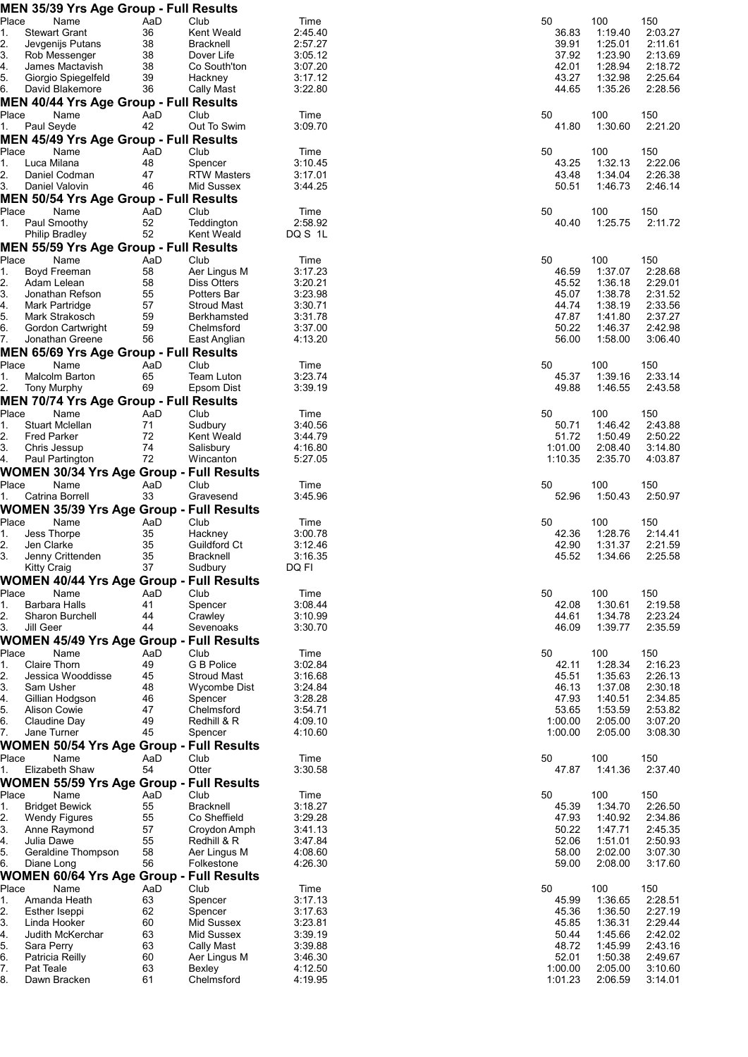## MEN 35/39 Yrs Age Group - Full Results

| Place | Name | AaD | Club | Time | 50 | 100 | 150 |
|---|---|---|---|---|---|---|---|
| 1. | Stewart Grant | 36 | Kent Weald | 2:45.40 | 36.83 | 1:19.40 | 2:03.27 |
| 2. | Jevgenijs Putans | 38 | Bracknell | 2:57.27 | 39.91 | 1:25.01 | 2:11.61 |
| 3. | Rob Messenger | 38 | Dover Life | 3:05.12 | 37.92 | 1:23.90 | 2:13.69 |
| 4. | James Mactavish | 38 | Co South'ton | 3:07.20 | 42.01 | 1:28.94 | 2:18.72 |
| 5. | Giorgio Spiegelfeld | 39 | Hackney | 3:17.12 | 43.27 | 1:32.98 | 2:25.64 |
| 6. | David Blakemore | 36 | Cally Mast | 3:22.80 | 44.65 | 1:35.26 | 2:28.56 |

## MEN 40/44 Yrs Age Group - Full Results

| Place | Name | AaD | Club | Time | 50 | 100 | 150 |
|---|---|---|---|---|---|---|---|
| 1. | Paul Seyde | 42 | Out To Swim | 3:09.70 | 41.80 | 1:30.60 | 2:21.20 |

## MEN 45/49 Yrs Age Group - Full Results

| Place | Name | AaD | Club | Time | 50 | 100 | 150 |
|---|---|---|---|---|---|---|---|
| 1. | Luca Milana | 48 | Spencer | 3:10.45 | 43.25 | 1:32.13 | 2:22.06 |
| 2. | Daniel Codman | 47 | RTW Masters | 3:17.01 | 43.48 | 1:34.04 | 2:26.38 |
| 3. | Daniel Valovin | 46 | Mid Sussex | 3:44.25 | 50.51 | 1:46.73 | 2:46.14 |

## MEN 50/54 Yrs Age Group - Full Results

| Place | Name | AaD | Club | Time | 50 | 100 | 150 |
|---|---|---|---|---|---|---|---|
| 1. | Paul Smoothy | 52 | Teddington | 2:58.92 | 40.40 | 1:25.75 | 2:11.72 |
| | Philip Bradley | 52 | Kent Weald | DQ S 1L | | | |

## MEN 55/59 Yrs Age Group - Full Results

| Place | Name | AaD | Club | Time | 50 | 100 | 150 |
|---|---|---|---|---|---|---|---|
| 1. | Boyd Freeman | 58 | Aer Lingus M | 3:17.23 | 46.59 | 1:37.07 | 2:28.68 |
| 2. | Adam Lelean | 58 | Diss Otters | 3:20.21 | 45.52 | 1:36.18 | 2:29.01 |
| 3. | Jonathan Refson | 55 | Potters Bar | 3:23.98 | 45.07 | 1:38.78 | 2:31.52 |
| 4. | Mark Partridge | 57 | Stroud Mast | 3:30.71 | 44.74 | 1:38.19 | 2:33.56 |
| 5. | Mark Strakosch | 59 | Berkhamsted | 3:31.78 | 47.87 | 1:41.80 | 2:37.27 |
| 6. | Gordon Cartwright | 59 | Chelmsford | 3:37.00 | 50.22 | 1:46.37 | 2:42.98 |
| 7. | Jonathan Greene | 56 | East Anglian | 4:13.20 | 56.00 | 1:58.00 | 3:06.40 |

## MEN 65/69 Yrs Age Group - Full Results

| Place | Name | AaD | Club | Time | 50 | 100 | 150 |
|---|---|---|---|---|---|---|---|
| 1. | Malcolm Barton | 65 | Team Luton | 3:23.74 | 45.37 | 1:39.16 | 2:33.14 |
| 2. | Tony Murphy | 69 | Epsom Dist | 3:39.19 | 49.88 | 1:46.55 | 2:43.58 |

## MEN 70/74 Yrs Age Group - Full Results

| Place | Name | AaD | Club | Time | 50 | 100 | 150 |
|---|---|---|---|---|---|---|---|
| 1. | Stuart Mclellan | 71 | Sudbury | 3:40.56 | 50.71 | 1:46.42 | 2:43.88 |
| 2. | Fred Parker | 72 | Kent Weald | 3:44.79 | 51.72 | 1:50.49 | 2:50.22 |
| 3. | Chris Jessup | 74 | Salisbury | 4:16.80 | 1:01.00 | 2:08.40 | 3:14.80 |
| 4. | Paul Partington | 72 | Wincanton | 5:27.05 | 1:10.35 | 2:35.70 | 4:03.87 |

## WOMEN 30/34 Yrs Age Group - Full Results

| Place | Name | AaD | Club | Time | 50 | 100 | 150 |
|---|---|---|---|---|---|---|---|
| 1. | Catrina Borrell | 33 | Gravesend | 3:45.96 | 52.96 | 1:50.43 | 2:50.97 |

## WOMEN 35/39 Yrs Age Group - Full Results

| Place | Name | AaD | Club | Time | 50 | 100 | 150 |
|---|---|---|---|---|---|---|---|
| 1. | Jess Thorpe | 35 | Hackney | 3:00.78 | 42.36 | 1:28.76 | 2:14.41 |
| 2. | Jen Clarke | 35 | Guildford Ct | 3:12.46 | 42.90 | 1:31.37 | 2:21.59 |
| 3. | Jenny Crittenden | 35 | Bracknell | 3:16.35 | 45.52 | 1:34.66 | 2:25.58 |
| | Kitty Craig | 37 | Sudbury | DQ FI | | | |

## WOMEN 40/44 Yrs Age Group - Full Results

| Place | Name | AaD | Club | Time | 50 | 100 | 150 |
|---|---|---|---|---|---|---|---|
| 1. | Barbara Halls | 41 | Spencer | 3:08.44 | 42.08 | 1:30.61 | 2:19.58 |
| 2. | Sharon Burchell | 44 | Crawley | 3:10.99 | 44.61 | 1:34.78 | 2:23.24 |
| 3. | Jill Geer | 44 | Sevenoaks | 3:30.70 | 46.09 | 1:39.77 | 2:35.59 |

## WOMEN 45/49 Yrs Age Group - Full Results

| Place | Name | AaD | Club | Time | 50 | 100 | 150 |
|---|---|---|---|---|---|---|---|
| 1. | Claire Thorn | 49 | G B Police | 3:02.84 | 42.11 | 1:28.34 | 2:16.23 |
| 2. | Jessica Wooddisse | 45 | Stroud Mast | 3:16.68 | 45.51 | 1:35.63 | 2:26.13 |
| 3. | Sam Usher | 48 | Wycombe Dist | 3:24.84 | 46.13 | 1:37.08 | 2:30.18 |
| 4. | Gillian Hodgson | 46 | Spencer | 3:28.28 | 47.93 | 1:40.51 | 2:34.85 |
| 5. | Alison Cowie | 47 | Chelmsford | 3:54.71 | 53.65 | 1:53.59 | 2:53.82 |
| 6. | Claudine Day | 49 | Redhill & R | 4:09.10 | 1:00.00 | 2:05.00 | 3:07.20 |
| 7. | Jane Turner | 45 | Spencer | 4:10.60 | 1:00.00 | 2:05.00 | 3:08.30 |

## WOMEN 50/54 Yrs Age Group - Full Results

| Place | Name | AaD | Club | Time | 50 | 100 | 150 |
|---|---|---|---|---|---|---|---|
| 1. | Elizabeth Shaw | 54 | Otter | 3:30.58 | 47.87 | 1:41.36 | 2:37.40 |

## WOMEN 55/59 Yrs Age Group - Full Results

| Place | Name | AaD | Club | Time | 50 | 100 | 150 |
|---|---|---|---|---|---|---|---|
| 1. | Bridget Bewick | 55 | Bracknell | 3:18.27 | 45.39 | 1:34.70 | 2:26.50 |
| 2. | Wendy Figures | 55 | Co Sheffield | 3:29.28 | 47.93 | 1:40.92 | 2:34.86 |
| 3. | Anne Raymond | 57 | Croydon Amph | 3:41.13 | 50.22 | 1:47.71 | 2:45.35 |
| 4. | Julia Dawe | 55 | Redhill & R | 3:47.84 | 52.06 | 1:51.01 | 2:50.93 |
| 5. | Geraldine Thompson | 58 | Aer Lingus M | 4:08.60 | 58.00 | 2:02.00 | 3:07.30 |
| 6. | Diane Long | 56 | Folkestone | 4:26.30 | 59.00 | 2:08.00 | 3:17.60 |

## WOMEN 60/64 Yrs Age Group - Full Results

| Place | Name | AaD | Club | Time | 50 | 100 | 150 |
|---|---|---|---|---|---|---|---|
| 1. | Amanda Heath | 63 | Spencer | 3:17.13 | 45.99 | 1:36.65 | 2:28.51 |
| 2. | Esther Iseppi | 62 | Spencer | 3:17.63 | 45.36 | 1:36.50 | 2:27.19 |
| 3. | Linda Hooker | 60 | Mid Sussex | 3:23.81 | 45.85 | 1:36.31 | 2:29.44 |
| 4. | Judith McKerchar | 63 | Mid Sussex | 3:39.19 | 50.44 | 1:45.66 | 2:42.02 |
| 5. | Sara Perry | 63 | Cally Mast | 3:39.88 | 48.72 | 1:45.99 | 2:43.16 |
| 6. | Patricia Reilly | 60 | Aer Lingus M | 3:46.30 | 52.01 | 1:50.38 | 2:49.67 |
| 7. | Pat Teale | 63 | Bexley | 4:12.50 | 1:00.00 | 2:05.00 | 3:10.60 |
| 8. | Dawn Bracken | 61 | Chelmsford | 4:19.95 | 1:01.23 | 2:06.59 | 3:14.01 |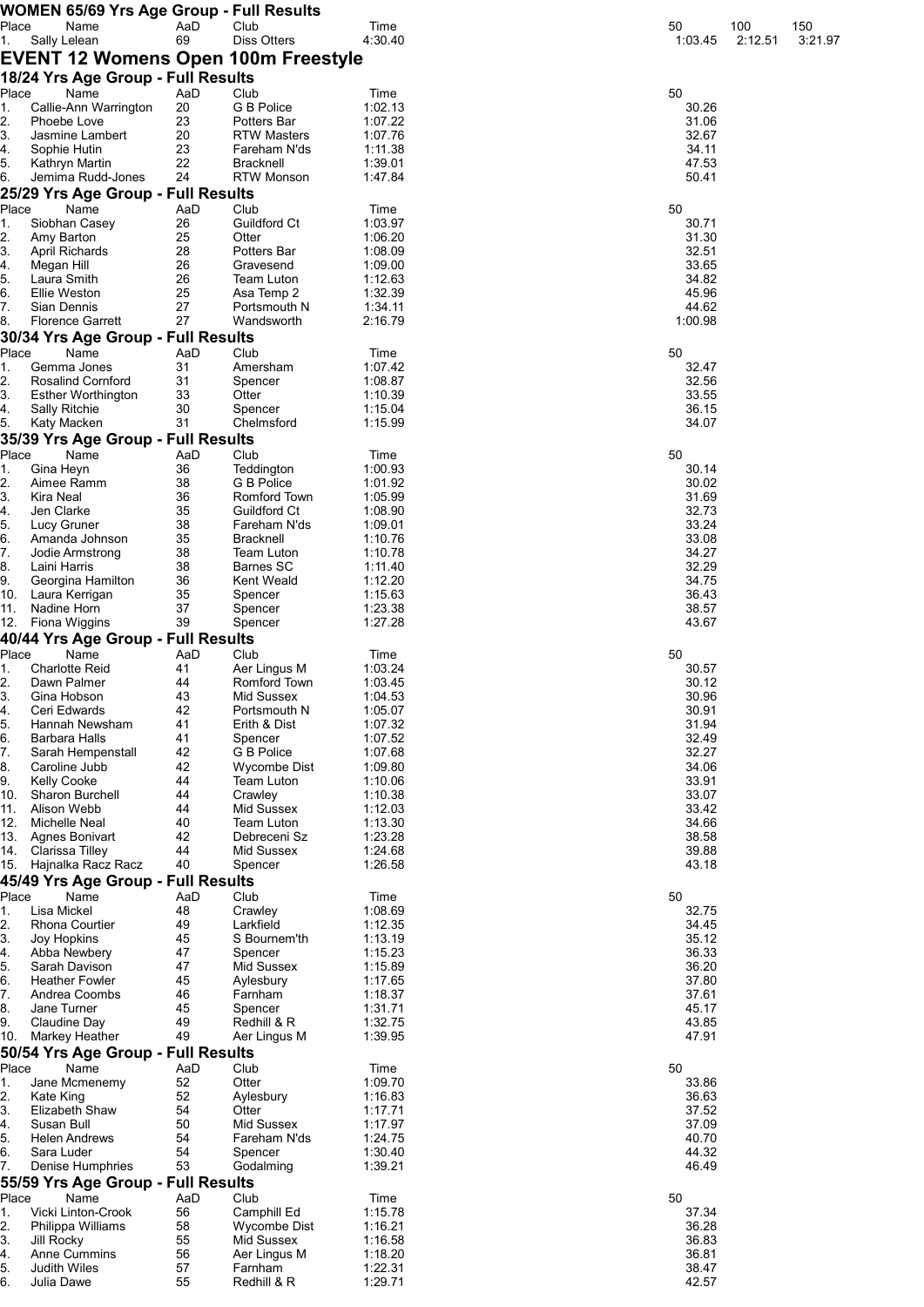### WOMEN 65/69 Yrs Age Group - Full Results

| Place | Name | AaD | Club | Time | 50 | 100 | 150 |
|---|---|---|---|---|---|---|---|
| 1. | Sally Lelean | 69 | Diss Otters | 4:30.40 | 1:03.45 | 2:12.51 | 3:21.97 |

## EVENT 12 Womens Open 100m Freestyle

### 18/24 Yrs Age Group - Full Results

| Place | Name | AaD | Club | Time | 50 |
|---|---|---|---|---|---|
| 1. | Callie-Ann Warrington | 20 | G B Police | 1:02.13 | 30.26 |
| 2. | Phoebe Love | 23 | Potters Bar | 1:07.22 | 31.06 |
| 3. | Jasmine Lambert | 20 | RTW Masters | 1:07.76 | 32.67 |
| 4. | Sophie Hutin | 23 | Fareham N'ds | 1:11.38 | 34.11 |
| 5. | Kathryn Martin | 22 | Bracknell | 1:39.01 | 47.53 |
| 6. | Jemima Rudd-Jones | 24 | RTW Monson | 1:47.84 | 50.41 |

### 25/29 Yrs Age Group - Full Results

| Place | Name | AaD | Club | Time | 50 |
|---|---|---|---|---|---|
| 1. | Siobhan Casey | 26 | Guildford Ct | 1:03.97 | 30.71 |
| 2. | Amy Barton | 25 | Otter | 1:06.20 | 31.30 |
| 3. | April Richards | 28 | Potters Bar | 1:08.09 | 32.51 |
| 4. | Megan Hill | 26 | Gravesend | 1:09.00 | 33.65 |
| 5. | Laura Smith | 26 | Team Luton | 1:12.63 | 34.82 |
| 6. | Ellie Weston | 25 | Asa Temp 2 | 1:32.39 | 45.96 |
| 7. | Sian Dennis | 27 | Portsmouth N | 1:34.11 | 44.62 |
| 8. | Florence Garrett | 27 | Wandsworth | 2:16.79 | 1:00.98 |

### 30/34 Yrs Age Group - Full Results

| Place | Name | AaD | Club | Time | 50 |
|---|---|---|---|---|---|
| 1. | Gemma Jones | 31 | Amersham | 1:07.42 | 32.47 |
| 2. | Rosalind Cornford | 31 | Spencer | 1:08.87 | 32.56 |
| 3. | Esther Worthington | 33 | Otter | 1:10.39 | 33.55 |
| 4. | Sally Ritchie | 30 | Spencer | 1:15.04 | 36.15 |
| 5. | Katy Macken | 31 | Chelmsford | 1:15.99 | 34.07 |

### 35/39 Yrs Age Group - Full Results

| Place | Name | AaD | Club | Time | 50 |
|---|---|---|---|---|---|
| 1. | Gina Heyn | 36 | Teddington | 1:00.93 | 30.14 |
| 2. | Aimee Ramm | 38 | G B Police | 1:01.92 | 30.02 |
| 3. | Kira Neal | 36 | Romford Town | 1:05.99 | 31.69 |
| 4. | Jen Clarke | 35 | Guildford Ct | 1:08.90 | 32.73 |
| 5. | Lucy Gruner | 38 | Fareham N'ds | 1:09.01 | 33.24 |
| 6. | Amanda Johnson | 35 | Bracknell | 1:10.76 | 33.08 |
| 7. | Jodie Armstrong | 38 | Team Luton | 1:10.78 | 34.27 |
| 8. | Laini Harris | 38 | Barnes SC | 1:11.40 | 32.29 |
| 9. | Georgina Hamilton | 36 | Kent Weald | 1:12.20 | 34.75 |
| 10. | Laura Kerrigan | 35 | Spencer | 1:15.63 | 36.43 |
| 11. | Nadine Horn | 37 | Spencer | 1:23.38 | 38.57 |
| 12. | Fiona Wiggins | 39 | Spencer | 1:27.28 | 43.67 |

### 40/44 Yrs Age Group - Full Results

| Place | Name | AaD | Club | Time | 50 |
|---|---|---|---|---|---|
| 1. | Charlotte Reid | 41 | Aer Lingus M | 1:03.24 | 30.57 |
| 2. | Dawn Palmer | 44 | Romford Town | 1:03.45 | 30.12 |
| 3. | Gina Hobson | 43 | Mid Sussex | 1:04.53 | 30.96 |
| 4. | Ceri Edwards | 42 | Portsmouth N | 1:05.07 | 30.91 |
| 5. | Hannah Newsham | 41 | Erith & Dist | 1:07.32 | 31.94 |
| 6. | Barbara Halls | 41 | Spencer | 1:07.52 | 32.49 |
| 7. | Sarah Hempenstall | 42 | G B Police | 1:07.68 | 32.27 |
| 8. | Caroline Jubb | 42 | Wycombe Dist | 1:09.80 | 34.06 |
| 9. | Kelly Cooke | 44 | Team Luton | 1:10.06 | 33.91 |
| 10. | Sharon Burchell | 44 | Crawley | 1:10.38 | 33.07 |
| 11. | Alison Webb | 44 | Mid Sussex | 1:12.03 | 33.42 |
| 12. | Michelle Neal | 40 | Team Luton | 1:13.30 | 34.66 |
| 13. | Agnes Bonivart | 42 | Debreceni Sz | 1:23.28 | 38.58 |
| 14. | Clarissa Tilley | 44 | Mid Sussex | 1:24.68 | 39.88 |
| 15. | Hajnalka Racz Racz | 40 | Spencer | 1:26.58 | 43.18 |

### 45/49 Yrs Age Group - Full Results

| Place | Name | AaD | Club | Time | 50 |
|---|---|---|---|---|---|
| 1. | Lisa Mickel | 48 | Crawley | 1:08.69 | 32.75 |
| 2. | Rhona Courtier | 49 | Larkfield | 1:12.35 | 34.45 |
| 3. | Joy Hopkins | 45 | S Bournem'th | 1:13.19 | 35.12 |
| 4. | Abba Newbery | 47 | Spencer | 1:15.23 | 36.33 |
| 5. | Sarah Davison | 47 | Mid Sussex | 1:15.89 | 36.20 |
| 6. | Heather Fowler | 45 | Aylesbury | 1:17.65 | 37.80 |
| 7. | Andrea Coombs | 46 | Farnham | 1:18.37 | 37.61 |
| 8. | Jane Turner | 45 | Spencer | 1:31.71 | 45.17 |
| 9. | Claudine Day | 49 | Redhill & R | 1:32.75 | 43.85 |
| 10. | Markey Heather | 49 | Aer Lingus M | 1:39.95 | 47.91 |

### 50/54 Yrs Age Group - Full Results

| Place | Name | AaD | Club | Time | 50 |
|---|---|---|---|---|---|
| 1. | Jane Mcmenemy | 52 | Otter | 1:09.70 | 33.86 |
| 2. | Kate King | 52 | Aylesbury | 1:16.83 | 36.63 |
| 3. | Elizabeth Shaw | 54 | Otter | 1:17.71 | 37.52 |
| 4. | Susan Bull | 50 | Mid Sussex | 1:17.97 | 37.09 |
| 5. | Helen Andrews | 54 | Fareham N'ds | 1:24.75 | 40.70 |
| 6. | Sara Luder | 54 | Spencer | 1:30.40 | 44.32 |
| 7. | Denise Humphries | 53 | Godalming | 1:39.21 | 46.49 |

### 55/59 Yrs Age Group - Full Results

| Place | Name | AaD | Club | Time | 50 |
|---|---|---|---|---|---|
| 1. | Vicki Linton-Crook | 56 | Camphill Ed | 1:15.78 | 37.34 |
| 2. | Philippa Williams | 58 | Wycombe Dist | 1:16.21 | 36.28 |
| 3. | Jill Rocky | 55 | Mid Sussex | 1:16.58 | 36.83 |
| 4. | Anne Cummins | 56 | Aer Lingus M | 1:18.20 | 36.81 |
| 5. | Judith Wiles | 57 | Farnham | 1:22.31 | 38.47 |
| 6. | Julia Dawe | 55 | Redhill & R | 1:29.71 | 42.57 |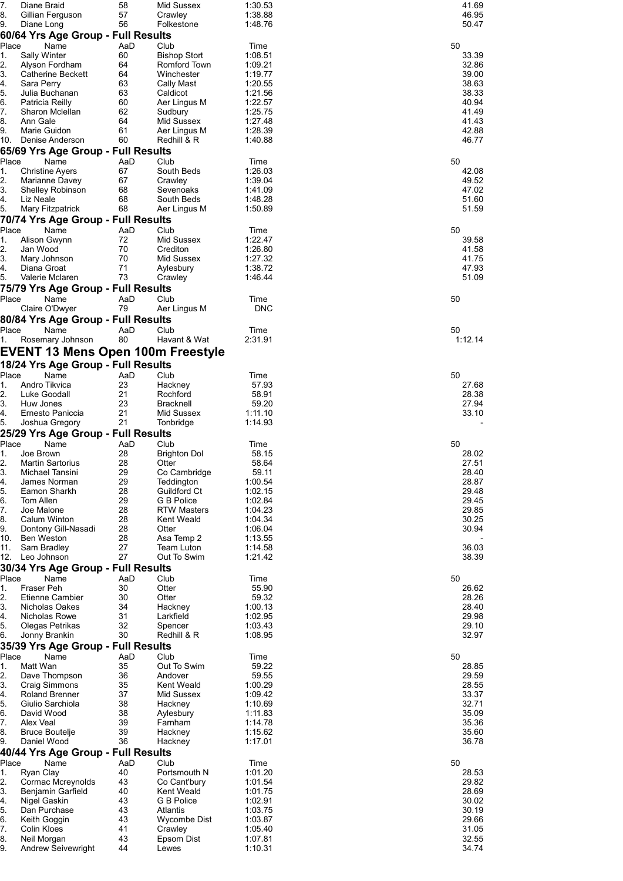| Place | Name | AaD | Club | Time | 50 |
|---|---|---|---|---|---|
| 7. | Diane Braid | 58 | Mid Sussex | 1:30.53 | 41.69 |
| 8. | Gillian Ferguson | 57 | Crawley | 1:38.88 | 46.95 |
| 9. | Diane Long | 56 | Folkestone | 1:48.76 | 50.47 |

### 60/64 Yrs Age Group - Full Results

| Place | Name | AaD | Club | Time | 50 |
|---|---|---|---|---|---|
| 1. | Sally Winter | 60 | Bishop Stort | 1:08.51 | 33.39 |
| 2. | Alyson Fordham | 64 | Romford Town | 1:09.21 | 32.86 |
| 3. | Catherine Beckett | 64 | Winchester | 1:19.77 | 39.00 |
| 4. | Sara Perry | 63 | Cally Mast | 1:20.55 | 38.63 |
| 5. | Julia Buchanan | 63 | Caldicot | 1:21.56 | 38.33 |
| 6. | Patricia Reilly | 60 | Aer Lingus M | 1:22.57 | 40.94 |
| 7. | Sharon Mclellan | 62 | Sudbury | 1:25.75 | 41.49 |
| 8. | Ann Gale | 64 | Mid Sussex | 1:27.48 | 41.43 |
| 9. | Marie Guidon | 61 | Aer Lingus M | 1:28.39 | 42.88 |
| 10. | Denise Anderson | 60 | Redhill & R | 1:40.88 | 46.77 |

### 65/69 Yrs Age Group - Full Results

| Place | Name | AaD | Club | Time | 50 |
|---|---|---|---|---|---|
| 1. | Christine Ayers | 67 | South Beds | 1:26.03 | 42.08 |
| 2. | Marianne Davey | 67 | Crawley | 1:39.04 | 49.52 |
| 3. | Shelley Robinson | 68 | Sevenoaks | 1:41.09 | 47.02 |
| 4. | Liz Neale | 68 | South Beds | 1:48.28 | 51.60 |
| 5. | Mary Fitzpatrick | 68 | Aer Lingus M | 1:50.89 | 51.59 |

### 70/74 Yrs Age Group - Full Results

| Place | Name | AaD | Club | Time | 50 |
|---|---|---|---|---|---|
| 1. | Alison Gwynn | 72 | Mid Sussex | 1:22.47 | 39.58 |
| 2. | Jan Wood | 70 | Crediton | 1:26.80 | 41.58 |
| 3. | Mary Johnson | 70 | Mid Sussex | 1:27.32 | 41.75 |
| 4. | Diana Groat | 71 | Aylesbury | 1:38.72 | 47.93 |
| 5. | Valerie Mclaren | 73 | Crawley | 1:46.44 | 51.09 |

### 75/79 Yrs Age Group - Full Results

| Place | Name | AaD | Club | Time | 50 |
|---|---|---|---|---|---|
| | Claire O'Dwyer | 79 | Aer Lingus M | DNC | |

### 80/84 Yrs Age Group - Full Results

| Place | Name | AaD | Club | Time | 50 |
|---|---|---|---|---|---|
| 1. | Rosemary Johnson | 80 | Havant & Wat | 2:31.91 | 1:12.14 |

## EVENT 13 Mens Open 100m Freestyle

### 18/24 Yrs Age Group - Full Results

| Place | Name | AaD | Club | Time | 50 |
|---|---|---|---|---|---|
| 1. | Andro Tikvica | 23 | Hackney | 57.93 | 27.68 |
| 2. | Luke Goodall | 21 | Rochford | 58.91 | 28.38 |
| 3. | Huw Jones | 23 | Bracknell | 59.20 | 27.94 |
| 4. | Ernesto Paniccia | 21 | Mid Sussex | 1:11.10 | 33.10 |
| 5. | Joshua Gregory | 21 | Tonbridge | 1:14.93 | - |

### 25/29 Yrs Age Group - Full Results

| Place | Name | AaD | Club | Time | 50 |
|---|---|---|---|---|---|
| 1. | Joe Brown | 28 | Brighton Dol | 58.15 | 28.02 |
| 2. | Martin Sartorius | 28 | Otter | 58.64 | 27.51 |
| 3. | Michael Tansini | 29 | Co Cambridge | 59.11 | 28.40 |
| 4. | James Norman | 29 | Teddington | 1:00.54 | 28.87 |
| 5. | Eamon Sharkh | 28 | Guildford Ct | 1:02.15 | 29.48 |
| 6. | Tom Allen | 29 | G B Police | 1:02.84 | 29.45 |
| 7. | Joe Malone | 28 | RTW Masters | 1:04.23 | 29.85 |
| 8. | Calum Winton | 28 | Kent Weald | 1:04.34 | 30.25 |
| 9. | Dontony Gill-Nasadi | 28 | Otter | 1:06.04 | 30.94 |
| 10. | Ben Weston | 28 | Asa Temp 2 | 1:13.55 | - |
| 11. | Sam Bradley | 27 | Team Luton | 1:14.58 | 36.03 |
| 12. | Leo Johnson | 27 | Out To Swim | 1:21.42 | 38.39 |

### 30/34 Yrs Age Group - Full Results

| Place | Name | AaD | Club | Time | 50 |
|---|---|---|---|---|---|
| 1. | Fraser Peh | 30 | Otter | 55.90 | 26.62 |
| 2. | Etienne Cambier | 30 | Otter | 59.32 | 28.26 |
| 3. | Nicholas Oakes | 34 | Hackney | 1:00.13 | 28.40 |
| 4. | Nicholas Rowe | 31 | Larkfield | 1:02.95 | 29.98 |
| 5. | Olegas Petrikas | 32 | Spencer | 1:03.43 | 29.10 |
| 6. | Jonny Brankin | 30 | Redhill & R | 1:08.95 | 32.97 |

### 35/39 Yrs Age Group - Full Results

| Place | Name | AaD | Club | Time | 50 |
|---|---|---|---|---|---|
| 1. | Matt Wan | 35 | Out To Swim | 59.22 | 28.85 |
| 2. | Dave Thompson | 36 | Andover | 59.55 | 29.59 |
| 3. | Craig Simmons | 35 | Kent Weald | 1:00.29 | 28.55 |
| 4. | Roland Brenner | 37 | Mid Sussex | 1:09.42 | 33.37 |
| 5. | Giulio Sarchiola | 38 | Hackney | 1:10.69 | 32.71 |
| 6. | David Wood | 38 | Aylesbury | 1:11.83 | 35.09 |
| 7. | Alex Veal | 39 | Farnham | 1:14.78 | 35.36 |
| 8. | Bruce Boutelje | 39 | Hackney | 1:15.62 | 35.60 |
| 9. | Daniel Wood | 36 | Hackney | 1:17.01 | 36.78 |

### 40/44 Yrs Age Group - Full Results

| Place | Name | AaD | Club | Time | 50 |
|---|---|---|---|---|---|
| 1. | Ryan Clay | 40 | Portsmouth N | 1:01.20 | 28.53 |
| 2. | Cormac Mcreynolds | 43 | Co Cant'bury | 1:01.54 | 29.82 |
| 3. | Benjamin Garfield | 40 | Kent Weald | 1:01.75 | 28.69 |
| 4. | Nigel Gaskin | 43 | G B Police | 1:02.91 | 30.02 |
| 5. | Dan Purchase | 43 | Atlantis | 1:03.75 | 30.19 |
| 6. | Keith Goggin | 43 | Wycombe Dist | 1:03.87 | 29.66 |
| 7. | Colin Kloes | 41 | Crawley | 1:05.40 | 31.05 |
| 8. | Neil Morgan | 43 | Epsom Dist | 1:07.81 | 32.55 |
| 9. | Andrew Seivewright | 44 | Lewes | 1:10.31 | 34.74 |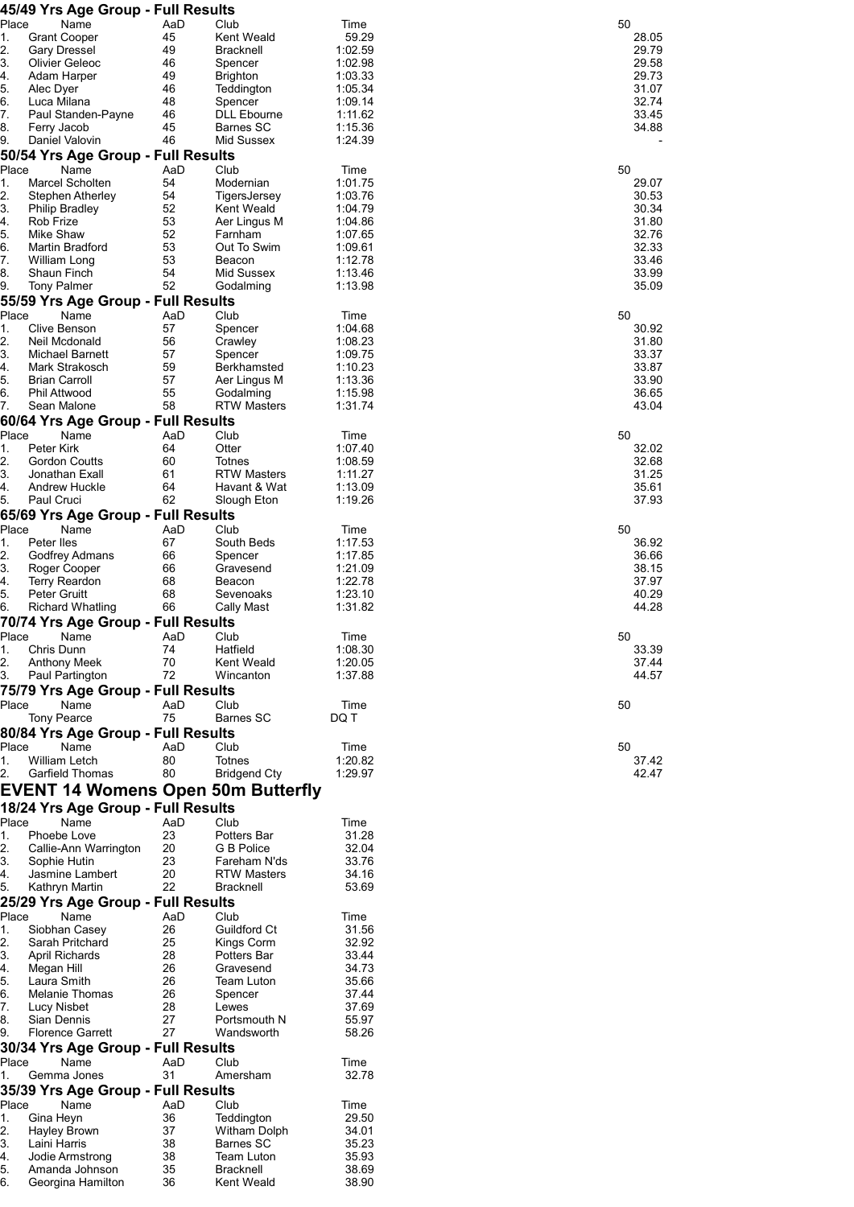## 45/49 Yrs Age Group - Full Results

| Place | Name | AaD | Club | Time | 50 |
|---|---|---|---|---|---|
| 1. | Grant Cooper | 45 | Kent Weald | 59.29 | 28.05 |
| 2. | Gary Dressel | 49 | Bracknell | 1:02.59 | 29.79 |
| 3. | Olivier Geleoc | 46 | Spencer | 1:02.98 | 29.58 |
| 4. | Adam Harper | 49 | Brighton | 1:03.33 | 29.73 |
| 5. | Alec Dyer | 46 | Teddington | 1:05.34 | 31.07 |
| 6. | Luca Milana | 48 | Spencer | 1:09.14 | 32.74 |
| 7. | Paul Standen-Payne | 46 | DLL Ebourne | 1:11.62 | 33.45 |
| 8. | Ferry Jacob | 45 | Barnes SC | 1:15.36 | 34.88 |
| 9. | Daniel Valovin | 46 | Mid Sussex | 1:24.39 | - |

## 50/54 Yrs Age Group - Full Results

| Place | Name | AaD | Club | Time | 50 |
|---|---|---|---|---|---|
| 1. | Marcel Scholten | 54 | Modernian | 1:01.75 | 29.07 |
| 2. | Stephen Atherley | 54 | TigersJersey | 1:03.76 | 30.53 |
| 3. | Philip Bradley | 52 | Kent Weald | 1:04.79 | 30.34 |
| 4. | Rob Frize | 53 | Aer Lingus M | 1:04.86 | 31.80 |
| 5. | Mike Shaw | 52 | Farnham | 1:07.65 | 32.76 |
| 6. | Martin Bradford | 53 | Out To Swim | 1:09.61 | 32.33 |
| 7. | William Long | 53 | Beacon | 1:12.78 | 33.46 |
| 8. | Shaun Finch | 54 | Mid Sussex | 1:13.46 | 33.99 |
| 9. | Tony Palmer | 52 | Godalming | 1:13.98 | 35.09 |

## 55/59 Yrs Age Group - Full Results

| Place | Name | AaD | Club | Time | 50 |
|---|---|---|---|---|---|
| 1. | Clive Benson | 57 | Spencer | 1:04.68 | 30.92 |
| 2. | Neil Mcdonald | 56 | Crawley | 1:08.23 | 31.80 |
| 3. | Michael Barnett | 57 | Spencer | 1:09.75 | 33.37 |
| 4. | Mark Strakosch | 59 | Berkhamsted | 1:10.23 | 33.87 |
| 5. | Brian Carroll | 57 | Aer Lingus M | 1:13.36 | 33.90 |
| 6. | Phil Attwood | 55 | Godalming | 1:15.98 | 36.65 |
| 7. | Sean Malone | 58 | RTW Masters | 1:31.74 | 43.04 |

## 60/64 Yrs Age Group - Full Results

| Place | Name | AaD | Club | Time | 50 |
|---|---|---|---|---|---|
| 1. | Peter Kirk | 64 | Otter | 1:07.40 | 32.02 |
| 2. | Gordon Coutts | 60 | Totnes | 1:08.59 | 32.68 |
| 3. | Jonathan Exall | 61 | RTW Masters | 1:11.27 | 31.25 |
| 4. | Andrew Huckle | 64 | Havant & Wat | 1:13.09 | 35.61 |
| 5. | Paul Cruci | 62 | Slough Eton | 1:19.26 | 37.93 |

## 65/69 Yrs Age Group - Full Results

| Place | Name | AaD | Club | Time | 50 |
|---|---|---|---|---|---|
| 1. | Peter Iles | 67 | South Beds | 1:17.53 | 36.92 |
| 2. | Godfrey Admans | 66 | Spencer | 1:17.85 | 36.66 |
| 3. | Roger Cooper | 66 | Gravesend | 1:21.09 | 38.15 |
| 4. | Terry Reardon | 68 | Beacon | 1:22.78 | 37.97 |
| 5. | Peter Gruitt | 68 | Sevenoaks | 1:23.10 | 40.29 |
| 6. | Richard Whatling | 66 | Cally Mast | 1:31.82 | 44.28 |

## 70/74 Yrs Age Group - Full Results

| Place | Name | AaD | Club | Time | 50 |
|---|---|---|---|---|---|
| 1. | Chris Dunn | 74 | Hatfield | 1:08.30 | 33.39 |
| 2. | Anthony Meek | 70 | Kent Weald | 1:20.05 | 37.44 |
| 3. | Paul Partington | 72 | Wincanton | 1:37.88 | 44.57 |

## 75/79 Yrs Age Group - Full Results

| Place | Name | AaD | Club | Time | 50 |
|---|---|---|---|---|---|
| | Tony Pearce | 75 | Barnes SC | DQ T | |

## 80/84 Yrs Age Group - Full Results

| Place | Name | AaD | Club | Time | 50 |
|---|---|---|---|---|---|
| 1. | William Letch | 80 | Totnes | 1:20.82 | 37.42 |
| 2. | Garfield Thomas | 80 | Bridgend Cty | 1:29.97 | 42.47 |

# EVENT 14 Womens Open 50m Butterfly

## 18/24 Yrs Age Group - Full Results

| Place | Name | AaD | Club | Time |
|---|---|---|---|---|
| 1. | Phoebe Love | 23 | Potters Bar | 31.28 |
| 2. | Callie-Ann Warrington | 20 | G B Police | 32.04 |
| 3. | Sophie Hutin | 23 | Fareham N'ds | 33.76 |
| 4. | Jasmine Lambert | 20 | RTW Masters | 34.16 |
| 5. | Kathryn Martin | 22 | Bracknell | 53.69 |

## 25/29 Yrs Age Group - Full Results

| Place | Name | AaD | Club | Time |
|---|---|---|---|---|
| 1. | Siobhan Casey | 26 | Guildford Ct | 31.56 |
| 2. | Sarah Pritchard | 25 | Kings Corm | 32.92 |
| 3. | April Richards | 28 | Potters Bar | 33.44 |
| 4. | Megan Hill | 26 | Gravesend | 34.73 |
| 5. | Laura Smith | 26 | Team Luton | 35.66 |
| 6. | Melanie Thomas | 26 | Spencer | 37.44 |
| 7. | Lucy Nisbet | 28 | Lewes | 37.69 |
| 8. | Sian Dennis | 27 | Portsmouth N | 55.97 |
| 9. | Florence Garrett | 27 | Wandsworth | 58.26 |

## 30/34 Yrs Age Group - Full Results

| Place | Name | AaD | Club | Time |
|---|---|---|---|---|
| 1. | Gemma Jones | 31 | Amersham | 32.78 |

## 35/39 Yrs Age Group - Full Results

| Place | Name | AaD | Club | Time |
|---|---|---|---|---|
| 1. | Gina Heyn | 36 | Teddington | 29.50 |
| 2. | Hayley Brown | 37 | Witham Dolph | 34.01 |
| 3. | Laini Harris | 38 | Barnes SC | 35.23 |
| 4. | Jodie Armstrong | 38 | Team Luton | 35.93 |
| 5. | Amanda Johnson | 35 | Bracknell | 38.69 |
| 6. | Georgina Hamilton | 36 | Kent Weald | 38.90 |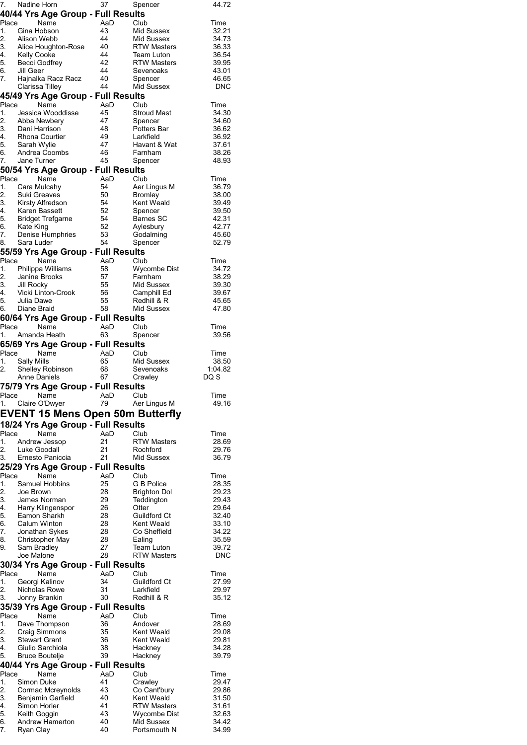| Place | Name | AaD | Club | Time |
|---|---|---|---|---|
| 7. | Nadine Horn | 37 | Spencer | 44.72 |

### 40/44 Yrs Age Group - Full Results

| Place | Name | AaD | Club | Time |
|---|---|---|---|---|
| 1. | Gina Hobson | 43 | Mid Sussex | 32.21 |
| 2. | Alison Webb | 44 | Mid Sussex | 34.73 |
| 3. | Alice Houghton-Rose | 40 | RTW Masters | 36.33 |
| 4. | Kelly Cooke | 44 | Team Luton | 36.54 |
| 5. | Becci Godfrey | 42 | RTW Masters | 39.95 |
| 6. | Jill Geer | 44 | Sevenoaks | 43.01 |
| 7. | Hajnalka Racz Racz | 40 | Spencer | 46.65 |
| | Clarissa Tilley | 44 | Mid Sussex | DNC |

### 45/49 Yrs Age Group - Full Results

| Place | Name | AaD | Club | Time |
|---|---|---|---|---|
| 1. | Jessica Wooddisse | 45 | Stroud Mast | 34.30 |
| 2. | Abba Newbery | 47 | Spencer | 34.60 |
| 3. | Dani Harrison | 48 | Potters Bar | 36.62 |
| 4. | Rhona Courtier | 49 | Larkfield | 36.92 |
| 5. | Sarah Wylie | 47 | Havant & Wat | 37.61 |
| 6. | Andrea Coombs | 46 | Farnham | 38.26 |
| 7. | Jane Turner | 45 | Spencer | 48.93 |

### 50/54 Yrs Age Group - Full Results

| Place | Name | AaD | Club | Time |
|---|---|---|---|---|
| 1. | Cara Mulcahy | 54 | Aer Lingus M | 36.79 |
| 2. | Suki Greaves | 50 | Bromley | 38.00 |
| 3. | Kirsty Alfredson | 54 | Kent Weald | 39.49 |
| 4. | Karen Bassett | 52 | Spencer | 39.50 |
| 5. | Bridget Trefgarne | 54 | Barnes SC | 42.31 |
| 6. | Kate King | 52 | Aylesbury | 42.77 |
| 7. | Denise Humphries | 53 | Godalming | 45.60 |
| 8. | Sara Luder | 54 | Spencer | 52.79 |

### 55/59 Yrs Age Group - Full Results

| Place | Name | AaD | Club | Time |
|---|---|---|---|---|
| 1. | Philippa Williams | 58 | Wycombe Dist | 34.72 |
| 2. | Janine Brooks | 57 | Farnham | 38.29 |
| 3. | Jill Rocky | 55 | Mid Sussex | 39.30 |
| 4. | Vicki Linton-Crook | 56 | Camphill Ed | 39.67 |
| 5. | Julia Dawe | 55 | Redhill & R | 45.65 |
| 6. | Diane Braid | 58 | Mid Sussex | 47.80 |

### 60/64 Yrs Age Group - Full Results

| Place | Name | AaD | Club | Time |
|---|---|---|---|---|
| 1. | Amanda Heath | 63 | Spencer | 39.56 |

### 65/69 Yrs Age Group - Full Results

| Place | Name | AaD | Club | Time |
|---|---|---|---|---|
| 1. | Sally Mills | 65 | Mid Sussex | 38.50 |
| 2. | Shelley Robinson | 68 | Sevenoaks | 1:04.82 |
| | Anne Daniels | 67 | Crawley | DQ S |

### 75/79 Yrs Age Group - Full Results

| Place | Name | AaD | Club | Time |
|---|---|---|---|---|
| 1. | Claire O'Dwyer | 79 | Aer Lingus M | 49.16 |

## EVENT 15 Mens Open 50m Butterfly

### 18/24 Yrs Age Group - Full Results

| Place | Name | AaD | Club | Time |
|---|---|---|---|---|
| 1. | Andrew Jessop | 21 | RTW Masters | 28.69 |
| 2. | Luke Goodall | 21 | Rochford | 29.76 |
| 3. | Ernesto Paniccia | 21 | Mid Sussex | 36.79 |

### 25/29 Yrs Age Group - Full Results

| Place | Name | AaD | Club | Time |
|---|---|---|---|---|
| 1. | Samuel Hobbins | 25 | G B Police | 28.35 |
| 2. | Joe Brown | 28 | Brighton Dol | 29.23 |
| 3. | James Norman | 29 | Teddington | 29.43 |
| 4. | Harry Klingenspor | 26 | Otter | 29.64 |
| 5. | Eamon Sharkh | 28 | Guildford Ct | 32.40 |
| 6. | Calum Winton | 28 | Kent Weald | 33.10 |
| 7. | Jonathan Sykes | 28 | Co Sheffield | 34.22 |
| 8. | Christopher May | 28 | Ealing | 35.59 |
| 9. | Sam Bradley | 27 | Team Luton | 39.72 |
| | Joe Malone | 28 | RTW Masters | DNC |

### 30/34 Yrs Age Group - Full Results

| Place | Name | AaD | Club | Time |
|---|---|---|---|---|
| 1. | Georgi Kalinov | 34 | Guildford Ct | 27.99 |
| 2. | Nicholas Rowe | 31 | Larkfield | 29.97 |
| 3. | Jonny Brankin | 30 | Redhill & R | 35.12 |

### 35/39 Yrs Age Group - Full Results

| Place | Name | AaD | Club | Time |
|---|---|---|---|---|
| 1. | Dave Thompson | 36 | Andover | 28.69 |
| 2. | Craig Simmons | 35 | Kent Weald | 29.08 |
| 3. | Stewart Grant | 36 | Kent Weald | 29.81 |
| 4. | Giulio Sarchiola | 38 | Hackney | 34.28 |
| 5. | Bruce Boutelje | 39 | Hackney | 39.79 |

### 40/44 Yrs Age Group - Full Results

| Place | Name | AaD | Club | Time |
|---|---|---|---|---|
| 1. | Simon Duke | 41 | Crawley | 29.47 |
| 2. | Cormac Mcreynolds | 43 | Co Cant'bury | 29.86 |
| 3. | Benjamin Garfield | 40 | Kent Weald | 31.50 |
| 4. | Simon Horler | 41 | RTW Masters | 31.61 |
| 5. | Keith Goggin | 43 | Wycombe Dist | 32.63 |
| 6. | Andrew Hamerton | 40 | Mid Sussex | 34.42 |
| 7. | Ryan Clay | 40 | Portsmouth N | 34.99 |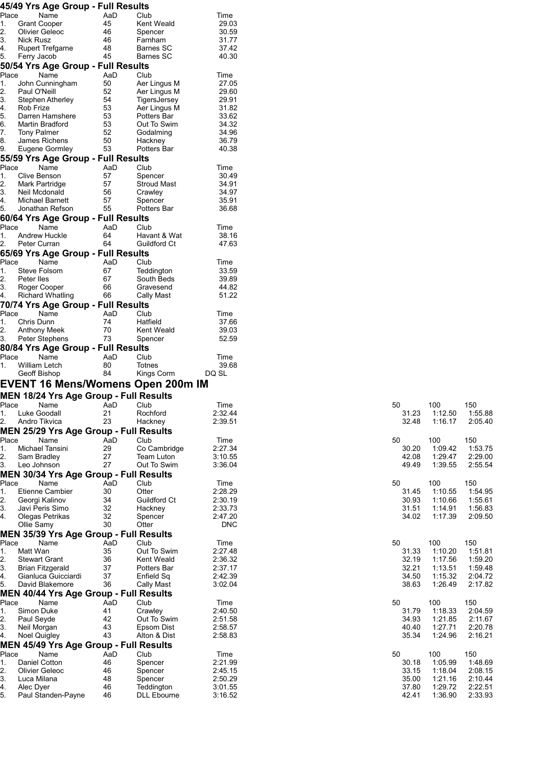## 45/49 Yrs Age Group - Full Results

| Place | Name | AaD | Club | Time |
|---|---|---|---|---|
| 1. | Grant Cooper | 45 | Kent Weald | 29.03 |
| 2. | Olivier Geleoc | 46 | Spencer | 30.59 |
| 3. | Nick Rusz | 46 | Farnham | 31.77 |
| 4. | Rupert Trefgarne | 48 | Barnes SC | 37.42 |
| 5. | Ferry Jacob | 45 | Barnes SC | 40.30 |

## 50/54 Yrs Age Group - Full Results

| Place | Name | AaD | Club | Time |
|---|---|---|---|---|
| 1. | John Cunningham | 50 | Aer Lingus M | 27.05 |
| 2. | Paul O'Neill | 52 | Aer Lingus M | 29.60 |
| 3. | Stephen Atherley | 54 | TigersJersey | 29.91 |
| 4. | Rob Frize | 53 | Aer Lingus M | 31.82 |
| 5. | Darren Hamshere | 53 | Potters Bar | 33.62 |
| 6. | Martin Bradford | 53 | Out To Swim | 34.32 |
| 7. | Tony Palmer | 52 | Godalming | 34.96 |
| 8. | James Richens | 50 | Hackney | 36.79 |
| 9. | Eugene Gormley | 53 | Potters Bar | 40.38 |

## 55/59 Yrs Age Group - Full Results

| Place | Name | AaD | Club | Time |
|---|---|---|---|---|
| 1. | Clive Benson | 57 | Spencer | 30.49 |
| 2. | Mark Partridge | 57 | Stroud Mast | 34.91 |
| 3. | Neil Mcdonald | 56 | Crawley | 34.97 |
| 4. | Michael Barnett | 57 | Spencer | 35.91 |
| 5. | Jonathan Refson | 55 | Potters Bar | 36.68 |

## 60/64 Yrs Age Group - Full Results

| Place | Name | AaD | Club | Time |
|---|---|---|---|---|
| 1. | Andrew Huckle | 64 | Havant & Wat | 38.16 |
| 2. | Peter Curran | 64 | Guildford Ct | 47.63 |

## 65/69 Yrs Age Group - Full Results

| Place | Name | AaD | Club | Time |
|---|---|---|---|---|
| 1. | Steve Folsom | 67 | Teddington | 33.59 |
| 2. | Peter Iles | 67 | South Beds | 39.89 |
| 3. | Roger Cooper | 66 | Gravesend | 44.82 |
| 4. | Richard Whatling | 66 | Cally Mast | 51.22 |

## 70/74 Yrs Age Group - Full Results

| Place | Name | AaD | Club | Time |
|---|---|---|---|---|
| 1. | Chris Dunn | 74 | Hatfield | 37.66 |
| 2. | Anthony Meek | 70 | Kent Weald | 39.03 |
| 3. | Peter Stephens | 73 | Spencer | 52.59 |

## 80/84 Yrs Age Group - Full Results

| Place | Name | AaD | Club | Time |
|---|---|---|---|---|
| 1. | William Letch | 80 | Totnes | 39.68 |
| | Geoff Bishop | 84 | Kings Corm | DQ SL |

# EVENT 16 Mens/Womens Open 200m IM

## MEN 18/24 Yrs Age Group - Full Results

| Place | Name | AaD | Club | Time | 50 | 100 | 150 |
|---|---|---|---|---|---|---|---|
| 1. | Luke Goodall | 21 | Rochford | 2:32.44 | 31.23 | 1:12.50 | 1:55.88 |
| 2. | Andro Tikvica | 23 | Hackney | 2:39.51 | 32.48 | 1:16.17 | 2:05.40 |

## MEN 25/29 Yrs Age Group - Full Results

| Place | Name | AaD | Club | Time | 50 | 100 | 150 |
|---|---|---|---|---|---|---|---|
| 1. | Michael Tansini | 29 | Co Cambridge | 2:27.34 | 30.20 | 1:09.42 | 1:53.75 |
| 2. | Sam Bradley | 27 | Team Luton | 3:10.55 | 42.08 | 1:29.47 | 2:29.00 |
| 3. | Leo Johnson | 27 | Out To Swim | 3:36.04 | 49.49 | 1:39.55 | 2:55.54 |

## MEN 30/34 Yrs Age Group - Full Results

| Place | Name | AaD | Club | Time | 50 | 100 | 150 |
|---|---|---|---|---|---|---|---|
| 1. | Etienne Cambier | 30 | Otter | 2:28.29 | 31.45 | 1:10.55 | 1:54.95 |
| 2. | Georgi Kalinov | 34 | Guildford Ct | 2:30.19 | 30.93 | 1:10.66 | 1:55.61 |
| 3. | Javi Peris Simo | 32 | Hackney | 2:33.73 | 31.51 | 1:14.91 | 1:56.83 |
| 4. | Olegas Petrikas | 32 | Spencer | 2:47.20 | 34.02 | 1:17.39 | 2:09.50 |
| | Ollie Samy | 30 | Otter | DNC | | | |

## MEN 35/39 Yrs Age Group - Full Results

| Place | Name | AaD | Club | Time | 50 | 100 | 150 |
|---|---|---|---|---|---|---|---|
| 1. | Matt Wan | 35 | Out To Swim | 2:27.48 | 31.33 | 1:10.20 | 1:51.81 |
| 2. | Stewart Grant | 36 | Kent Weald | 2:36.32 | 32.19 | 1:17.56 | 1:59.20 |
| 3. | Brian Fitzgerald | 37 | Potters Bar | 2:37.17 | 32.21 | 1:13.51 | 1:59.48 |
| 4. | Gianluca Guicciardi | 37 | Enfield Sq | 2:42.39 | 34.50 | 1:15.32 | 2:04.72 |
| 5. | David Blakemore | 36 | Cally Mast | 3:02.04 | 38.63 | 1:26.49 | 2:17.82 |

## MEN 40/44 Yrs Age Group - Full Results

| Place | Name | AaD | Club | Time | 50 | 100 | 150 |
|---|---|---|---|---|---|---|---|
| 1. | Simon Duke | 41 | Crawley | 2:40.50 | 31.79 | 1:18.33 | 2:04.59 |
| 2. | Paul Seyde | 42 | Out To Swim | 2:51.58 | 34.93 | 1:21.85 | 2:11.67 |
| 3. | Neil Morgan | 43 | Epsom Dist | 2:58.57 | 40.40 | 1:27.71 | 2:20.78 |
| 4. | Noel Quigley | 43 | Alton & Dist | 2:58.83 | 35.34 | 1:24.96 | 2:16.21 |

## MEN 45/49 Yrs Age Group - Full Results

| Place | Name | AaD | Club | Time | 50 | 100 | 150 |
|---|---|---|---|---|---|---|---|
| 1. | Daniel Cotton | 46 | Spencer | 2:21.99 | 30.18 | 1:05.99 | 1:48.69 |
| 2. | Olivier Geleoc | 46 | Spencer | 2:45.15 | 33.15 | 1:18.04 | 2:08.15 |
| 3. | Luca Milana | 48 | Spencer | 2:50.29 | 35.00 | 1:21.16 | 2:10.44 |
| 4. | Alec Dyer | 46 | Teddington | 3:01.55 | 37.80 | 1:29.72 | 2:22.51 |
| 5. | Paul Standen-Payne | 46 | DLL Ebourne | 3:16.52 | 42.41 | 1:36.90 | 2:33.93 |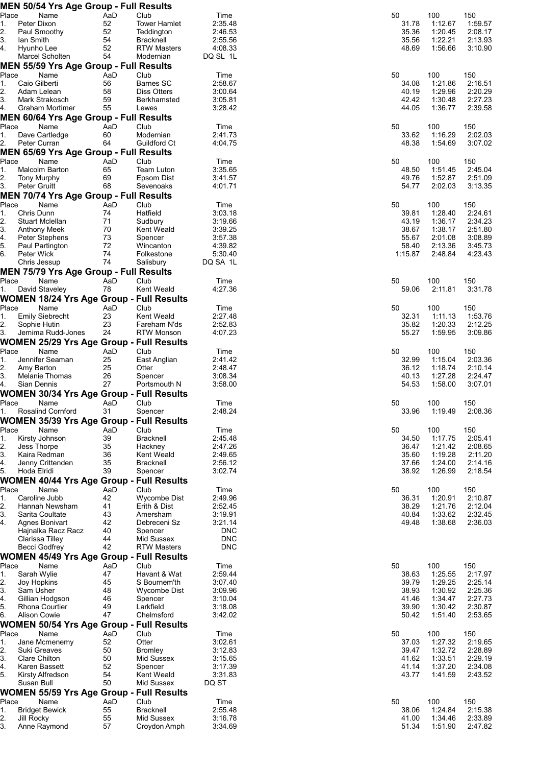## MEN 50/54 Yrs Age Group - Full Results

| Place | Name | AaD | Club | Time | 50 | 100 | 150 |
|---|---|---|---|---|---|---|---|
| 1. | Peter Dixon | 52 | Tower Hamlet | 2:35.48 | 31.78 | 1:12.67 | 1:59.57 |
| 2. | Paul Smoothy | 52 | Teddington | 2:46.53 | 35.36 | 1:20.45 | 2:08.17 |
| 3. | Ian Smith | 54 | Bracknell | 2:55.56 | 35.56 | 1:22.21 | 2:13.93 |
| 4. | Hyunho Lee | 52 | RTW Masters | 4:08.33 | 48.69 | 1:56.66 | 3:10.90 |
| | Marcel Scholten | 54 | Modernian | DQ SL 1L | | | |

## MEN 55/59 Yrs Age Group - Full Results

| Place | Name | AaD | Club | Time | 50 | 100 | 150 |
|---|---|---|---|---|---|---|---|
| 1. | Caio Gilberti | 56 | Barnes SC | 2:58.67 | 34.08 | 1:21.86 | 2:16.51 |
| 2. | Adam Lelean | 58 | Diss Otters | 3:00.64 | 40.19 | 1:29.96 | 2:20.29 |
| 3. | Mark Strakosch | 59 | Berkhamsted | 3:05.81 | 42.42 | 1:30.48 | 2:27.23 |
| 4. | Graham Mortimer | 55 | Lewes | 3:28.42 | 44.05 | 1:36.77 | 2:39.58 |

## MEN 60/64 Yrs Age Group - Full Results

| Place | Name | AaD | Club | Time | 50 | 100 | 150 |
|---|---|---|---|---|---|---|---|
| 1. | Dave Cartledge | 60 | Modernian | 2:41.73 | 33.62 | 1:16.29 | 2:02.03 |
| 2. | Peter Curran | 64 | Guildford Ct | 4:04.75 | 48.38 | 1:54.69 | 3:07.02 |

## MEN 65/69 Yrs Age Group - Full Results

| Place | Name | AaD | Club | Time | 50 | 100 | 150 |
|---|---|---|---|---|---|---|---|
| 1. | Malcolm Barton | 65 | Team Luton | 3:35.65 | 48.50 | 1:51.45 | 2:45.04 |
| 2. | Tony Murphy | 69 | Epsom Dist | 3:41.57 | 49.76 | 1:52.87 | 2:51.09 |
| 3. | Peter Gruitt | 68 | Sevenoaks | 4:01.71 | 54.77 | 2:02.03 | 3:13.35 |

## MEN 70/74 Yrs Age Group - Full Results

| Place | Name | AaD | Club | Time | 50 | 100 | 150 |
|---|---|---|---|---|---|---|---|
| 1. | Chris Dunn | 74 | Hatfield | 3:03.18 | 39.81 | 1:28.40 | 2:24.61 |
| 2. | Stuart Mclellan | 71 | Sudbury | 3:19.66 | 43.19 | 1:36.17 | 2:34.23 |
| 3. | Anthony Meek | 70 | Kent Weald | 3:39.25 | 38.67 | 1:38.17 | 2:51.80 |
| 4. | Peter Stephens | 73 | Spencer | 3:57.38 | 55.67 | 2:01.08 | 3:08.89 |
| 5. | Paul Partington | 72 | Wincanton | 4:39.82 | 58.40 | 2:13.36 | 3:45.73 |
| 6. | Peter Wick | 74 | Folkestone | 5:30.40 | 1:15.87 | 2:48.84 | 4:23.43 |
| | Chris Jessup | 74 | Salisbury | DQ SA 1L | | | |

## MEN 75/79 Yrs Age Group - Full Results

| Place | Name | AaD | Club | Time | 50 | 100 | 150 |
|---|---|---|---|---|---|---|---|
| 1. | David Staveley | 78 | Kent Weald | 4:27.36 | 59.06 | 2:11.81 | 3:31.78 |

## WOMEN 18/24 Yrs Age Group - Full Results

| Place | Name | AaD | Club | Time | 50 | 100 | 150 |
|---|---|---|---|---|---|---|---|
| 1. | Emily Siebrecht | 23 | Kent Weald | 2:27.48 | 32.31 | 1:11.13 | 1:53.76 |
| 2. | Sophie Hutin | 23 | Fareham N'ds | 2:52.83 | 35.82 | 1:20.33 | 2:12.25 |
| 3. | Jemima Rudd-Jones | 24 | RTW Monson | 4:07.23 | 55.27 | 1:59.95 | 3:09.86 |

## WOMEN 25/29 Yrs Age Group - Full Results

| Place | Name | AaD | Club | Time | 50 | 100 | 150 |
|---|---|---|---|---|---|---|---|
| 1. | Jennifer Seaman | 25 | East Anglian | 2:41.42 | 32.99 | 1:15.04 | 2:03.36 |
| 2. | Amy Barton | 25 | Otter | 2:48.47 | 36.12 | 1:18.74 | 2:10.14 |
| 3. | Melanie Thomas | 26 | Spencer | 3:08.34 | 40.13 | 1:27.28 | 2:24.47 |
| 4. | Sian Dennis | 27 | Portsmouth N | 3:58.00 | 54.53 | 1:58.00 | 3:07.01 |

## WOMEN 30/34 Yrs Age Group - Full Results

| Place | Name | AaD | Club | Time | 50 | 100 | 150 |
|---|---|---|---|---|---|---|---|
| 1. | Rosalind Cornford | 31 | Spencer | 2:48.24 | 33.96 | 1:19.49 | 2:08.36 |

## WOMEN 35/39 Yrs Age Group - Full Results

| Place | Name | AaD | Club | Time | 50 | 100 | 150 |
|---|---|---|---|---|---|---|---|
| 1. | Kirsty Johnson | 39 | Bracknell | 2:45.48 | 34.50 | 1:17.75 | 2:05.41 |
| 2. | Jess Thorpe | 35 | Hackney | 2:47.26 | 36.47 | 1:21.42 | 2:08.65 |
| 3. | Kaira Redman | 36 | Kent Weald | 2:49.65 | 35.60 | 1:19.28 | 2:11.20 |
| 4. | Jenny Crittenden | 35 | Bracknell | 2:56.12 | 37.66 | 1:24.00 | 2:14.16 |
| 5. | Hoda Elridi | 39 | Spencer | 3:02.74 | 38.92 | 1:26.99 | 2:18.54 |

## WOMEN 40/44 Yrs Age Group - Full Results

| Place | Name | AaD | Club | Time | 50 | 100 | 150 |
|---|---|---|---|---|---|---|---|
| 1. | Caroline Jubb | 42 | Wycombe Dist | 2:49.96 | 36.31 | 1:20.91 | 2:10.87 |
| 2. | Hannah Newsham | 41 | Erith & Dist | 2:52.45 | 38.29 | 1:21.76 | 2:12.04 |
| 3. | Sarita Coultate | 43 | Amersham | 3:19.91 | 40.84 | 1:33.62 | 2:32.45 |
| 4. | Agnes Bonivart | 42 | Debreceni Sz | 3:21.14 | 49.48 | 1:38.68 | 2:36.03 |
| | Hajnalka Racz Racz | 40 | Spencer | DNC | | | |
| | Clarissa Tilley | 44 | Mid Sussex | DNC | | | |
| | Becci Godfrey | 42 | RTW Masters | DNC | | | |

## WOMEN 45/49 Yrs Age Group - Full Results

| Place | Name | AaD | Club | Time | 50 | 100 | 150 |
|---|---|---|---|---|---|---|---|
| 1. | Sarah Wylie | 47 | Havant & Wat | 2:59.44 | 38.63 | 1:25.55 | 2:17.97 |
| 2. | Joy Hopkins | 45 | S Bournem'th | 3:07.40 | 39.79 | 1:29.25 | 2:25.14 |
| 3. | Sam Usher | 48 | Wycombe Dist | 3:09.96 | 38.93 | 1:30.92 | 2:25.36 |
| 4. | Gillian Hodgson | 46 | Spencer | 3:10.04 | 41.46 | 1:34.47 | 2:27.73 |
| 5. | Rhona Courtier | 49 | Larkfield | 3:18.08 | 39.90 | 1:30.42 | 2:30.87 |
| 6. | Alison Cowie | 47 | Chelmsford | 3:42.02 | 50.42 | 1:51.40 | 2:53.65 |

## WOMEN 50/54 Yrs Age Group - Full Results

| Place | Name | AaD | Club | Time | 50 | 100 | 150 |
|---|---|---|---|---|---|---|---|
| 1. | Jane Mcmenemy | 52 | Otter | 3:02.61 | 37.03 | 1:27.32 | 2:19.65 |
| 2. | Suki Greaves | 50 | Bromley | 3:12.83 | 39.47 | 1:32.72 | 2:28.89 |
| 3. | Clare Chilton | 50 | Mid Sussex | 3:15.65 | 41.62 | 1:33.51 | 2:29.19 |
| 4. | Karen Bassett | 52 | Spencer | 3:17.39 | 41.14 | 1:37.20 | 2:34.08 |
| 5. | Kirsty Alfredson | 54 | Kent Weald | 3:31.83 | 43.77 | 1:41.59 | 2:43.52 |
| | Susan Bull | 50 | Mid Sussex | DQ ST | | | |

## WOMEN 55/59 Yrs Age Group - Full Results

| Place | Name | AaD | Club | Time | 50 | 100 | 150 |
|---|---|---|---|---|---|---|---|
| 1. | Bridget Bewick | 55 | Bracknell | 2:55.48 | 38.06 | 1:24.84 | 2:15.38 |
| 2. | Jill Rocky | 55 | Mid Sussex | 3:16.78 | 41.00 | 1:34.46 | 2:33.89 |
| 3. | Anne Raymond | 57 | Croydon Amph | 3:34.69 | 51.34 | 1:51.90 | 2:47.82 |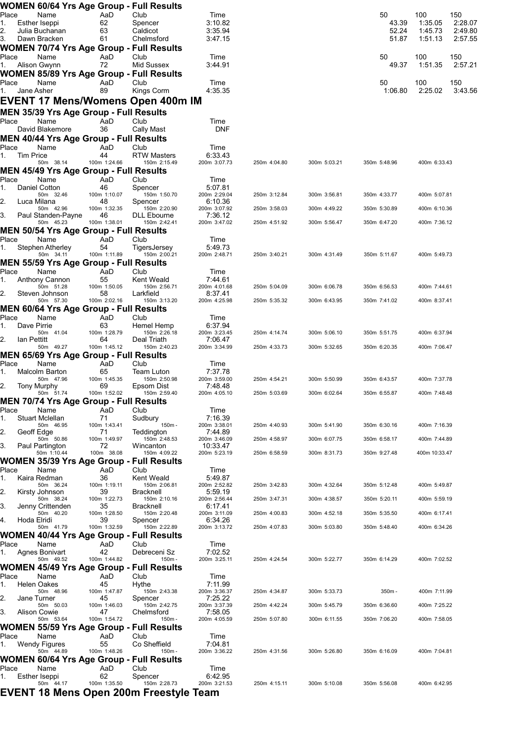### WOMEN 60/64 Yrs Age Group - Full Results

| Place | Name | AaD | Club | Time | 50 | 100 | 150 |
|---|---|---|---|---|---|---|---|
| 1. | Esther Iseppi | 62 | Spencer | 3:10.82 | 43.39 | 1:35.05 | 2:28.07 |
| 2. | Julia Buchanan | 63 | Caldicot | 3:35.94 | 52.24 | 1:45.73 | 2:49.80 |
| 3. | Dawn Bracken | 61 | Chelmsford | 3:47.15 | 51.87 | 1:51.13 | 2:57.55 |

### WOMEN 70/74 Yrs Age Group - Full Results

| Place | Name | AaD | Club | Time | 50 | 100 | 150 |
|---|---|---|---|---|---|---|---|
| 1. | Alison Gwynn | 72 | Mid Sussex | 3:44.91 | 49.37 | 1:51.35 | 2:57.21 |

### WOMEN 85/89 Yrs Age Group - Full Results

| Place | Name | AaD | Club | Time | 50 | 100 | 150 |
|---|---|---|---|---|---|---|---|
| 1. | Jane Asher | 89 | Kings Corm | 4:35.35 | 1:06.80 | 2:25.02 | 3:43.56 |

## EVENT 17 Mens/Womens Open 400m IM

### MEN 35/39 Yrs Age Group - Full Results

| Place | Name | AaD | Club | Time |
|---|---|---|---|---|
| | David Blakemore | 36 | Cally Mast | DNF |

### MEN 40/44 Yrs Age Group - Full Results

| Place | Name | AaD | Club | Time | | | |
|---|---|---|---|---|---|---|---|
| 1. | Tim Price | 44 | RTW Masters | 6:33.43 | | | |
| 50m 38.14 | 100m 1:24.66 | 150m 2:15.49 | 200m 3:07.73 | 250m 4:04.80 | 300m 5:03.21 | 350m 5:48.96 | 400m 6:33.43 |

### MEN 45/49 Yrs Age Group - Full Results

| Place | Name | AaD | Club | Time | | | |
|---|---|---|---|---|---|---|---|
| 1. | Daniel Cotton | 46 | Spencer | 5:07.81 | | | |
| 50m 32.46 | 100m 1:10.07 | 150m 1:50.70 | 200m 2:29.04 | 250m 3:12.84 | 300m 3:56.81 | 350m 4:33.77 | 400m 5:07.81 |
| 2. | Luca Milana | 48 | Spencer | 6:10.36 | | | |
| 50m 42.96 | 100m 1:32.35 | 150m 2:20.90 | 200m 3:07.92 | 250m 3:58.03 | 300m 4:49.22 | 350m 5:30.89 | 400m 6:10.36 |
| 3. | Paul Standen-Payne | 46 | DLL Ebourne | 7:36.12 | | | |
| 50m 45.23 | 100m 1:38.01 | 150m 2:42.41 | 200m 3:47.02 | 250m 4:51.92 | 300m 5:56.47 | 350m 6:47.20 | 400m 7:36.12 |

### MEN 50/54 Yrs Age Group - Full Results

| Place | Name | AaD | Club | Time | | | |
|---|---|---|---|---|---|---|---|
| 1. | Stephen Atherley | 54 | TigersJersey | 5:49.73 | | | |
| 50m 34.11 | 100m 1:11.89 | 150m 2:00.21 | 200m 2:48.71 | 250m 3:40.21 | 300m 4:31.49 | 350m 5:11.67 | 400m 5:49.73 |

### MEN 55/59 Yrs Age Group - Full Results

| Place | Name | AaD | Club | Time | | | |
|---|---|---|---|---|---|---|---|
| 1. | Anthony Cannon | 55 | Kent Weald | 7:44.61 | | | |
| 50m 51.28 | 100m 1:50.05 | 150m 2:56.71 | 200m 4:01.68 | 250m 5:04.09 | 300m 6:06.78 | 350m 6:56.53 | 400m 7:44.61 |
| 2. | Steven Johnson | 58 | Larkfield | 8:37.41 | | | |
| 50m 57.30 | 100m 2:02.16 | 150m 3:13.20 | 200m 4:25.98 | 250m 5:35.32 | 300m 6:43.95 | 350m 7:41.02 | 400m 8:37.41 |

### MEN 60/64 Yrs Age Group - Full Results

| Place | Name | AaD | Club | Time | | | |
|---|---|---|---|---|---|---|---|
| 1. | Dave Pirrie | 63 | Hemel Hemp | 6:37.94 | | | |
| 50m 41.04 | 100m 1:28.79 | 150m 2:26.18 | 200m 3:23.45 | 250m 4:14.74 | 300m 5:06.10 | 350m 5:51.75 | 400m 6:37.94 |
| 2. | Ian Pettitt | 64 | Deal Triath | 7:06.47 | | | |
| 50m 49.27 | 100m 1:45.12 | 150m 2:40.23 | 200m 3:34.99 | 250m 4:33.73 | 300m 5:32.65 | 350m 6:20.35 | 400m 7:06.47 |

### MEN 65/69 Yrs Age Group - Full Results

| Place | Name | AaD | Club | Time | | | |
|---|---|---|---|---|---|---|---|
| 1. | Malcolm Barton | 65 | Team Luton | 7:37.78 | | | |
| 50m 47.96 | 100m 1:45.35 | 150m 2:50.98 | 200m 3:59.00 | 250m 4:54.21 | 300m 5:50.99 | 350m 6:43.57 | 400m 7:37.78 |
| 2. | Tony Murphy | 69 | Epsom Dist | 7:48.48 | | | |
| 50m 51.74 | 100m 1:52.02 | 150m 2:59.40 | 200m 4:05.10 | 250m 5:03.69 | 300m 6:02.64 | 350m 6:55.87 | 400m 7:48.48 |

### MEN 70/74 Yrs Age Group - Full Results

| Place | Name | AaD | Club | Time | | | |
|---|---|---|---|---|---|---|---|
| 1. | Stuart Mclellan | 71 | Sudbury | 7:16.39 | | | |
| 50m 46.95 | 100m 1:43.41 | 150m - | 200m 3:38.01 | 250m 4:40.93 | 300m 5:41.90 | 350m 6:30.16 | 400m 7:16.39 |
| 2. | Geoff Edge | 71 | Teddington | 7:44.89 | | | |
| 50m 50.86 | 100m 1:49.97 | 150m 2:48.53 | 200m 3:46.09 | 250m 4:58.97 | 300m 6:07.75 | 350m 6:58.17 | 400m 7:44.89 |
| 3. | Paul Partington | 72 | Wincanton | 10:33.47 | | | |
| 50m 1:10.44 | 100m 38.08 | 150m 4:09.22 | 200m 5:23.19 | 250m 6:58.59 | 300m 8:31.73 | 350m 9:27.48 | 400m 10:33.47 |

### WOMEN 35/39 Yrs Age Group - Full Results

| Place | Name | AaD | Club | Time | | | |
|---|---|---|---|---|---|---|---|
| 1. | Kaira Redman | 36 | Kent Weald | 5:49.87 | | | |
| 50m 36.24 | 100m 1:19.11 | 150m 2:06.81 | 200m 2:52.82 | 250m 3:42.83 | 300m 4:32.64 | 350m 5:12.48 | 400m 5:49.87 |
| 2. | Kirsty Johnson | 39 | Bracknell | 5:59.19 | | | |
| 50m 38.24 | 100m 1:22.73 | 150m 2:10.16 | 200m 2:56.44 | 250m 3:47.31 | 300m 4:38.57 | 350m 5:20.11 | 400m 5:59.19 |
| 3. | Jenny Crittenden | 35 | Bracknell | 6:17.41 | | | |
| 50m 40.20 | 100m 1:28.50 | 150m 2:20.48 | 200m 3:11.09 | 250m 4:00.83 | 300m 4:52.18 | 350m 5:35.50 | 400m 6:17.41 |
| 4. | Hoda Elridi | 39 | Spencer | 6:34.26 | | | |
| 50m 41.79 | 100m 1:32.59 | 150m 2:22.89 | 200m 3:13.72 | 250m 4:07.83 | 300m 5:03.80 | 350m 5:48.40 | 400m 6:34.26 |

### WOMEN 40/44 Yrs Age Group - Full Results

| Place | Name | AaD | Club | Time | | | |
|---|---|---|---|---|---|---|---|
| 1. | Agnes Bonivart | 42 | Debreceni Sz | 7:02.52 | | | |
| 50m 49.52 | 100m 1:44.82 | 150m - | 200m 3:25.11 | 250m 4:24.54 | 300m 5:22.77 | 350m 6:14.29 | 400m 7:02.52 |

### WOMEN 45/49 Yrs Age Group - Full Results

| Place | Name | AaD | Club | Time | | | |
|---|---|---|---|---|---|---|---|
| 1. | Helen Oakes | 45 | Hythe | 7:11.99 | | | |
| 50m 48.96 | 100m 1:47.87 | 150m 2:43.38 | 200m 3:36.37 | 250m 4:34.87 | 300m 5:33.73 | 350m - | 400m 7:11.99 |
| 2. | Jane Turner | 45 | Spencer | 7:25.22 | | | |
| 50m 50.03 | 100m 1:46.03 | 150m 2:42.75 | 200m 3:37.39 | 250m 4:42.24 | 300m 5:45.79 | 350m 6:36.60 | 400m 7:25.22 |
| 3. | Alison Cowie | 47 | Chelmsford | 7:58.05 | | | |
| 50m 53.64 | 100m 1:54.72 | 150m - | 200m 4:05.59 | 250m 5:07.80 | 300m 6:11.55 | 350m 7:06.20 | 400m 7:58.05 |

### WOMEN 55/59 Yrs Age Group - Full Results

| Place | Name | AaD | Club | Time | | | |
|---|---|---|---|---|---|---|---|
| 1. | Wendy Figures | 55 | Co Sheffield | 7:04.81 | | | |
| 50m 44.89 | 100m 1:48.26 | 150m - | 200m 3:36.22 | 250m 4:31.56 | 300m 5:26.80 | 350m 6:16.09 | 400m 7:04.81 |

### WOMEN 60/64 Yrs Age Group - Full Results

| Place | Name | AaD | Club | Time | | | |
|---|---|---|---|---|---|---|---|
| 1. | Esther Iseppi | 62 | Spencer | 6:42.95 | | | |
| 50m 44.17 | 100m 1:35.50 | 150m 2:28.73 | 200m 3:21.53 | 250m 4:15.11 | 300m 5:10.08 | 350m 5:56.08 | 400m 6:42.95 |

## EVENT 18 Mens Open 200m Freestyle Team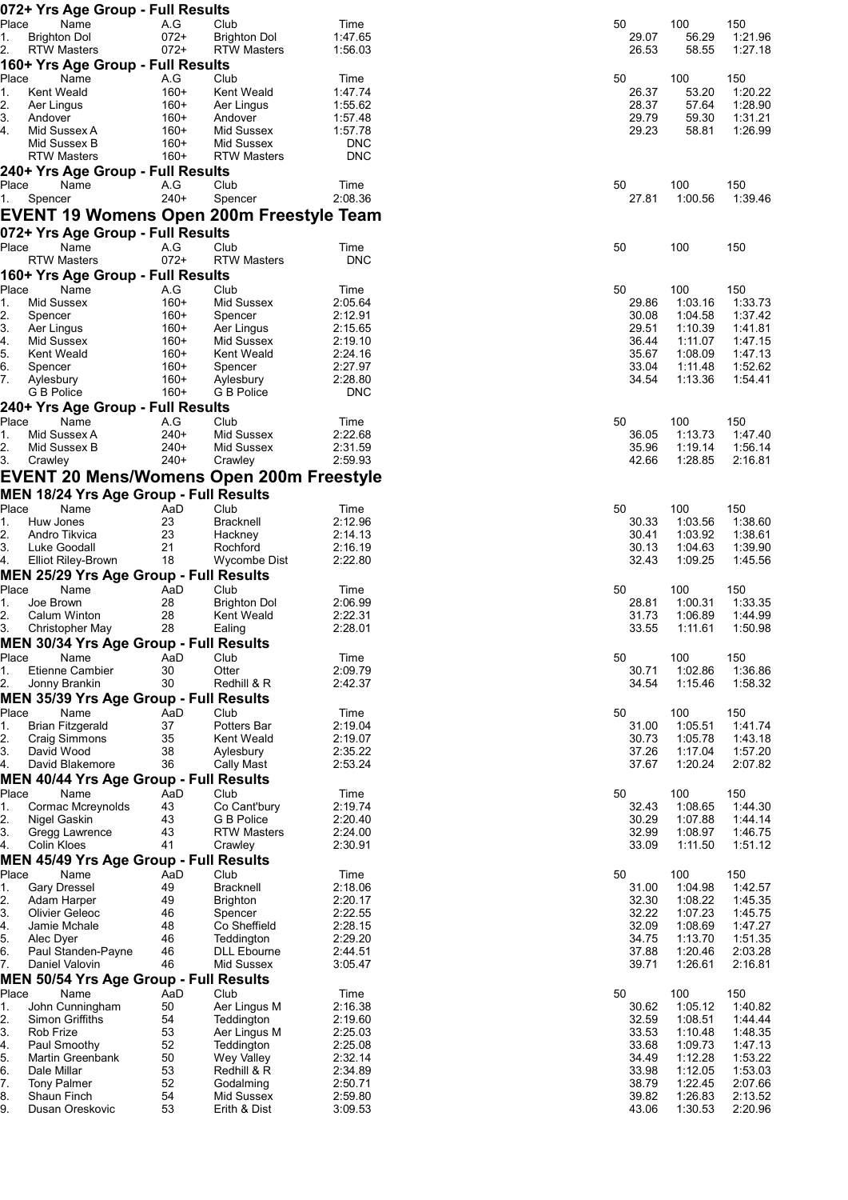### 072+ Yrs Age Group - Full Results

| Place | Name | A.G | Club | Time | 50 | 100 | 150 |
|---|---|---|---|---|---|---|---|
| 1. | Brighton Dol | 072+ | Brighton Dol | 1:47.65 | 29.07 | 56.29 | 1:21.96 |
| 2. | RTW Masters | 072+ | RTW Masters | 1:56.03 | 26.53 | 58.55 | 1:27.18 |

### 160+ Yrs Age Group - Full Results

| Place | Name | A.G | Club | Time | 50 | 100 | 150 |
|---|---|---|---|---|---|---|---|
| 1. | Kent Weald | 160+ | Kent Weald | 1:47.74 | 26.37 | 53.20 | 1:20.22 |
| 2. | Aer Lingus | 160+ | Aer Lingus | 1:55.62 | 28.37 | 57.64 | 1:28.90 |
| 3. | Andover | 160+ | Andover | 1:57.48 | 29.79 | 59.30 | 1:31.21 |
| 4. | Mid Sussex A | 160+ | Mid Sussex | 1:57.78 | 29.23 | 58.81 | 1:26.99 |
| | Mid Sussex B | 160+ | Mid Sussex | DNC | | | |
| | RTW Masters | 160+ | RTW Masters | DNC | | | |

### 240+ Yrs Age Group - Full Results

| Place | Name | A.G | Club | Time | 50 | 100 | 150 |
|---|---|---|---|---|---|---|---|
| 1. | Spencer | 240+ | Spencer | 2:08.36 | 27.81 | 1:00.56 | 1:39.46 |

## EVENT 19 Womens Open 200m Freestyle Team

### 072+ Yrs Age Group - Full Results

| Place | Name | A.G | Club | Time | 50 | 100 | 150 |
|---|---|---|---|---|---|---|---|
| | RTW Masters | 072+ | RTW Masters | DNC | | | |

### 160+ Yrs Age Group - Full Results

| Place | Name | A.G | Club | Time | 50 | 100 | 150 |
|---|---|---|---|---|---|---|---|
| 1. | Mid Sussex | 160+ | Mid Sussex | 2:05.64 | 29.86 | 1:03.16 | 1:33.73 |
| 2. | Spencer | 160+ | Spencer | 2:12.91 | 30.08 | 1:04.58 | 1:37.42 |
| 3. | Aer Lingus | 160+ | Aer Lingus | 2:15.65 | 29.51 | 1:10.39 | 1:41.81 |
| 4. | Mid Sussex | 160+ | Mid Sussex | 2:19.10 | 36.44 | 1:11.07 | 1:47.15 |
| 5. | Kent Weald | 160+ | Kent Weald | 2:24.16 | 35.67 | 1:08.09 | 1:47.13 |
| 6. | Spencer | 160+ | Spencer | 2:27.97 | 33.04 | 1:11.48 | 1:52.62 |
| 7. | Aylesbury | 160+ | Aylesbury | 2:28.80 | 34.54 | 1:13.36 | 1:54.41 |
| | G B Police | 160+ | G B Police | DNC | | | |

### 240+ Yrs Age Group - Full Results

| Place | Name | A.G | Club | Time | 50 | 100 | 150 |
|---|---|---|---|---|---|---|---|
| 1. | Mid Sussex A | 240+ | Mid Sussex | 2:22.68 | 36.05 | 1:13.73 | 1:47.40 |
| 2. | Mid Sussex B | 240+ | Mid Sussex | 2:31.59 | 35.96 | 1:19.14 | 1:56.14 |
| 3. | Crawley | 240+ | Crawley | 2:59.93 | 42.66 | 1:28.85 | 2:16.81 |

## EVENT 20 Mens/Womens Open 200m Freestyle

### MEN 18/24 Yrs Age Group - Full Results

| Place | Name | AaD | Club | Time | 50 | 100 | 150 |
|---|---|---|---|---|---|---|---|
| 1. | Huw Jones | 23 | Bracknell | 2:12.96 | 30.33 | 1:03.56 | 1:38.60 |
| 2. | Andro Tikvica | 23 | Hackney | 2:14.13 | 30.41 | 1:03.92 | 1:38.61 |
| 3. | Luke Goodall | 21 | Rochford | 2:16.19 | 30.13 | 1:04.63 | 1:39.90 |
| 4. | Elliot Riley-Brown | 18 | Wycombe Dist | 2:22.80 | 32.43 | 1:09.25 | 1:45.56 |

### MEN 25/29 Yrs Age Group - Full Results

| Place | Name | AaD | Club | Time | 50 | 100 | 150 |
|---|---|---|---|---|---|---|---|
| 1. | Joe Brown | 28 | Brighton Dol | 2:06.99 | 28.81 | 1:00.31 | 1:33.35 |
| 2. | Calum Winton | 28 | Kent Weald | 2:22.31 | 31.73 | 1:06.89 | 1:44.99 |
| 3. | Christopher May | 28 | Ealing | 2:28.01 | 33.55 | 1:11.61 | 1:50.98 |

### MEN 30/34 Yrs Age Group - Full Results

| Place | Name | AaD | Club | Time | 50 | 100 | 150 |
|---|---|---|---|---|---|---|---|
| 1. | Etienne Cambier | 30 | Otter | 2:09.79 | 30.71 | 1:02.86 | 1:36.86 |
| 2. | Jonny Brankin | 30 | Redhill & R | 2:42.37 | 34.54 | 1:15.46 | 1:58.32 |

### MEN 35/39 Yrs Age Group - Full Results

| Place | Name | AaD | Club | Time | 50 | 100 | 150 |
|---|---|---|---|---|---|---|---|
| 1. | Brian Fitzgerald | 37 | Potters Bar | 2:19.04 | 31.00 | 1:05.51 | 1:41.74 |
| 2. | Craig Simmons | 35 | Kent Weald | 2:19.07 | 30.73 | 1:05.78 | 1:43.18 |
| 3. | David Wood | 38 | Aylesbury | 2:35.22 | 37.26 | 1:17.04 | 1:57.20 |
| 4. | David Blakemore | 36 | Cally Mast | 2:53.24 | 37.67 | 1:20.24 | 2:07.82 |

### MEN 40/44 Yrs Age Group - Full Results

| Place | Name | AaD | Club | Time | 50 | 100 | 150 |
|---|---|---|---|---|---|---|---|
| 1. | Cormac Mcreynolds | 43 | Co Cant'bury | 2:19.74 | 32.43 | 1:08.65 | 1:44.30 |
| 2. | Nigel Gaskin | 43 | G B Police | 2:20.40 | 30.29 | 1:07.88 | 1:44.14 |
| 3. | Gregg Lawrence | 43 | RTW Masters | 2:24.00 | 32.99 | 1:08.97 | 1:46.75 |
| 4. | Colin Kloes | 41 | Crawley | 2:30.91 | 33.09 | 1:11.50 | 1:51.12 |

### MEN 45/49 Yrs Age Group - Full Results

| Place | Name | AaD | Club | Time | 50 | 100 | 150 |
|---|---|---|---|---|---|---|---|
| 1. | Gary Dressel | 49 | Bracknell | 2:18.06 | 31.00 | 1:04.98 | 1:42.57 |
| 2. | Adam Harper | 49 | Brighton | 2:20.17 | 32.30 | 1:08.22 | 1:45.35 |
| 3. | Olivier Geleoc | 46 | Spencer | 2:22.55 | 32.22 | 1:07.23 | 1:45.75 |
| 4. | Jamie Mchale | 48 | Co Sheffield | 2:28.15 | 32.09 | 1:08.69 | 1:47.27 |
| 5. | Alec Dyer | 46 | Teddington | 2:29.20 | 34.75 | 1:13.70 | 1:51.35 |
| 6. | Paul Standen-Payne | 46 | DLL Ebourne | 2:44.51 | 37.88 | 1:20.46 | 2:03.28 |
| 7. | Daniel Valovin | 46 | Mid Sussex | 3:05.47 | 39.71 | 1:26.61 | 2:16.81 |

### MEN 50/54 Yrs Age Group - Full Results

| Place | Name | AaD | Club | Time | 50 | 100 | 150 |
|---|---|---|---|---|---|---|---|
| 1. | John Cunningham | 50 | Aer Lingus M | 2:16.38 | 30.62 | 1:05.12 | 1:40.82 |
| 2. | Simon Griffiths | 54 | Teddington | 2:19.60 | 32.59 | 1:08.51 | 1:44.44 |
| 3. | Rob Frize | 53 | Aer Lingus M | 2:25.03 | 33.53 | 1:10.48 | 1:48.35 |
| 4. | Paul Smoothy | 52 | Teddington | 2:25.08 | 33.68 | 1:09.73 | 1:47.13 |
| 5. | Martin Greenbank | 50 | Wey Valley | 2:32.14 | 34.49 | 1:12.28 | 1:53.22 |
| 6. | Dale Millar | 53 | Redhill & R | 2:34.89 | 33.98 | 1:12.05 | 1:53.03 |
| 7. | Tony Palmer | 52 | Godalming | 2:50.71 | 38.79 | 1:22.45 | 2:07.66 |
| 8. | Shaun Finch | 54 | Mid Sussex | 2:59.80 | 39.82 | 1:26.83 | 2:13.52 |
| 9. | Dusan Oreskovic | 53 | Erith & Dist | 3:09.53 | 43.06 | 1:30.53 | 2:20.96 |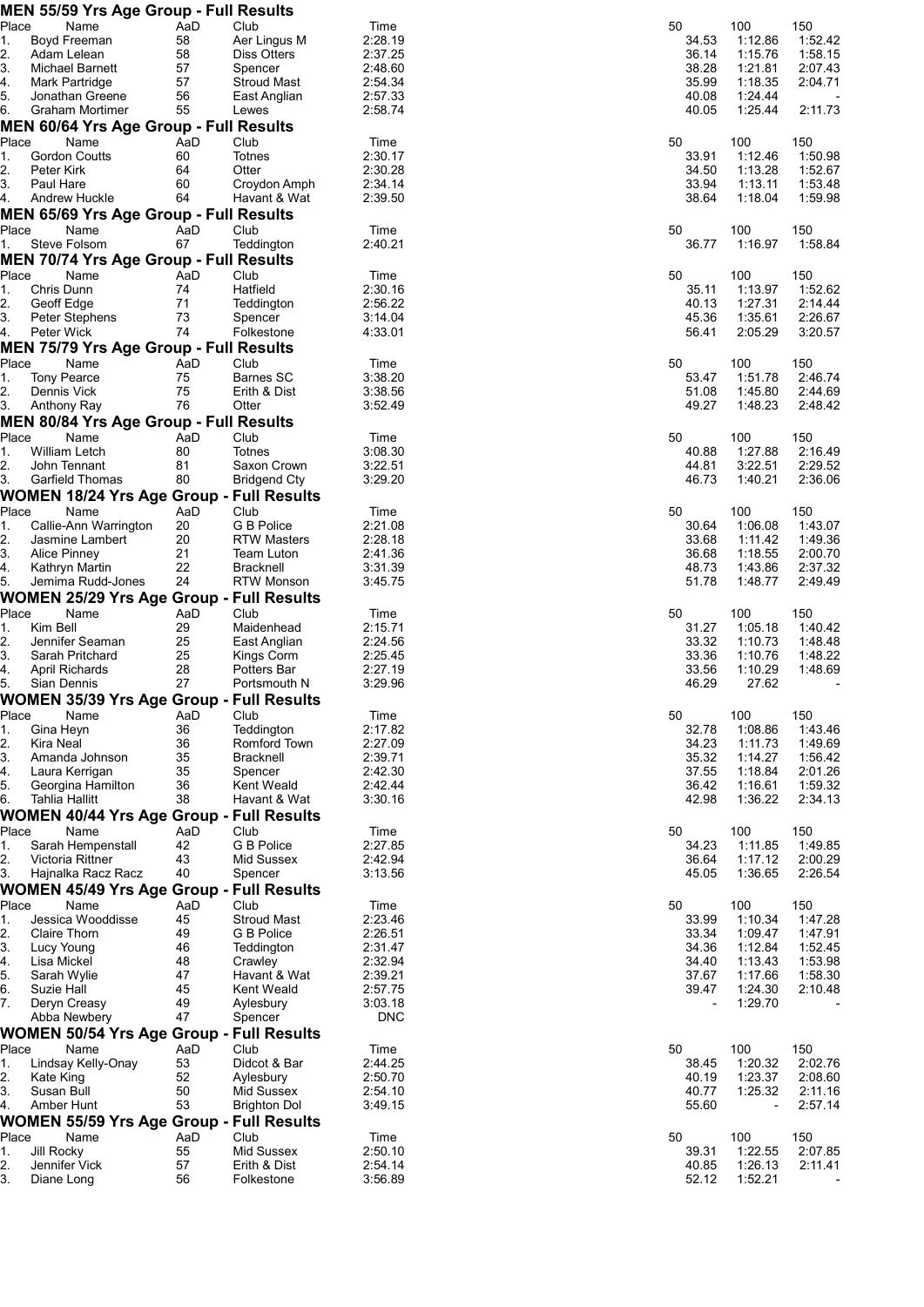## MEN 55/59 Yrs Age Group - Full Results

| Place | Name | AaD | Club | Time | 50 | 100 | 150 |
|---|---|---|---|---|---|---|---|
| 1. | Boyd Freeman | 58 | Aer Lingus M | 2:28.19 | 34.53 | 1:12.86 | 1:52.42 |
| 2. | Adam Lelean | 58 | Diss Otters | 2:37.25 | 36.14 | 1:15.76 | 1:58.15 |
| 3. | Michael Barnett | 57 | Spencer | 2:48.60 | 38.28 | 1:21.81 | 2:07.43 |
| 4. | Mark Partridge | 57 | Stroud Mast | 2:54.34 | 35.99 | 1:18.35 | 2:04.71 |
| 5. | Jonathan Greene | 56 | East Anglian | 2:57.33 | 40.08 | 1:24.44 | - |
| 6. | Graham Mortimer | 55 | Lewes | 2:58.74 | 40.05 | 1:25.44 | 2:11.73 |

## MEN 60/64 Yrs Age Group - Full Results

| Place | Name | AaD | Club | Time | 50 | 100 | 150 |
|---|---|---|---|---|---|---|---|
| 1. | Gordon Coutts | 60 | Totnes | 2:30.17 | 33.91 | 1:12.46 | 1:50.98 |
| 2. | Peter Kirk | 64 | Otter | 2:30.28 | 34.50 | 1:13.28 | 1:52.67 |
| 3. | Paul Hare | 60 | Croydon Amph | 2:34.14 | 33.94 | 1:13.11 | 1:53.48 |
| 4. | Andrew Huckle | 64 | Havant & Wat | 2:39.50 | 38.64 | 1:18.04 | 1:59.98 |

## MEN 65/69 Yrs Age Group - Full Results

| Place | Name | AaD | Club | Time | 50 | 100 | 150 |
|---|---|---|---|---|---|---|---|
| 1. | Steve Folsom | 67 | Teddington | 2:40.21 | 36.77 | 1:16.97 | 1:58.84 |

## MEN 70/74 Yrs Age Group - Full Results

| Place | Name | AaD | Club | Time | 50 | 100 | 150 |
|---|---|---|---|---|---|---|---|
| 1. | Chris Dunn | 74 | Hatfield | 2:30.16 | 35.11 | 1:13.97 | 1:52.62 |
| 2. | Geoff Edge | 71 | Teddington | 2:56.22 | 40.13 | 1:27.31 | 2:14.44 |
| 3. | Peter Stephens | 73 | Spencer | 3:14.04 | 45.36 | 1:35.61 | 2:26.67 |
| 4. | Peter Wick | 74 | Folkestone | 4:33.01 | 56.41 | 2:05.29 | 3:20.57 |

## MEN 75/79 Yrs Age Group - Full Results

| Place | Name | AaD | Club | Time | 50 | 100 | 150 |
|---|---|---|---|---|---|---|---|
| 1. | Tony Pearce | 75 | Barnes SC | 3:38.20 | 53.47 | 1:51.78 | 2:46.74 |
| 2. | Dennis Vick | 75 | Erith & Dist | 3:38.56 | 51.08 | 1:45.80 | 2:44.69 |
| 3. | Anthony Ray | 76 | Otter | 3:52.49 | 49.27 | 1:48.23 | 2:48.42 |

## MEN 80/84 Yrs Age Group - Full Results

| Place | Name | AaD | Club | Time | 50 | 100 | 150 |
|---|---|---|---|---|---|---|---|
| 1. | William Letch | 80 | Totnes | 3:08.30 | 40.88 | 1:27.88 | 2:16.49 |
| 2. | John Tennant | 81 | Saxon Crown | 3:22.51 | 44.81 | 3:22.51 | 2:29.52 |
| 3. | Garfield Thomas | 80 | Bridgend Cty | 3:29.20 | 46.73 | 1:40.21 | 2:36.06 |

## WOMEN 18/24 Yrs Age Group - Full Results

| Place | Name | AaD | Club | Time | 50 | 100 | 150 |
|---|---|---|---|---|---|---|---|
| 1. | Callie-Ann Warrington | 20 | G B Police | 2:21.08 | 30.64 | 1:06.08 | 1:43.07 |
| 2. | Jasmine Lambert | 20 | RTW Masters | 2:28.18 | 33.68 | 1:11.42 | 1:49.36 |
| 3. | Alice Pinney | 21 | Team Luton | 2:41.36 | 36.68 | 1:18.55 | 2:00.70 |
| 4. | Kathryn Martin | 22 | Bracknell | 3:31.39 | 48.73 | 1:43.86 | 2:37.32 |
| 5. | Jemima Rudd-Jones | 24 | RTW Monson | 3:45.75 | 51.78 | 1:48.77 | 2:49.49 |

## WOMEN 25/29 Yrs Age Group - Full Results

| Place | Name | AaD | Club | Time | 50 | 100 | 150 |
|---|---|---|---|---|---|---|---|
| 1. | Kim Bell | 29 | Maidenhead | 2:15.71 | 31.27 | 1:05.18 | 1:40.42 |
| 2. | Jennifer Seaman | 25 | East Anglian | 2:24.56 | 33.32 | 1:10.73 | 1:48.48 |
| 3. | Sarah Pritchard | 25 | Kings Corm | 2:25.45 | 33.36 | 1:10.76 | 1:48.22 |
| 4. | April Richards | 28 | Potters Bar | 2:27.19 | 33.56 | 1:10.29 | 1:48.69 |
| 5. | Sian Dennis | 27 | Portsmouth N | 3:29.96 | 46.29 | 27.62 | - |

## WOMEN 35/39 Yrs Age Group - Full Results

| Place | Name | AaD | Club | Time | 50 | 100 | 150 |
|---|---|---|---|---|---|---|---|
| 1. | Gina Heyn | 36 | Teddington | 2:17.82 | 32.78 | 1:08.86 | 1:43.46 |
| 2. | Kira Neal | 36 | Romford Town | 2:27.09 | 34.23 | 1:11.73 | 1:49.69 |
| 3. | Amanda Johnson | 35 | Bracknell | 2:39.71 | 35.32 | 1:14.27 | 1:56.42 |
| 4. | Laura Kerrigan | 35 | Spencer | 2:42.30 | 37.55 | 1:18.84 | 2:01.26 |
| 5. | Georgina Hamilton | 36 | Kent Weald | 2:42.44 | 36.42 | 1:16.61 | 1:59.32 |
| 6. | Tahlia Hallitt | 38 | Havant & Wat | 3:30.16 | 42.98 | 1:36.22 | 2:34.13 |

## WOMEN 40/44 Yrs Age Group - Full Results

| Place | Name | AaD | Club | Time | 50 | 100 | 150 |
|---|---|---|---|---|---|---|---|
| 1. | Sarah Hempenstall | 42 | G B Police | 2:27.85 | 34.23 | 1:11.85 | 1:49.85 |
| 2. | Victoria Rittner | 43 | Mid Sussex | 2:42.94 | 36.64 | 1:17.12 | 2:00.29 |
| 3. | Hajnalka Racz Racz | 40 | Spencer | 3:13.56 | 45.05 | 1:36.65 | 2:26.54 |

## WOMEN 45/49 Yrs Age Group - Full Results

| Place | Name | AaD | Club | Time | 50 | 100 | 150 |
|---|---|---|---|---|---|---|---|
| 1. | Jessica Wooddisse | 45 | Stroud Mast | 2:23.46 | 33.99 | 1:10.34 | 1:47.28 |
| 2. | Claire Thorn | 49 | G B Police | 2:26.51 | 33.34 | 1:09.47 | 1:47.91 |
| 3. | Lucy Young | 46 | Teddington | 2:31.47 | 34.36 | 1:12.84 | 1:52.45 |
| 4. | Lisa Mickel | 48 | Crawley | 2:32.94 | 34.40 | 1:13.43 | 1:53.98 |
| 5. | Sarah Wylie | 47 | Havant & Wat | 2:39.21 | 37.67 | 1:17.66 | 1:58.30 |
| 6. | Suzie Hall | 45 | Kent Weald | 2:57.75 | 39.47 | 1:24.30 | 2:10.48 |
| 7. | Deryn Creasy | 49 | Aylesbury | 3:03.18 | - | 1:29.70 | - |
| | Abba Newbery | 47 | Spencer | DNC | | | |

## WOMEN 50/54 Yrs Age Group - Full Results

| Place | Name | AaD | Club | Time | 50 | 100 | 150 |
|---|---|---|---|---|---|---|---|
| 1. | Lindsay Kelly-Onay | 53 | Didcot & Bar | 2:44.25 | 38.45 | 1:20.32 | 2:02.76 |
| 2. | Kate King | 52 | Aylesbury | 2:50.70 | 40.19 | 1:23.37 | 2:08.60 |
| 3. | Susan Bull | 50 | Mid Sussex | 2:54.10 | 40.77 | 1:25.32 | 2:11.16 |
| 4. | Amber Hunt | 53 | Brighton Dol | 3:49.15 | 55.60 | - | 2:57.14 |

## WOMEN 55/59 Yrs Age Group - Full Results

| Place | Name | AaD | Club | Time | 50 | 100 | 150 |
|---|---|---|---|---|---|---|---|
| 1. | Jill Rocky | 55 | Mid Sussex | 2:50.10 | 39.31 | 1:22.55 | 2:07.85 |
| 2. | Jennifer Vick | 57 | Erith & Dist | 2:54.14 | 40.85 | 1:26.13 | 2:11.41 |
| 3. | Diane Long | 56 | Folkestone | 3:56.89 | 52.12 | 1:52.21 | - |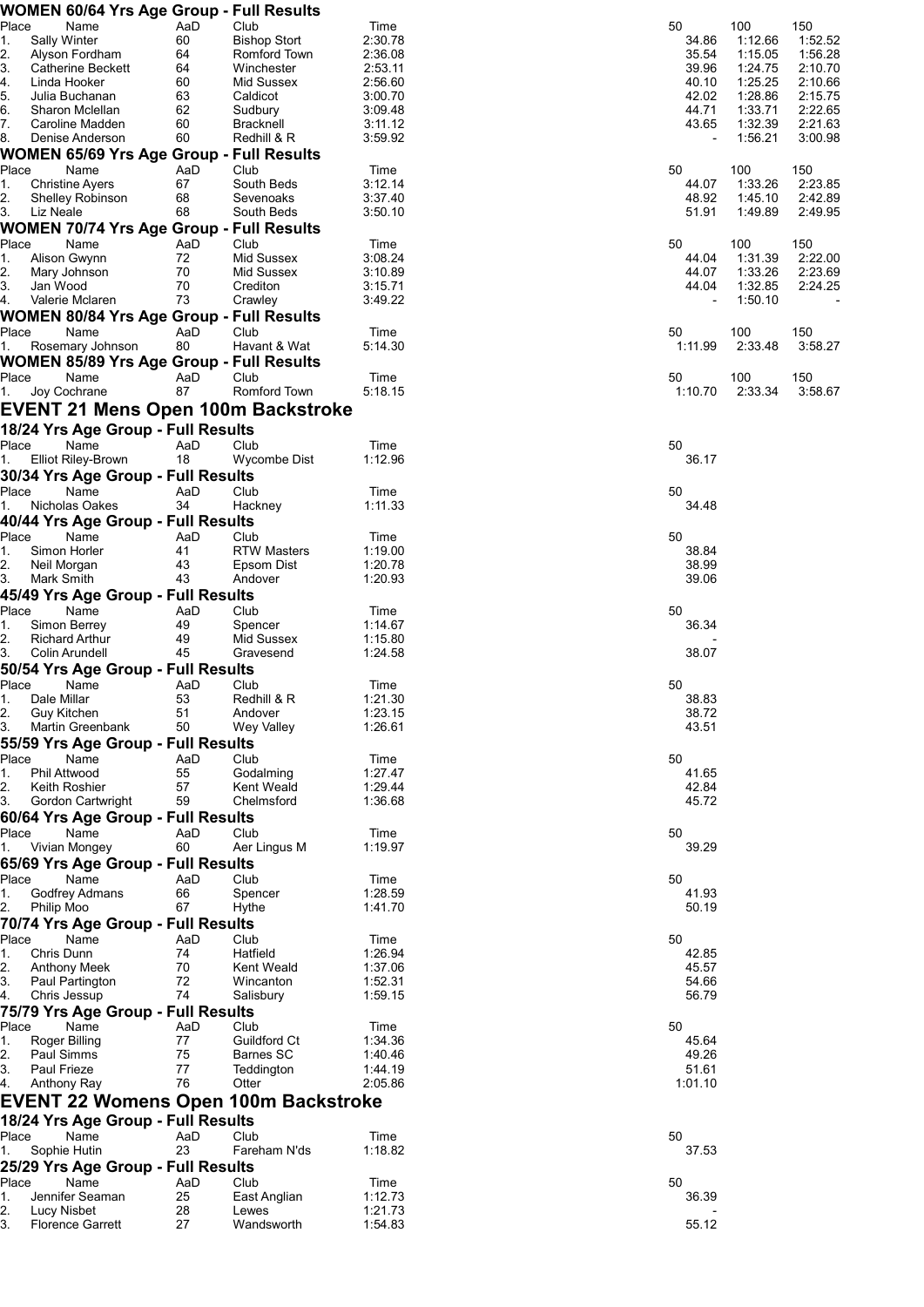### WOMEN 60/64 Yrs Age Group - Full Results

| Place | Name | AaD | Club | Time | 50 | 100 | 150 |
|---|---|---|---|---|---|---|---|
| 1. | Sally Winter | 60 | Bishop Stort | 2:30.78 | 34.86 | 1:12.66 | 1:52.52 |
| 2. | Alyson Fordham | 64 | Romford Town | 2:36.08 | 35.54 | 1:15.05 | 1:56.28 |
| 3. | Catherine Beckett | 64 | Winchester | 2:53.11 | 39.96 | 1:24.75 | 2:10.70 |
| 4. | Linda Hooker | 60 | Mid Sussex | 2:56.60 | 40.10 | 1:25.25 | 2:10.66 |
| 5. | Julia Buchanan | 63 | Caldicot | 3:00.70 | 42.02 | 1:28.86 | 2:15.75 |
| 6. | Sharon Mclellan | 62 | Sudbury | 3:09.48 | 44.71 | 1:33.71 | 2:22.65 |
| 7. | Caroline Madden | 60 | Bracknell | 3:11.12 | 43.65 | 1:32.39 | 2:21.63 |
| 8. | Denise Anderson | 60 | Redhill & R | 3:59.92 | - | 1:56.21 | 3:00.98 |

### WOMEN 65/69 Yrs Age Group - Full Results

| Place | Name | AaD | Club | Time | 50 | 100 | 150 |
|---|---|---|---|---|---|---|---|
| 1. | Christine Ayers | 67 | South Beds | 3:12.14 | 44.07 | 1:33.26 | 2:23.85 |
| 2. | Shelley Robinson | 68 | Sevenoaks | 3:37.40 | 48.92 | 1:45.10 | 2:42.89 |
| 3. | Liz Neale | 68 | South Beds | 3:50.10 | 51.91 | 1:49.89 | 2:49.95 |

### WOMEN 70/74 Yrs Age Group - Full Results

| Place | Name | AaD | Club | Time | 50 | 100 | 150 |
|---|---|---|---|---|---|---|---|
| 1. | Alison Gwynn | 72 | Mid Sussex | 3:08.24 | 44.04 | 1:31.39 | 2:22.00 |
| 2. | Mary Johnson | 70 | Mid Sussex | 3:10.89 | 44.07 | 1:33.26 | 2:23.69 |
| 3. | Jan Wood | 70 | Crediton | 3:15.71 | 44.04 | 1:32.85 | 2:24.25 |
| 4. | Valerie Mclaren | 73 | Crawley | 3:49.22 | - | 1:50.10 | - |

### WOMEN 80/84 Yrs Age Group - Full Results

| Place | Name | AaD | Club | Time | 50 | 100 | 150 |
|---|---|---|---|---|---|---|---|
| 1. | Rosemary Johnson | 80 | Havant & Wat | 5:14.30 | 1:11.99 | 2:33.48 | 3:58.27 |

### WOMEN 85/89 Yrs Age Group - Full Results

| Place | Name | AaD | Club | Time | 50 | 100 | 150 |
|---|---|---|---|---|---|---|---|
| 1. | Joy Cochrane | 87 | Romford Town | 5:18.15 | 1:10.70 | 2:33.34 | 3:58.67 |

## EVENT 21 Mens Open 100m Backstroke

### 18/24 Yrs Age Group - Full Results

| Place | Name | AaD | Club | Time | 50 |
|---|---|---|---|---|---|
| 1. | Elliot Riley-Brown | 18 | Wycombe Dist | 1:12.96 | 36.17 |

### 30/34 Yrs Age Group - Full Results

| Place | Name | AaD | Club | Time | 50 |
|---|---|---|---|---|---|
| 1. | Nicholas Oakes | 34 | Hackney | 1:11.33 | 34.48 |

### 40/44 Yrs Age Group - Full Results

| Place | Name | AaD | Club | Time | 50 |
|---|---|---|---|---|---|
| 1. | Simon Horler | 41 | RTW Masters | 1:19.00 | 38.84 |
| 2. | Neil Morgan | 43 | Epsom Dist | 1:20.78 | 38.99 |
| 3. | Mark Smith | 43 | Andover | 1:20.93 | 39.06 |

### 45/49 Yrs Age Group - Full Results

| Place | Name | AaD | Club | Time | 50 |
|---|---|---|---|---|---|
| 1. | Simon Berrey | 49 | Spencer | 1:14.67 | 36.34 |
| 2. | Richard Arthur | 49 | Mid Sussex | 1:15.80 | - |
| 3. | Colin Arundell | 45 | Gravesend | 1:24.58 | 38.07 |

### 50/54 Yrs Age Group - Full Results

| Place | Name | AaD | Club | Time | 50 |
|---|---|---|---|---|---|
| 1. | Dale Millar | 53 | Redhill & R | 1:21.30 | 38.83 |
| 2. | Guy Kitchen | 51 | Andover | 1:23.15 | 38.72 |
| 3. | Martin Greenbank | 50 | Wey Valley | 1:26.61 | 43.51 |

### 55/59 Yrs Age Group - Full Results

| Place | Name | AaD | Club | Time | 50 |
|---|---|---|---|---|---|
| 1. | Phil Attwood | 55 | Godalming | 1:27.47 | 41.65 |
| 2. | Keith Roshier | 57 | Kent Weald | 1:29.44 | 42.84 |
| 3. | Gordon Cartwright | 59 | Chelmsford | 1:36.68 | 45.72 |

### 60/64 Yrs Age Group - Full Results

| Place | Name | AaD | Club | Time | 50 |
|---|---|---|---|---|---|
| 1. | Vivian Mongey | 60 | Aer Lingus M | 1:19.97 | 39.29 |

### 65/69 Yrs Age Group - Full Results

| Place | Name | AaD | Club | Time | 50 |
|---|---|---|---|---|---|
| 1. | Godfrey Admans | 66 | Spencer | 1:28.59 | 41.93 |
| 2. | Philip Moo | 67 | Hythe | 1:41.70 | 50.19 |

### 70/74 Yrs Age Group - Full Results

| Place | Name | AaD | Club | Time | 50 |
|---|---|---|---|---|---|
| 1. | Chris Dunn | 74 | Hatfield | 1:26.94 | 42.85 |
| 2. | Anthony Meek | 70 | Kent Weald | 1:37.06 | 45.57 |
| 3. | Paul Partington | 72 | Wincanton | 1:52.31 | 54.66 |
| 4. | Chris Jessup | 74 | Salisbury | 1:59.15 | 56.79 |

### 75/79 Yrs Age Group - Full Results

| Place | Name | AaD | Club | Time | 50 |
|---|---|---|---|---|---|
| 1. | Roger Billing | 77 | Guildford Ct | 1:34.36 | 45.64 |
| 2. | Paul Simms | 75 | Barnes SC | 1:40.46 | 49.26 |
| 3. | Paul Frieze | 77 | Teddington | 1:44.19 | 51.61 |
| 4. | Anthony Ray | 76 | Otter | 2:05.86 | 1:01.10 |

## EVENT 22 Womens Open 100m Backstroke

### 18/24 Yrs Age Group - Full Results

| Place | Name | AaD | Club | Time | 50 |
|---|---|---|---|---|---|
| 1. | Sophie Hutin | 23 | Fareham N'ds | 1:18.82 | 37.53 |

### 25/29 Yrs Age Group - Full Results

| Place | Name | AaD | Club | Time | 50 |
|---|---|---|---|---|---|
| 1. | Jennifer Seaman | 25 | East Anglian | 1:12.73 | 36.39 |
| 2. | Lucy Nisbet | 28 | Lewes | 1:21.73 | - |
| 3. | Florence Garrett | 27 | Wandsworth | 1:54.83 | 55.12 |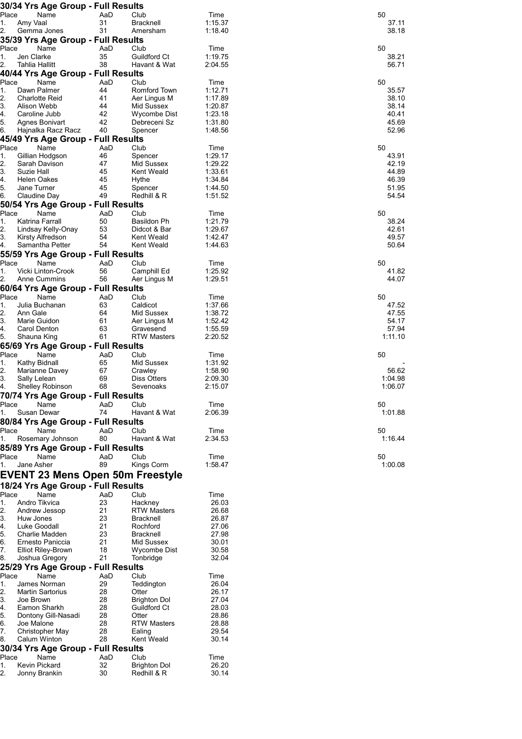### 30/34 Yrs Age Group - Full Results

| Place | Name | AaD | Club | Time | 50 |
|---|---|---|---|---|---|
| 1. | Amy Vaal | 31 | Bracknell | 1:15.37 | 37.11 |
| 2. | Gemma Jones | 31 | Amersham | 1:18.40 | 38.18 |

### 35/39 Yrs Age Group - Full Results

| Place | Name | AaD | Club | Time | 50 |
|---|---|---|---|---|---|
| 1. | Jen Clarke | 35 | Guildford Ct | 1:19.75 | 38.21 |
| 2. | Tahlia Hallitt | 38 | Havant & Wat | 2:04.55 | 56.71 |

### 40/44 Yrs Age Group - Full Results

| Place | Name | AaD | Club | Time | 50 |
|---|---|---|---|---|---|
| 1. | Dawn Palmer | 44 | Romford Town | 1:12.71 | 35.57 |
| 2. | Charlotte Reid | 41 | Aer Lingus M | 1:17.89 | 38.10 |
| 3. | Alison Webb | 44 | Mid Sussex | 1:20.87 | 38.14 |
| 4. | Caroline Jubb | 42 | Wycombe Dist | 1:23.18 | 40.41 |
| 5. | Agnes Bonivart | 42 | Debreceni Sz | 1:31.80 | 45.69 |
| 6. | Hajnalka Racz Racz | 40 | Spencer | 1:48.56 | 52.96 |

### 45/49 Yrs Age Group - Full Results

| Place | Name | AaD | Club | Time | 50 |
|---|---|---|---|---|---|
| 1. | Gillian Hodgson | 46 | Spencer | 1:29.17 | 43.91 |
| 2. | Sarah Davison | 47 | Mid Sussex | 1:29.22 | 42.19 |
| 3. | Suzie Hall | 45 | Kent Weald | 1:33.61 | 44.89 |
| 4. | Helen Oakes | 45 | Hythe | 1:34.84 | 46.39 |
| 5. | Jane Turner | 45 | Spencer | 1:44.50 | 51.95 |
| 6. | Claudine Day | 49 | Redhill & R | 1:51.52 | 54.54 |

### 50/54 Yrs Age Group - Full Results

| Place | Name | AaD | Club | Time | 50 |
|---|---|---|---|---|---|
| 1. | Katrina Farrall | 50 | Basildon Ph | 1:21.79 | 38.24 |
| 2. | Lindsay Kelly-Onay | 53 | Didcot & Bar | 1:29.67 | 42.61 |
| 3. | Kirsty Alfredson | 54 | Kent Weald | 1:42.47 | 49.57 |
| 4. | Samantha Petter | 54 | Kent Weald | 1:44.63 | 50.64 |

### 55/59 Yrs Age Group - Full Results

| Place | Name | AaD | Club | Time | 50 |
|---|---|---|---|---|---|
| 1. | Vicki Linton-Crook | 56 | Camphill Ed | 1:25.92 | 41.82 |
| 2. | Anne Cummins | 56 | Aer Lingus M | 1:29.51 | 44.07 |

### 60/64 Yrs Age Group - Full Results

| Place | Name | AaD | Club | Time | 50 |
|---|---|---|---|---|---|
| 1. | Julia Buchanan | 63 | Caldicot | 1:37.66 | 47.52 |
| 2. | Ann Gale | 64 | Mid Sussex | 1:38.72 | 47.55 |
| 3. | Marie Guidon | 61 | Aer Lingus M | 1:52.42 | 54.17 |
| 4. | Carol Denton | 63 | Gravesend | 1:55.59 | 57.94 |
| 5. | Shauna King | 61 | RTW Masters | 2:20.52 | 1:11.10 |

### 65/69 Yrs Age Group - Full Results

| Place | Name | AaD | Club | Time | 50 |
|---|---|---|---|---|---|
| 1. | Kathy Bidnall | 65 | Mid Sussex | 1:31.92 | - |
| 2. | Marianne Davey | 67 | Crawley | 1:58.90 | 56.62 |
| 3. | Sally Lelean | 69 | Diss Otters | 2:09.30 | 1:04.98 |
| 4. | Shelley Robinson | 68 | Sevenoaks | 2:15.07 | 1:06.07 |

### 70/74 Yrs Age Group - Full Results

| Place | Name | AaD | Club | Time | 50 |
|---|---|---|---|---|---|
| 1. | Susan Dewar | 74 | Havant & Wat | 2:06.39 | 1:01.88 |

### 80/84 Yrs Age Group - Full Results

| Place | Name | AaD | Club | Time | 50 |
|---|---|---|---|---|---|
| 1. | Rosemary Johnson | 80 | Havant & Wat | 2:34.53 | 1:16.44 |

### 85/89 Yrs Age Group - Full Results

| Place | Name | AaD | Club | Time | 50 |
|---|---|---|---|---|---|
| 1. | Jane Asher | 89 | Kings Corm | 1:58.47 | 1:00.08 |

## EVENT 23 Mens Open 50m Freestyle

### 18/24 Yrs Age Group - Full Results

| Place | Name | AaD | Club | Time |
|---|---|---|---|---|
| 1. | Andro Tikvica | 23 | Hackney | 26.03 |
| 2. | Andrew Jessop | 21 | RTW Masters | 26.68 |
| 3. | Huw Jones | 23 | Bracknell | 26.87 |
| 4. | Luke Goodall | 21 | Rochford | 27.06 |
| 5. | Charlie Madden | 23 | Bracknell | 27.98 |
| 6. | Ernesto Paniccia | 21 | Mid Sussex | 30.01 |
| 7. | Elliot Riley-Brown | 18 | Wycombe Dist | 30.58 |
| 8. | Joshua Gregory | 21 | Tonbridge | 32.04 |

### 25/29 Yrs Age Group - Full Results

| Place | Name | AaD | Club | Time |
|---|---|---|---|---|
| 1. | James Norman | 29 | Teddington | 26.04 |
| 2. | Martin Sartorius | 28 | Otter | 26.17 |
| 3. | Joe Brown | 28 | Brighton Dol | 27.04 |
| 4. | Eamon Sharkh | 28 | Guildford Ct | 28.03 |
| 5. | Dontony Gill-Nasadi | 28 | Otter | 28.86 |
| 6. | Joe Malone | 28 | RTW Masters | 28.88 |
| 7. | Christopher May | 28 | Ealing | 29.54 |
| 8. | Calum Winton | 28 | Kent Weald | 30.14 |

### 30/34 Yrs Age Group - Full Results

| Place | Name | AaD | Club | Time |
|---|---|---|---|---|
| 1. | Kevin Pickard | 32 | Brighton Dol | 26.20 |
| 2. | Jonny Brankin | 30 | Redhill & R | 30.14 |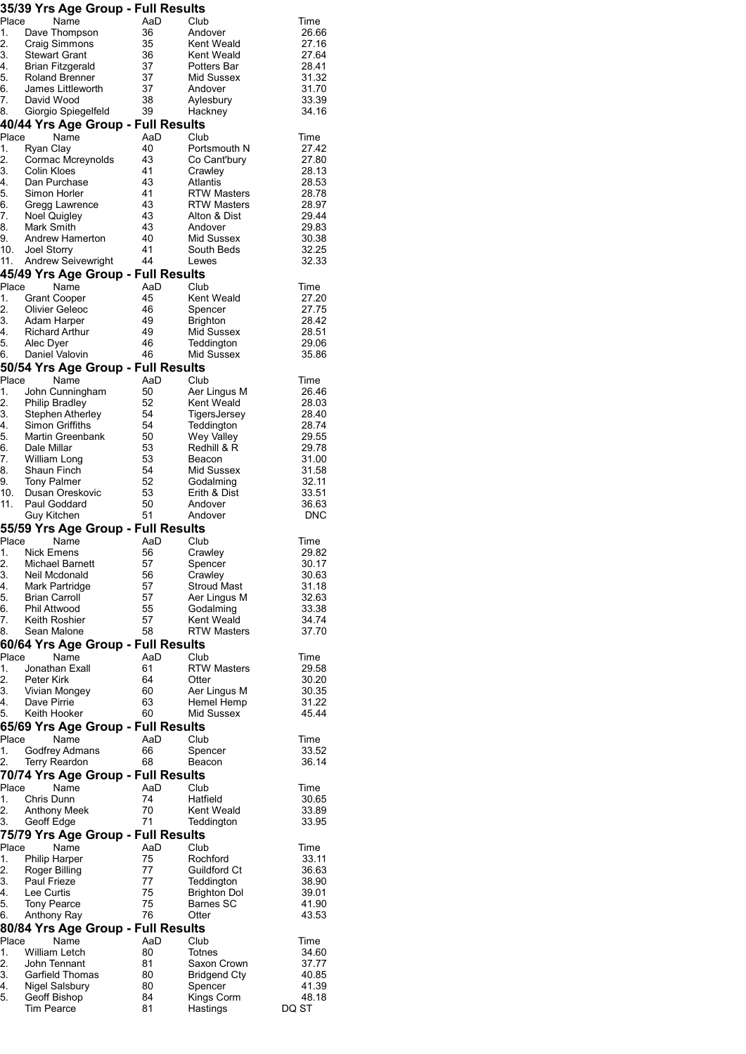## 35/39 Yrs Age Group - Full Results

| Place | Name | AaD | Club | Time |
|---|---|---|---|---|
| 1. | Dave Thompson | 36 | Andover | 26.66 |
| 2. | Craig Simmons | 35 | Kent Weald | 27.16 |
| 3. | Stewart Grant | 36 | Kent Weald | 27.64 |
| 4. | Brian Fitzgerald | 37 | Potters Bar | 28.41 |
| 5. | Roland Brenner | 37 | Mid Sussex | 31.32 |
| 6. | James Littleworth | 37 | Andover | 31.70 |
| 7. | David Wood | 38 | Aylesbury | 33.39 |
| 8. | Giorgio Spiegelfeld | 39 | Hackney | 34.16 |

## 40/44 Yrs Age Group - Full Results

| Place | Name | AaD | Club | Time |
|---|---|---|---|---|
| 1. | Ryan Clay | 40 | Portsmouth N | 27.42 |
| 2. | Cormac Mcreynolds | 43 | Co Cant'bury | 27.80 |
| 3. | Colin Kloes | 41 | Crawley | 28.13 |
| 4. | Dan Purchase | 43 | Atlantis | 28.53 |
| 5. | Simon Horler | 41 | RTW Masters | 28.78 |
| 6. | Gregg Lawrence | 43 | RTW Masters | 28.97 |
| 7. | Noel Quigley | 43 | Alton & Dist | 29.44 |
| 8. | Mark Smith | 43 | Andover | 29.83 |
| 9. | Andrew Hamerton | 40 | Mid Sussex | 30.38 |
| 10. | Joel Storry | 41 | South Beds | 32.25 |
| 11. | Andrew Seivewright | 44 | Lewes | 32.33 |

## 45/49 Yrs Age Group - Full Results

| Place | Name | AaD | Club | Time |
|---|---|---|---|---|
| 1. | Grant Cooper | 45 | Kent Weald | 27.20 |
| 2. | Olivier Geleoc | 46 | Spencer | 27.75 |
| 3. | Adam Harper | 49 | Brighton | 28.42 |
| 4. | Richard Arthur | 49 | Mid Sussex | 28.51 |
| 5. | Alec Dyer | 46 | Teddington | 29.06 |
| 6. | Daniel Valovin | 46 | Mid Sussex | 35.86 |

## 50/54 Yrs Age Group - Full Results

| Place | Name | AaD | Club | Time |
|---|---|---|---|---|
| 1. | John Cunningham | 50 | Aer Lingus M | 26.46 |
| 2. | Philip Bradley | 52 | Kent Weald | 28.03 |
| 3. | Stephen Atherley | 54 | TigersJersey | 28.40 |
| 4. | Simon Griffiths | 54 | Teddington | 28.74 |
| 5. | Martin Greenbank | 50 | Wey Valley | 29.55 |
| 6. | Dale Millar | 53 | Redhill & R | 29.78 |
| 7. | William Long | 53 | Beacon | 31.00 |
| 8. | Shaun Finch | 54 | Mid Sussex | 31.58 |
| 9. | Tony Palmer | 52 | Godalming | 32.11 |
| 10. | Dusan Oreskovic | 53 | Erith & Dist | 33.51 |
| 11. | Paul Goddard | 50 | Andover | 36.63 |
| | Guy Kitchen | 51 | Andover | DNC |

## 55/59 Yrs Age Group - Full Results

| Place | Name | AaD | Club | Time |
|---|---|---|---|---|
| 1. | Nick Emens | 56 | Crawley | 29.82 |
| 2. | Michael Barnett | 57 | Spencer | 30.17 |
| 3. | Neil Mcdonald | 56 | Crawley | 30.63 |
| 4. | Mark Partridge | 57 | Stroud Mast | 31.18 |
| 5. | Brian Carroll | 57 | Aer Lingus M | 32.63 |
| 6. | Phil Attwood | 55 | Godalming | 33.38 |
| 7. | Keith Roshier | 57 | Kent Weald | 34.74 |
| 8. | Sean Malone | 58 | RTW Masters | 37.70 |

## 60/64 Yrs Age Group - Full Results

| Place | Name | AaD | Club | Time |
|---|---|---|---|---|
| 1. | Jonathan Exall | 61 | RTW Masters | 29.58 |
| 2. | Peter Kirk | 64 | Otter | 30.20 |
| 3. | Vivian Mongey | 60 | Aer Lingus M | 30.35 |
| 4. | Dave Pirrie | 63 | Hemel Hemp | 31.22 |
| 5. | Keith Hooker | 60 | Mid Sussex | 45.44 |

## 65/69 Yrs Age Group - Full Results

| Place | Name | AaD | Club | Time |
|---|---|---|---|---|
| 1. | Godfrey Admans | 66 | Spencer | 33.52 |
| 2. | Terry Reardon | 68 | Beacon | 36.14 |

## 70/74 Yrs Age Group - Full Results

| Place | Name | AaD | Club | Time |
|---|---|---|---|---|
| 1. | Chris Dunn | 74 | Hatfield | 30.65 |
| 2. | Anthony Meek | 70 | Kent Weald | 33.89 |
| 3. | Geoff Edge | 71 | Teddington | 33.95 |

## 75/79 Yrs Age Group - Full Results

| Place | Name | AaD | Club | Time |
|---|---|---|---|---|
| 1. | Philip Harper | 75 | Rochford | 33.11 |
| 2. | Roger Billing | 77 | Guildford Ct | 36.63 |
| 3. | Paul Frieze | 77 | Teddington | 38.90 |
| 4. | Lee Curtis | 75 | Brighton Dol | 39.01 |
| 5. | Tony Pearce | 75 | Barnes SC | 41.90 |
| 6. | Anthony Ray | 76 | Otter | 43.53 |

## 80/84 Yrs Age Group - Full Results

| Place | Name | AaD | Club | Time |
|---|---|---|---|---|
| 1. | William Letch | 80 | Totnes | 34.60 |
| 2. | John Tennant | 81 | Saxon Crown | 37.77 |
| 3. | Garfield Thomas | 80 | Bridgend Cty | 40.85 |
| 4. | Nigel Salsbury | 80 | Spencer | 41.39 |
| 5. | Geoff Bishop | 84 | Kings Corm | 48.18 |
| | Tim Pearce | 81 | Hastings | DQ ST |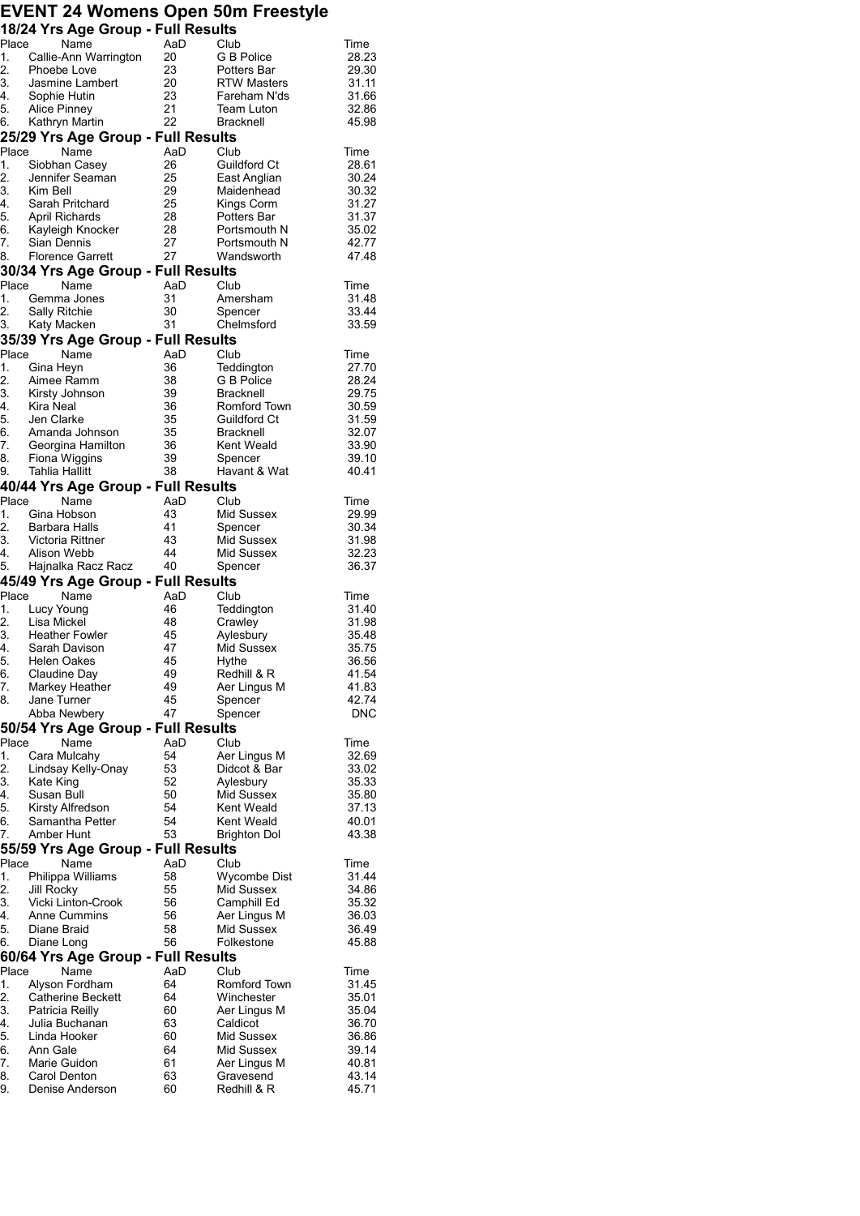# EVENT 24 Womens Open 50m Freestyle

## 18/24 Yrs Age Group - Full Results

| Place | Name | AaD | Club | Time |
|---|---|---|---|---|
| 1. | Callie-Ann Warrington | 20 | G B Police | 28.23 |
| 2. | Phoebe Love | 23 | Potters Bar | 29.30 |
| 3. | Jasmine Lambert | 20 | RTW Masters | 31.11 |
| 4. | Sophie Hutin | 23 | Fareham N'ds | 31.66 |
| 5. | Alice Pinney | 21 | Team Luton | 32.86 |
| 6. | Kathryn Martin | 22 | Bracknell | 45.98 |

## 25/29 Yrs Age Group - Full Results

| Place | Name | AaD | Club | Time |
|---|---|---|---|---|
| 1. | Siobhan Casey | 26 | Guildford Ct | 28.61 |
| 2. | Jennifer Seaman | 25 | East Anglian | 30.24 |
| 3. | Kim Bell | 29 | Maidenhead | 30.32 |
| 4. | Sarah Pritchard | 25 | Kings Corm | 31.27 |
| 5. | April Richards | 28 | Potters Bar | 31.37 |
| 6. | Kayleigh Knocker | 28 | Portsmouth N | 35.02 |
| 7. | Sian Dennis | 27 | Portsmouth N | 42.77 |
| 8. | Florence Garrett | 27 | Wandsworth | 47.48 |

## 30/34 Yrs Age Group - Full Results

| Place | Name | AaD | Club | Time |
|---|---|---|---|---|
| 1. | Gemma Jones | 31 | Amersham | 31.48 |
| 2. | Sally Ritchie | 30 | Spencer | 33.44 |
| 3. | Katy Macken | 31 | Chelmsford | 33.59 |

## 35/39 Yrs Age Group - Full Results

| Place | Name | AaD | Club | Time |
|---|---|---|---|---|
| 1. | Gina Heyn | 36 | Teddington | 27.70 |
| 2. | Aimee Ramm | 38 | G B Police | 28.24 |
| 3. | Kirsty Johnson | 39 | Bracknell | 29.75 |
| 4. | Kira Neal | 36 | Romford Town | 30.59 |
| 5. | Jen Clarke | 35 | Guildford Ct | 31.59 |
| 6. | Amanda Johnson | 35 | Bracknell | 32.07 |
| 7. | Georgina Hamilton | 36 | Kent Weald | 33.90 |
| 8. | Fiona Wiggins | 39 | Spencer | 39.10 |
| 9. | Tahlia Hallitt | 38 | Havant & Wat | 40.41 |

## 40/44 Yrs Age Group - Full Results

| Place | Name | AaD | Club | Time |
|---|---|---|---|---|
| 1. | Gina Hobson | 43 | Mid Sussex | 29.99 |
| 2. | Barbara Halls | 41 | Spencer | 30.34 |
| 3. | Victoria Rittner | 43 | Mid Sussex | 31.98 |
| 4. | Alison Webb | 44 | Mid Sussex | 32.23 |
| 5. | Hajnalka Racz Racz | 40 | Spencer | 36.37 |

## 45/49 Yrs Age Group - Full Results

| Place | Name | AaD | Club | Time |
|---|---|---|---|---|
| 1. | Lucy Young | 46 | Teddington | 31.40 |
| 2. | Lisa Mickel | 48 | Crawley | 31.98 |
| 3. | Heather Fowler | 45 | Aylesbury | 35.48 |
| 4. | Sarah Davison | 47 | Mid Sussex | 35.75 |
| 5. | Helen Oakes | 45 | Hythe | 36.56 |
| 6. | Claudine Day | 49 | Redhill & R | 41.54 |
| 7. | Markey Heather | 49 | Aer Lingus M | 41.83 |
| 8. | Jane Turner | 45 | Spencer | 42.74 |
| | Abba Newbery | 47 | Spencer | DNC |

## 50/54 Yrs Age Group - Full Results

| Place | Name | AaD | Club | Time |
|---|---|---|---|---|
| 1. | Cara Mulcahy | 54 | Aer Lingus M | 32.69 |
| 2. | Lindsay Kelly-Onay | 53 | Didcot & Bar | 33.02 |
| 3. | Kate King | 52 | Aylesbury | 35.33 |
| 4. | Susan Bull | 50 | Mid Sussex | 35.80 |
| 5. | Kirsty Alfredson | 54 | Kent Weald | 37.13 |
| 6. | Samantha Petter | 54 | Kent Weald | 40.01 |
| 7. | Amber Hunt | 53 | Brighton Dol | 43.38 |

## 55/59 Yrs Age Group - Full Results

| Place | Name | AaD | Club | Time |
|---|---|---|---|---|
| 1. | Philippa Williams | 58 | Wycombe Dist | 31.44 |
| 2. | Jill Rocky | 55 | Mid Sussex | 34.86 |
| 3. | Vicki Linton-Crook | 56 | Camphill Ed | 35.32 |
| 4. | Anne Cummins | 56 | Aer Lingus M | 36.03 |
| 5. | Diane Braid | 58 | Mid Sussex | 36.49 |
| 6. | Diane Long | 56 | Folkestone | 45.88 |

## 60/64 Yrs Age Group - Full Results

| Place | Name | AaD | Club | Time |
|---|---|---|---|---|
| 1. | Alyson Fordham | 64 | Romford Town | 31.45 |
| 2. | Catherine Beckett | 64 | Winchester | 35.01 |
| 3. | Patricia Reilly | 60 | Aer Lingus M | 35.04 |
| 4. | Julia Buchanan | 63 | Caldicot | 36.70 |
| 5. | Linda Hooker | 60 | Mid Sussex | 36.86 |
| 6. | Ann Gale | 64 | Mid Sussex | 39.14 |
| 7. | Marie Guidon | 61 | Aer Lingus M | 40.81 |
| 8. | Carol Denton | 63 | Gravesend | 43.14 |
| 9. | Denise Anderson | 60 | Redhill & R | 45.71 |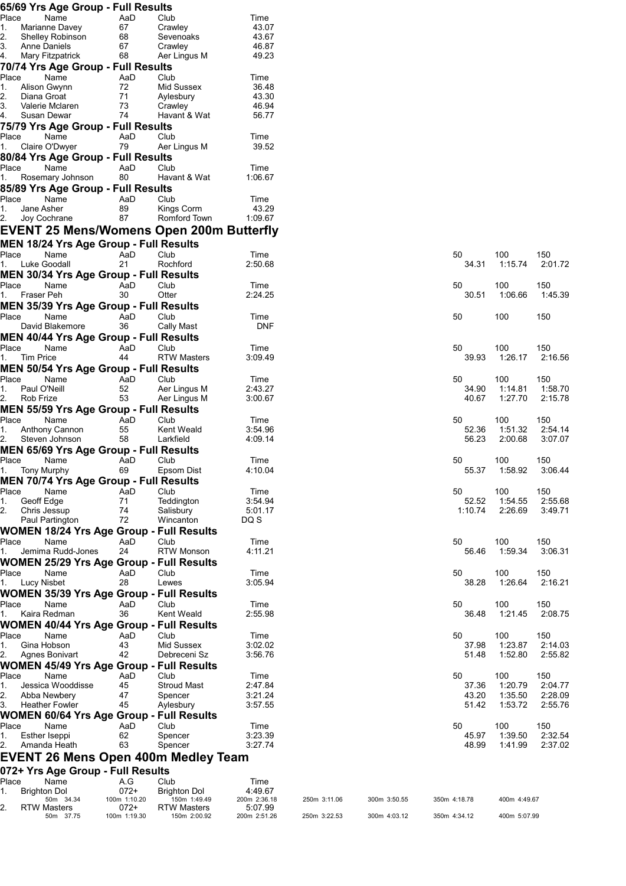### 65/69 Yrs Age Group - Full Results

| Place | Name | AaD | Club | Time |
|---|---|---|---|---|
| 1. | Marianne Davey | 67 | Crawley | 43.07 |
| 2. | Shelley Robinson | 68 | Sevenoaks | 43.67 |
| 3. | Anne Daniels | 67 | Crawley | 46.87 |
| 4. | Mary Fitzpatrick | 68 | Aer Lingus M | 49.23 |

### 70/74 Yrs Age Group - Full Results

| Place | Name | AaD | Club | Time |
|---|---|---|---|---|
| 1. | Alison Gwynn | 72 | Mid Sussex | 36.48 |
| 2. | Diana Groat | 71 | Aylesbury | 43.30 |
| 3. | Valerie Mclaren | 73 | Crawley | 46.94 |
| 4. | Susan Dewar | 74 | Havant & Wat | 56.77 |

### 75/79 Yrs Age Group - Full Results

| Place | Name | AaD | Club | Time |
|---|---|---|---|---|
| 1. | Claire O'Dwyer | 79 | Aer Lingus M | 39.52 |

### 80/84 Yrs Age Group - Full Results

| Place | Name | AaD | Club | Time |
|---|---|---|---|---|
| 1. | Rosemary Johnson | 80 | Havant & Wat | 1:06.67 |

### 85/89 Yrs Age Group - Full Results

| Place | Name | AaD | Club | Time |
|---|---|---|---|---|
| 1. | Jane Asher | 89 | Kings Corm | 43.29 |
| 2. | Joy Cochrane | 87 | Romford Town | 1:09.67 |

## EVENT 25 Mens/Womens Open 200m Butterfly

### MEN 18/24 Yrs Age Group - Full Results

| Place | Name | AaD | Club | Time | 50 | 100 | 150 |
|---|---|---|---|---|---|---|---|
| 1. | Luke Goodall | 21 | Rochford | 2:50.68 | 34.31 | 1:15.74 | 2:01.72 |

### MEN 30/34 Yrs Age Group - Full Results

| Place | Name | AaD | Club | Time | 50 | 100 | 150 |
|---|---|---|---|---|---|---|---|
| 1. | Fraser Peh | 30 | Otter | 2:24.25 | 30.51 | 1:06.66 | 1:45.39 |

### MEN 35/39 Yrs Age Group - Full Results

| Place | Name | AaD | Club | Time | 50 | 100 | 150 |
|---|---|---|---|---|---|---|---|
| | David Blakemore | 36 | Cally Mast | DNF | | | |

### MEN 40/44 Yrs Age Group - Full Results

| Place | Name | AaD | Club | Time | 50 | 100 | 150 |
|---|---|---|---|---|---|---|---|
| 1. | Tim Price | 44 | RTW Masters | 3:09.49 | 39.93 | 1:26.17 | 2:16.56 |

### MEN 50/54 Yrs Age Group - Full Results

| Place | Name | AaD | Club | Time | 50 | 100 | 150 |
|---|---|---|---|---|---|---|---|
| 1. | Paul O'Neill | 52 | Aer Lingus M | 2:43.27 | 34.90 | 1:14.81 | 1:58.70 |
| 2. | Rob Frize | 53 | Aer Lingus M | 3:00.67 | 40.67 | 1:27.70 | 2:15.78 |

### MEN 55/59 Yrs Age Group - Full Results

| Place | Name | AaD | Club | Time | 50 | 100 | 150 |
|---|---|---|---|---|---|---|---|
| 1. | Anthony Cannon | 55 | Kent Weald | 3:54.96 | 52.36 | 1:51.32 | 2:54.14 |
| 2. | Steven Johnson | 58 | Larkfield | 4:09.14 | 56.23 | 2:00.68 | 3:07.07 |

### MEN 65/69 Yrs Age Group - Full Results

| Place | Name | AaD | Club | Time | 50 | 100 | 150 |
|---|---|---|---|---|---|---|---|
| 1. | Tony Murphy | 69 | Epsom Dist | 4:10.04 | 55.37 | 1:58.92 | 3:06.44 |

### MEN 70/74 Yrs Age Group - Full Results

| Place | Name | AaD | Club | Time | 50 | 100 | 150 |
|---|---|---|---|---|---|---|---|
| 1. | Geoff Edge | 71 | Teddington | 3:54.94 | 52.52 | 1:54.55 | 2:55.68 |
| 2. | Chris Jessup | 74 | Salisbury | 5:01.17 | 1:10.74 | 2:26.69 | 3:49.71 |
| | Paul Partington | 72 | Wincanton | DQ S | | | |

### WOMEN 18/24 Yrs Age Group - Full Results

| Place | Name | AaD | Club | Time | 50 | 100 | 150 |
|---|---|---|---|---|---|---|---|
| 1. | Jemima Rudd-Jones | 24 | RTW Monson | 4:11.21 | 56.46 | 1:59.34 | 3:06.31 |

### WOMEN 25/29 Yrs Age Group - Full Results

| Place | Name | AaD | Club | Time | 50 | 100 | 150 |
|---|---|---|---|---|---|---|---|
| 1. | Lucy Nisbet | 28 | Lewes | 3:05.94 | 38.28 | 1:26.64 | 2:16.21 |

### WOMEN 35/39 Yrs Age Group - Full Results

| Place | Name | AaD | Club | Time | 50 | 100 | 150 |
|---|---|---|---|---|---|---|---|
| 1. | Kaira Redman | 36 | Kent Weald | 2:55.98 | 36.48 | 1:21.45 | 2:08.75 |

### WOMEN 40/44 Yrs Age Group - Full Results

| Place | Name | AaD | Club | Time | 50 | 100 | 150 |
|---|---|---|---|---|---|---|---|
| 1. | Gina Hobson | 43 | Mid Sussex | 3:02.02 | 37.98 | 1:23.87 | 2:14.03 |
| 2. | Agnes Bonivart | 42 | Debreceni Sz | 3:56.76 | 51.48 | 1:52.80 | 2:55.82 |

### WOMEN 45/49 Yrs Age Group - Full Results

| Place | Name | AaD | Club | Time | 50 | 100 | 150 |
|---|---|---|---|---|---|---|---|
| 1. | Jessica Wooddisse | 45 | Stroud Mast | 2:47.84 | 37.36 | 1:20.79 | 2:04.77 |
| 2. | Abba Newbery | 47 | Spencer | 3:21.24 | 43.20 | 1:35.50 | 2:28.09 |
| 3. | Heather Fowler | 45 | Aylesbury | 3:57.55 | 51.42 | 1:53.72 | 2:55.76 |

### WOMEN 60/64 Yrs Age Group - Full Results

| Place | Name | AaD | Club | Time | 50 | 100 | 150 |
|---|---|---|---|---|---|---|---|
| 1. | Esther Iseppi | 62 | Spencer | 3:23.39 | 45.97 | 1:39.50 | 2:32.54 |
| 2. | Amanda Heath | 63 | Spencer | 3:27.74 | 48.99 | 1:41.99 | 2:37.02 |

## EVENT 26 Mens Open 400m Medley Team

### 072+ Yrs Age Group - Full Results

| Place | Name | A.G | Club | Time |
|---|---|---|---|---|
| 1. | Brighton Dol | 072+ | Brighton Dol | 4:49.67 |
| | 50m 34.34 | 100m 1:10.20 | 150m 1:49.49 | 200m 2:36.18 |
| | 250m 3:11.06 | 300m 3:50.55 | 350m 4:18.78 | 400m 4:49.67 |
| 2. | RTW Masters | 072+ | RTW Masters | 5:07.99 |
| | 50m 37.75 | 100m 1:19.30 | 150m 2:00.92 | 200m 2:51.26 |
| | 250m 3:22.53 | 300m 4:03.12 | 350m 4:34.12 | 400m 5:07.99 |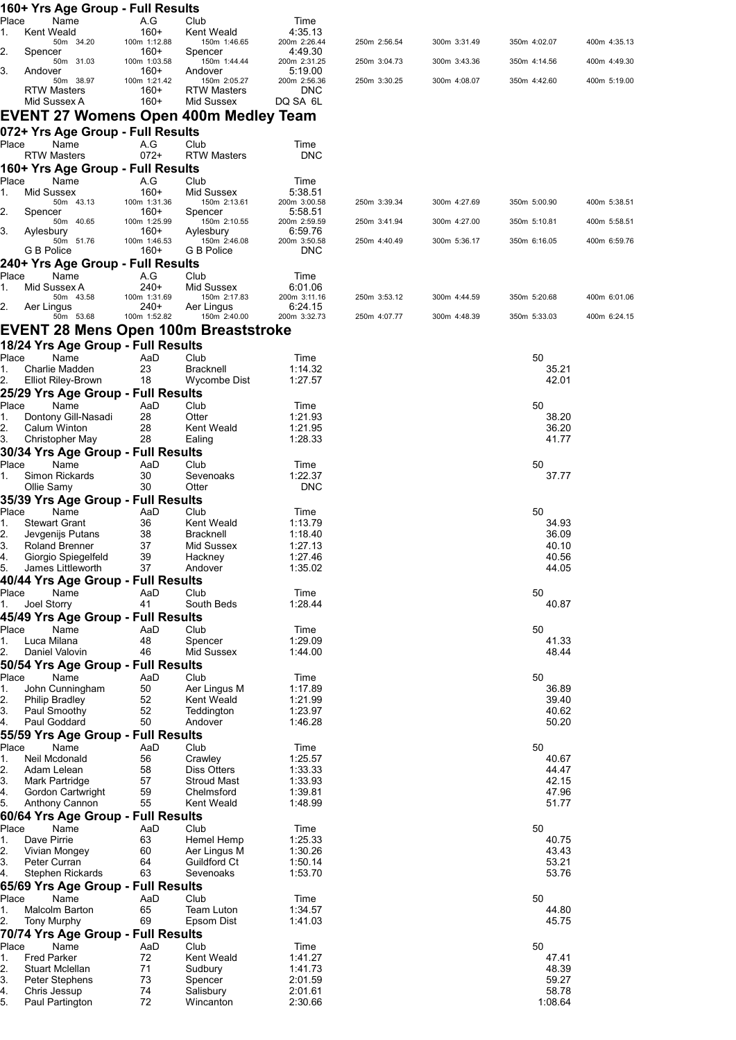### 160+ Yrs Age Group - Full Results

| Place | Name | A.G | Club | Time | | | | |
|---|---|---|---|---|---|---|---|---|
| 1. | Kent Weald | 160+ | Kent Weald | 4:35.13 | | | | |
| | 50m 34.20 | 100m 1:12.88 | 150m 1:46.65 | 200m 2:26.44 | 250m 2:56.54 | 300m 3:31.49 | 350m 4:02.07 | 400m 4:35.13 |
| 2. | Spencer | 160+ | Spencer | 4:49.30 | | | | |
| | 50m 31.03 | 100m 1:03.58 | 150m 1:44.44 | 200m 2:31.25 | 250m 3:04.73 | 300m 3:43.36 | 350m 4:14.56 | 400m 4:49.30 |
| 3. | Andover | 160+ | Andover | 5:19.00 | | | | |
| | 50m 38.97 | 100m 1:21.42 | 150m 2:05.27 | 200m 2:56.36 | 250m 3:30.25 | 300m 4:08.07 | 350m 4:42.60 | 400m 5:19.00 |
| | RTW Masters | 160+ | RTW Masters | DNC | | | | |
| | Mid Sussex A | 160+ | Mid Sussex | DQ SA 6L | | | | |

## EVENT 27 Womens Open 400m Medley Team

### 072+ Yrs Age Group - Full Results

| Place | Name | A.G | Club | Time |
|---|---|---|---|---|
| | RTW Masters | 072+ | RTW Masters | DNC |

### 160+ Yrs Age Group - Full Results

| Place | Name | A.G | Club | Time | | | | |
|---|---|---|---|---|---|---|---|---|
| 1. | Mid Sussex | 160+ | Mid Sussex | 5:38.51 | | | | |
| | 50m 43.13 | 100m 1:31.36 | 150m 2:13.61 | 200m 3:00.58 | 250m 3:39.34 | 300m 4:27.69 | 350m 5:00.90 | 400m 5:38.51 |
| 2. | Spencer | 160+ | Spencer | 5:58.51 | | | | |
| | 50m 40.65 | 100m 1:25.99 | 150m 2:10.55 | 200m 2:59.59 | 250m 3:41.94 | 300m 4:27.00 | 350m 5:10.81 | 400m 5:58.51 |
| 3. | Aylesbury | 160+ | Aylesbury | 6:59.76 | | | | |
| | 50m 51.76 | 100m 1:46.53 | 150m 2:46.08 | 200m 3:50.58 | 250m 4:40.49 | 300m 5:36.17 | 350m 6:16.05 | 400m 6:59.76 |
| | G B Police | 160+ | G B Police | DNC | | | | |

### 240+ Yrs Age Group - Full Results

| Place | Name | A.G | Club | Time | | | | |
|---|---|---|---|---|---|---|---|---|
| 1. | Mid Sussex A | 240+ | Mid Sussex | 6:01.06 | | | | |
| | 50m 43.58 | 100m 1:31.69 | 150m 2:17.83 | 200m 3:11.16 | 250m 3:53.12 | 300m 4:44.59 | 350m 5:20.68 | 400m 6:01.06 |
| 2. | Aer Lingus | 240+ | Aer Lingus | 6:24.15 | | | | |
| | 50m 53.68 | 100m 1:52.82 | 150m 2:40.00 | 200m 3:32.73 | 250m 4:07.77 | 300m 4:48.39 | 350m 5:33.03 | 400m 6:24.15 |

## EVENT 28 Mens Open 100m Breaststroke

### 18/24 Yrs Age Group - Full Results

| Place | Name | AaD | Club | Time | 50 |
|---|---|---|---|---|---|
| 1. | Charlie Madden | 23 | Bracknell | 1:14.32 | 35.21 |
| 2. | Elliot Riley-Brown | 18 | Wycombe Dist | 1:27.57 | 42.01 |

### 25/29 Yrs Age Group - Full Results

| Place | Name | AaD | Club | Time | 50 |
|---|---|---|---|---|---|
| 1. | Dontony Gill-Nasadi | 28 | Otter | 1:21.93 | 38.20 |
| 2. | Calum Winton | 28 | Kent Weald | 1:21.95 | 36.20 |
| 3. | Christopher May | 28 | Ealing | 1:28.33 | 41.77 |

### 30/34 Yrs Age Group - Full Results

| Place | Name | AaD | Club | Time | 50 |
|---|---|---|---|---|---|
| 1. | Simon Rickards | 30 | Sevenoaks | 1:22.37 | 37.77 |
| | Ollie Samy | 30 | Otter | DNC | |

### 35/39 Yrs Age Group - Full Results

| Place | Name | AaD | Club | Time | 50 |
|---|---|---|---|---|---|
| 1. | Stewart Grant | 36 | Kent Weald | 1:13.79 | 34.93 |
| 2. | Jevgenijs Putans | 38 | Bracknell | 1:18.40 | 36.09 |
| 3. | Roland Brenner | 37 | Mid Sussex | 1:27.13 | 40.10 |
| 4. | Giorgio Spiegelfeld | 39 | Hackney | 1:27.46 | 40.56 |
| 5. | James Littleworth | 37 | Andover | 1:35.02 | 44.05 |

### 40/44 Yrs Age Group - Full Results

| Place | Name | AaD | Club | Time | 50 |
|---|---|---|---|---|---|
| 1. | Joel Storry | 41 | South Beds | 1:28.44 | 40.87 |

### 45/49 Yrs Age Group - Full Results

| Place | Name | AaD | Club | Time | 50 |
|---|---|---|---|---|---|
| 1. | Luca Milana | 48 | Spencer | 1:29.09 | 41.33 |
| 2. | Daniel Valovin | 46 | Mid Sussex | 1:44.00 | 48.44 |

### 50/54 Yrs Age Group - Full Results

| Place | Name | AaD | Club | Time | 50 |
|---|---|---|---|---|---|
| 1. | John Cunningham | 50 | Aer Lingus M | 1:17.89 | 36.89 |
| 2. | Philip Bradley | 52 | Kent Weald | 1:21.99 | 39.40 |
| 3. | Paul Smoothy | 52 | Teddington | 1:23.97 | 40.62 |
| 4. | Paul Goddard | 50 | Andover | 1:46.28 | 50.20 |

### 55/59 Yrs Age Group - Full Results

| Place | Name | AaD | Club | Time | 50 |
|---|---|---|---|---|---|
| 1. | Neil Mcdonald | 56 | Crawley | 1:25.57 | 40.67 |
| 2. | Adam Lelean | 58 | Diss Otters | 1:33.33 | 44.47 |
| 3. | Mark Partridge | 57 | Stroud Mast | 1:33.93 | 42.15 |
| 4. | Gordon Cartwright | 59 | Chelmsford | 1:39.81 | 47.96 |
| 5. | Anthony Cannon | 55 | Kent Weald | 1:48.99 | 51.77 |

### 60/64 Yrs Age Group - Full Results

| Place | Name | AaD | Club | Time | 50 |
|---|---|---|---|---|---|
| 1. | Dave Pirrie | 63 | Hemel Hemp | 1:25.33 | 40.75 |
| 2. | Vivian Mongey | 60 | Aer Lingus M | 1:30.26 | 43.43 |
| 3. | Peter Curran | 64 | Guildford Ct | 1:50.14 | 53.21 |
| 4. | Stephen Rickards | 63 | Sevenoaks | 1:53.70 | 53.76 |

### 65/69 Yrs Age Group - Full Results

| Place | Name | AaD | Club | Time | 50 |
|---|---|---|---|---|---|
| 1. | Malcolm Barton | 65 | Team Luton | 1:34.57 | 44.80 |
| 2. | Tony Murphy | 69 | Epsom Dist | 1:41.03 | 45.75 |

### 70/74 Yrs Age Group - Full Results

| Place | Name | AaD | Club | Time | 50 |
|---|---|---|---|---|---|
| 1. | Fred Parker | 72 | Kent Weald | 1:41.27 | 47.41 |
| 2. | Stuart Mclellan | 71 | Sudbury | 1:41.73 | 48.39 |
| 3. | Peter Stephens | 73 | Spencer | 2:01.59 | 59.27 |
| 4. | Chris Jessup | 74 | Salisbury | 2:01.61 | 58.78 |
| 5. | Paul Partington | 72 | Wincanton | 2:30.66 | 1:08.64 |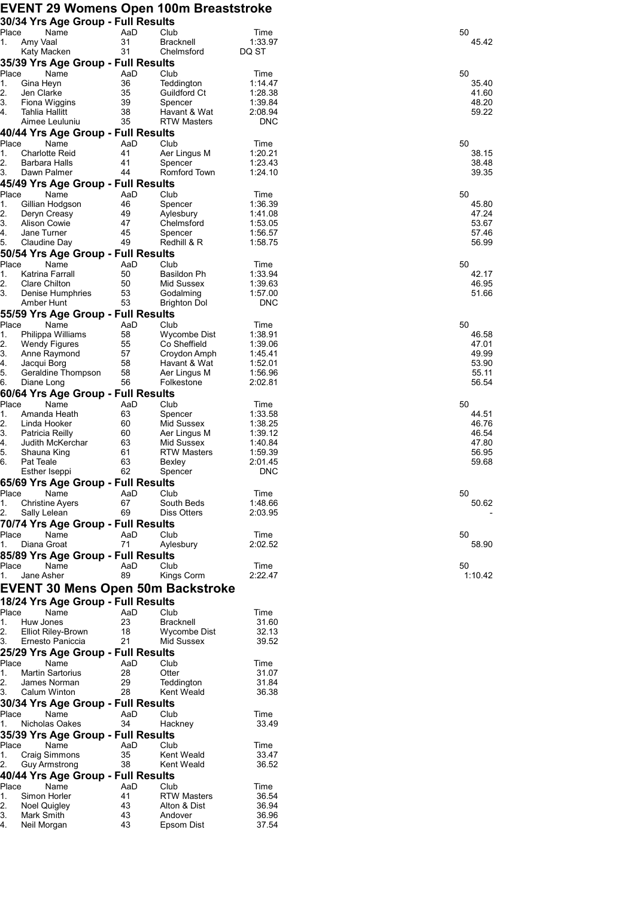# EVENT 29 Womens Open 100m Breaststroke

### 30/34 Yrs Age Group - Full Results

| Place | Name | AaD | Club | Time | 50 |
|---|---|---|---|---|---|
| 1. | Amy Vaal | 31 | Bracknell | 1:33.97 | 45.42 |
| | Katy Macken | 31 | Chelmsford | DQ ST | |

### 35/39 Yrs Age Group - Full Results

| Place | Name | AaD | Club | Time | 50 |
|---|---|---|---|---|---|
| 1. | Gina Heyn | 36 | Teddington | 1:14.47 | 35.40 |
| 2. | Jen Clarke | 35 | Guildford Ct | 1:28.38 | 41.60 |
| 3. | Fiona Wiggins | 39 | Spencer | 1:39.84 | 48.20 |
| 4. | Tahlia Hallitt | 38 | Havant & Wat | 2:08.94 | 59.22 |
| | Aimee Leuluniu | 35 | RTW Masters | DNC | |

### 40/44 Yrs Age Group - Full Results

| Place | Name | AaD | Club | Time | 50 |
|---|---|---|---|---|---|
| 1. | Charlotte Reid | 41 | Aer Lingus M | 1:20.21 | 38.15 |
| 2. | Barbara Halls | 41 | Spencer | 1:23.43 | 38.48 |
| 3. | Dawn Palmer | 44 | Romford Town | 1:24.10 | 39.35 |

### 45/49 Yrs Age Group - Full Results

| Place | Name | AaD | Club | Time | 50 |
|---|---|---|---|---|---|
| 1. | Gillian Hodgson | 46 | Spencer | 1:36.39 | 45.80 |
| 2. | Deryn Creasy | 49 | Aylesbury | 1:41.08 | 47.24 |
| 3. | Alison Cowie | 47 | Chelmsford | 1:53.05 | 53.67 |
| 4. | Jane Turner | 45 | Spencer | 1:56.57 | 57.46 |
| 5. | Claudine Day | 49 | Redhill & R | 1:58.75 | 56.99 |

### 50/54 Yrs Age Group - Full Results

| Place | Name | AaD | Club | Time | 50 |
|---|---|---|---|---|---|
| 1. | Katrina Farrall | 50 | Basildon Ph | 1:33.94 | 42.17 |
| 2. | Clare Chilton | 50 | Mid Sussex | 1:39.63 | 46.95 |
| 3. | Denise Humphries | 53 | Godalming | 1:57.00 | 51.66 |
| | Amber Hunt | 53 | Brighton Dol | DNC | |

### 55/59 Yrs Age Group - Full Results

| Place | Name | AaD | Club | Time | 50 |
|---|---|---|---|---|---|
| 1. | Philippa Williams | 58 | Wycombe Dist | 1:38.91 | 46.58 |
| 2. | Wendy Figures | 55 | Co Sheffield | 1:39.06 | 47.01 |
| 3. | Anne Raymond | 57 | Croydon Amph | 1:45.41 | 49.99 |
| 4. | Jacqui Borg | 58 | Havant & Wat | 1:52.01 | 53.90 |
| 5. | Geraldine Thompson | 58 | Aer Lingus M | 1:56.96 | 55.11 |
| 6. | Diane Long | 56 | Folkestone | 2:02.81 | 56.54 |

### 60/64 Yrs Age Group - Full Results

| Place | Name | AaD | Club | Time | 50 |
|---|---|---|---|---|---|
| 1. | Amanda Heath | 63 | Spencer | 1:33.58 | 44.51 |
| 2. | Linda Hooker | 60 | Mid Sussex | 1:38.25 | 46.76 |
| 3. | Patricia Reilly | 60 | Aer Lingus M | 1:39.12 | 46.54 |
| 4. | Judith McKerchar | 63 | Mid Sussex | 1:40.84 | 47.80 |
| 5. | Shauna King | 61 | RTW Masters | 1:59.39 | 56.95 |
| 6. | Pat Teale | 63 | Bexley | 2:01.45 | 59.68 |
| | Esther Iseppi | 62 | Spencer | DNC | |

### 65/69 Yrs Age Group - Full Results

| Place | Name | AaD | Club | Time | 50 |
|---|---|---|---|---|---|
| 1. | Christine Ayers | 67 | South Beds | 1:48.66 | 50.62 |
| 2. | Sally Lelean | 69 | Diss Otters | 2:03.95 | - |

### 70/74 Yrs Age Group - Full Results

| Place | Name | AaD | Club | Time | 50 |
|---|---|---|---|---|---|
| 1. | Diana Groat | 71 | Aylesbury | 2:02.52 | 58.90 |

### 85/89 Yrs Age Group - Full Results

| Place | Name | AaD | Club | Time | 50 |
|---|---|---|---|---|---|
| 1. | Jane Asher | 89 | Kings Corm | 2:22.47 | 1:10.42 |

# EVENT 30 Mens Open 50m Backstroke

### 18/24 Yrs Age Group - Full Results

| Place | Name | AaD | Club | Time |
|---|---|---|---|---|
| 1. | Huw Jones | 23 | Bracknell | 31.60 |
| 2. | Elliot Riley-Brown | 18 | Wycombe Dist | 32.13 |
| 3. | Ernesto Paniccia | 21 | Mid Sussex | 39.52 |

### 25/29 Yrs Age Group - Full Results

| Place | Name | AaD | Club | Time |
|---|---|---|---|---|
| 1. | Martin Sartorius | 28 | Otter | 31.07 |
| 2. | James Norman | 29 | Teddington | 31.84 |
| 3. | Calum Winton | 28 | Kent Weald | 36.38 |

### 30/34 Yrs Age Group - Full Results

| Place | Name | AaD | Club | Time |
|---|---|---|---|---|
| 1. | Nicholas Oakes | 34 | Hackney | 33.49 |

### 35/39 Yrs Age Group - Full Results

| Place | Name | AaD | Club | Time |
|---|---|---|---|---|
| 1. | Craig Simmons | 35 | Kent Weald | 33.47 |
| 2. | Guy Armstrong | 38 | Kent Weald | 36.52 |

### 40/44 Yrs Age Group - Full Results

| Place | Name | AaD | Club | Time |
|---|---|---|---|---|
| 1. | Simon Horler | 41 | RTW Masters | 36.54 |
| 2. | Noel Quigley | 43 | Alton & Dist | 36.94 |
| 3. | Mark Smith | 43 | Andover | 36.96 |
| 4. | Neil Morgan | 43 | Epsom Dist | 37.54 |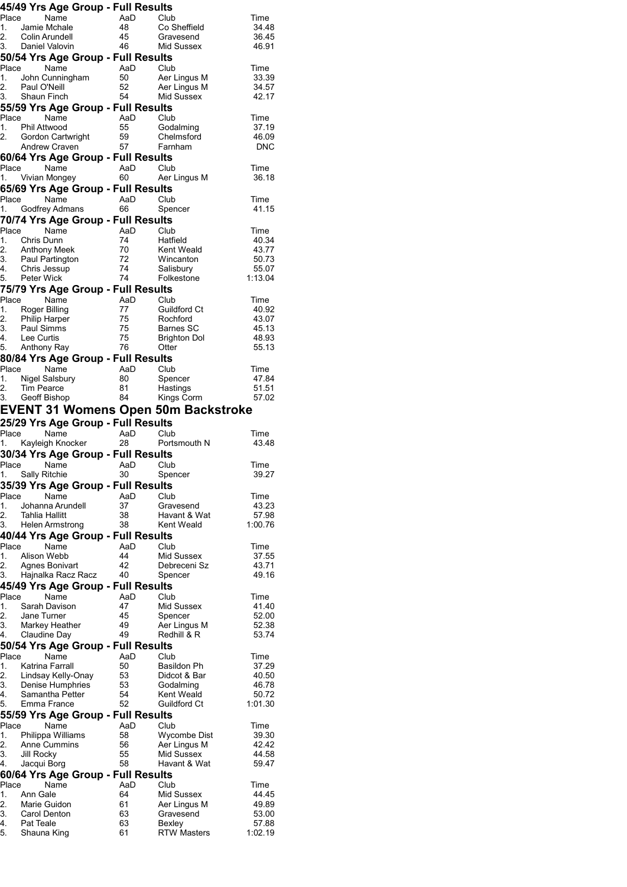### 45/49 Yrs Age Group - Full Results

| Place | Name | AaD | Club | Time |
|---|---|---|---|---|
| 1. | Jamie Mchale | 48 | Co Sheffield | 34.48 |
| 2. | Colin Arundell | 45 | Gravesend | 36.45 |
| 3. | Daniel Valovin | 46 | Mid Sussex | 46.91 |

### 50/54 Yrs Age Group - Full Results

| Place | Name | AaD | Club | Time |
|---|---|---|---|---|
| 1. | John Cunningham | 50 | Aer Lingus M | 33.39 |
| 2. | Paul O'Neill | 52 | Aer Lingus M | 34.57 |
| 3. | Shaun Finch | 54 | Mid Sussex | 42.17 |

### 55/59 Yrs Age Group - Full Results

| Place | Name | AaD | Club | Time |
|---|---|---|---|---|
| 1. | Phil Attwood | 55 | Godalming | 37.19 |
| 2. | Gordon Cartwright | 59 | Chelmsford | 46.09 |
| | Andrew Craven | 57 | Farnham | DNC |

### 60/64 Yrs Age Group - Full Results

| Place | Name | AaD | Club | Time |
|---|---|---|---|---|
| 1. | Vivian Mongey | 60 | Aer Lingus M | 36.18 |

### 65/69 Yrs Age Group - Full Results

| Place | Name | AaD | Club | Time |
|---|---|---|---|---|
| 1. | Godfrey Admans | 66 | Spencer | 41.15 |

### 70/74 Yrs Age Group - Full Results

| Place | Name | AaD | Club | Time |
|---|---|---|---|---|
| 1. | Chris Dunn | 74 | Hatfield | 40.34 |
| 2. | Anthony Meek | 70 | Kent Weald | 43.77 |
| 3. | Paul Partington | 72 | Wincanton | 50.73 |
| 4. | Chris Jessup | 74 | Salisbury | 55.07 |
| 5. | Peter Wick | 74 | Folkestone | 1:13.04 |

### 75/79 Yrs Age Group - Full Results

| Place | Name | AaD | Club | Time |
|---|---|---|---|---|
| 1. | Roger Billing | 77 | Guildford Ct | 40.92 |
| 2. | Philip Harper | 75 | Rochford | 43.07 |
| 3. | Paul Simms | 75 | Barnes SC | 45.13 |
| 4. | Lee Curtis | 75 | Brighton Dol | 48.93 |
| 5. | Anthony Ray | 76 | Otter | 55.13 |

### 80/84 Yrs Age Group - Full Results

| Place | Name | AaD | Club | Time |
|---|---|---|---|---|
| 1. | Nigel Salsbury | 80 | Spencer | 47.84 |
| 2. | Tim Pearce | 81 | Hastings | 51.51 |
| 3. | Geoff Bishop | 84 | Kings Corm | 57.02 |

## EVENT 31 Womens Open 50m Backstroke

### 25/29 Yrs Age Group - Full Results

| Place | Name | AaD | Club | Time |
|---|---|---|---|---|
| 1. | Kayleigh Knocker | 28 | Portsmouth N | 43.48 |

### 30/34 Yrs Age Group - Full Results

| Place | Name | AaD | Club | Time |
|---|---|---|---|---|
| 1. | Sally Ritchie | 30 | Spencer | 39.27 |

### 35/39 Yrs Age Group - Full Results

| Place | Name | AaD | Club | Time |
|---|---|---|---|---|
| 1. | Johanna Arundell | 37 | Gravesend | 43.23 |
| 2. | Tahlia Hallitt | 38 | Havant & Wat | 57.98 |
| 3. | Helen Armstrong | 38 | Kent Weald | 1:00.76 |

### 40/44 Yrs Age Group - Full Results

| Place | Name | AaD | Club | Time |
|---|---|---|---|---|
| 1. | Alison Webb | 44 | Mid Sussex | 37.55 |
| 2. | Agnes Bonivart | 42 | Debreceni Sz | 43.71 |
| 3. | Hajnalka Racz Racz | 40 | Spencer | 49.16 |

### 45/49 Yrs Age Group - Full Results

| Place | Name | AaD | Club | Time |
|---|---|---|---|---|
| 1. | Sarah Davison | 47 | Mid Sussex | 41.40 |
| 2. | Jane Turner | 45 | Spencer | 52.00 |
| 3. | Markey Heather | 49 | Aer Lingus M | 52.38 |
| 4. | Claudine Day | 49 | Redhill & R | 53.74 |

### 50/54 Yrs Age Group - Full Results

| Place | Name | AaD | Club | Time |
|---|---|---|---|---|
| 1. | Katrina Farrall | 50 | Basildon Ph | 37.29 |
| 2. | Lindsay Kelly-Onay | 53 | Didcot & Bar | 40.50 |
| 3. | Denise Humphries | 53 | Godalming | 46.78 |
| 4. | Samantha Petter | 54 | Kent Weald | 50.72 |
| 5. | Emma France | 52 | Guildford Ct | 1:01.30 |

### 55/59 Yrs Age Group - Full Results

| Place | Name | AaD | Club | Time |
|---|---|---|---|---|
| 1. | Philippa Williams | 58 | Wycombe Dist | 39.30 |
| 2. | Anne Cummins | 56 | Aer Lingus M | 42.42 |
| 3. | Jill Rocky | 55 | Mid Sussex | 44.58 |
| 4. | Jacqui Borg | 58 | Havant & Wat | 59.47 |

### 60/64 Yrs Age Group - Full Results

| Place | Name | AaD | Club | Time |
|---|---|---|---|---|
| 1. | Ann Gale | 64 | Mid Sussex | 44.45 |
| 2. | Marie Guidon | 61 | Aer Lingus M | 49.89 |
| 3. | Carol Denton | 63 | Gravesend | 53.00 |
| 4. | Pat Teale | 63 | Bexley | 57.88 |
| 5. | Shauna King | 61 | RTW Masters | 1:02.19 |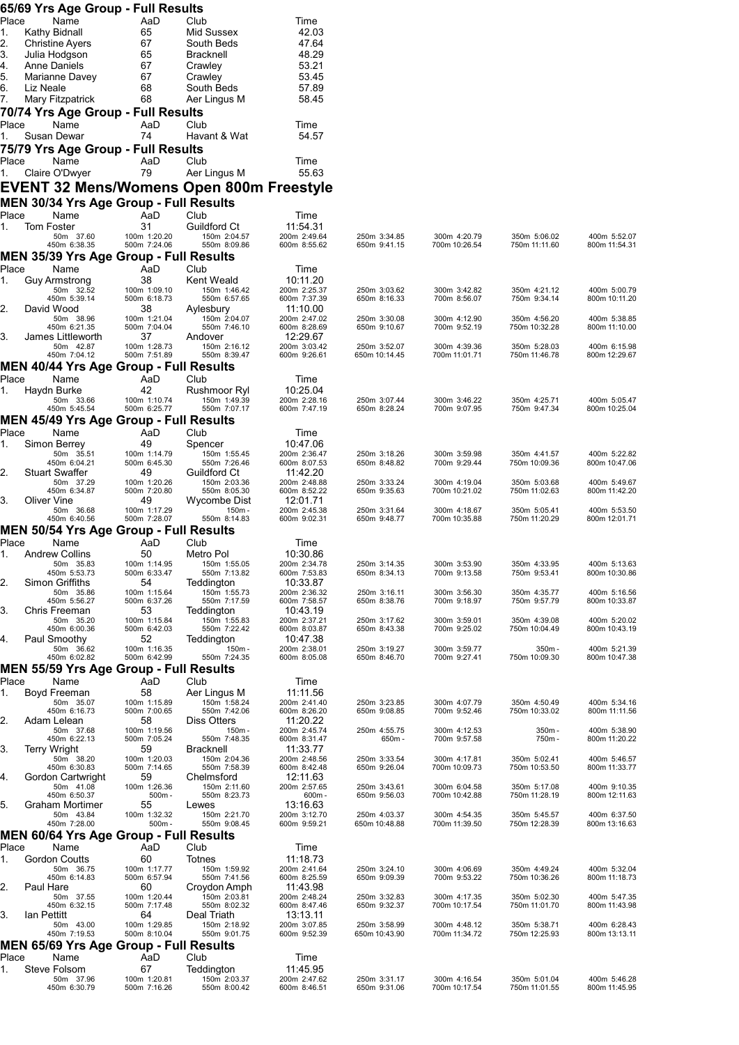## 65/69 Yrs Age Group - Full Results

| Place | Name | AaD | Club | Time |
|---|---|---|---|---|
| 1. | Kathy Bidnall | 65 | Mid Sussex | 42.03 |
| 2. | Christine Ayers | 67 | South Beds | 47.64 |
| 3. | Julia Hodgson | 65 | Bracknell | 48.29 |
| 4. | Anne Daniels | 67 | Crawley | 53.21 |
| 5. | Marianne Davey | 67 | Crawley | 53.45 |
| 6. | Liz Neale | 68 | South Beds | 57.89 |
| 7. | Mary Fitzpatrick | 68 | Aer Lingus M | 58.45 |

## 70/74 Yrs Age Group - Full Results

| Place | Name | AaD | Club | Time |
|---|---|---|---|---|
| 1. | Susan Dewar | 74 | Havant & Wat | 54.57 |

## 75/79 Yrs Age Group - Full Results

| Place | Name | AaD | Club | Time |
|---|---|---|---|---|
| 1. | Claire O'Dwyer | 79 | Aer Lingus M | 55.63 |

# EVENT 32 Mens/Womens Open 800m Freestyle

## MEN 30/34 Yrs Age Group - Full Results

| Place | Name | AaD | Club | Time | | | | |
|---|---|---|---|---|---|---|---|---|
| 1. | Tom Foster | 31 | Guildford Ct | 11:54.31 | | | | |
| | 50m 37.60 | 100m 1:20.20 | 150m 2:04.57 | 200m 2:49.64 | 250m 3:34.85 | 300m 4:20.79 | 350m 5:06.02 | 400m 5:52.07 |
| | 450m 6:38.35 | 500m 7:24.06 | 550m 8:09.86 | 600m 8:55.62 | 650m 9:41.15 | 700m 10:26.54 | 750m 11:11.60 | 800m 11:54.31 |

## MEN 35/39 Yrs Age Group - Full Results

| Place | Name | AaD | Club | Time | | | | |
|---|---|---|---|---|---|---|---|---|
| 1. | Guy Armstrong | 38 | Kent Weald | 10:11.20 | | | | |
| | 50m 32.52 | 100m 1:09.10 | 150m 1:46.42 | 200m 2:25.37 | 250m 3:03.62 | 300m 3:42.82 | 350m 4:21.12 | 400m 5:00.79 |
| | 450m 5:39.14 | 500m 6:18.73 | 550m 6:57.65 | 600m 7:37.39 | 650m 8:16.33 | 700m 8:56.07 | 750m 9:34.14 | 800m 10:11.20 |
| 2. | David Wood | 38 | Aylesbury | 11:10.00 | | | | |
| | 50m 38.96 | 100m 1:21.04 | 150m 2:04.07 | 200m 2:47.02 | 250m 3:30.08 | 300m 4:12.90 | 350m 4:56.20 | 400m 5:38.85 |
| | 450m 6:21.35 | 500m 7:04.04 | 550m 7:46.10 | 600m 8:28.69 | 650m 9:10.67 | 700m 9:52.19 | 750m 10:32.28 | 800m 11:10.00 |
| 3. | James Littleworth | 37 | Andover | 12:29.67 | | | | |
| | 50m 42.87 | 100m 1:28.73 | 150m 2:16.12 | 200m 3:03.42 | 250m 3:52.07 | 300m 4:39.36 | 350m 5:28.03 | 400m 6:15.98 |
| | 450m 7:04.12 | 500m 7:51.89 | 550m 8:39.47 | 600m 9:26.61 | 650m 10:14.45 | 700m 11:01.71 | 750m 11:46.78 | 800m 12:29.67 |

## MEN 40/44 Yrs Age Group - Full Results

| Place | Name | AaD | Club | Time | | | | |
|---|---|---|---|---|---|---|---|---|
| 1. | Haydn Burke | 42 | Rushmoor Ryl | 10:25.04 | | | | |
| | 50m 33.66 | 100m 1:10.74 | 150m 1:49.39 | 200m 2:28.16 | 250m 3:07.44 | 300m 3:46.22 | 350m 4:25.71 | 400m 5:05.47 |
| | 450m 5:45.54 | 500m 6:25.77 | 550m 7:07.17 | 600m 7:47.19 | 650m 8:28.24 | 700m 9:07.95 | 750m 9:47.34 | 800m 10:25.04 |

## MEN 45/49 Yrs Age Group - Full Results

| Place | Name | AaD | Club | Time | | | | |
|---|---|---|---|---|---|---|---|---|
| 1. | Simon Berrey | 49 | Spencer | 10:47.06 | | | | |
| | 50m 35.51 | 100m 1:14.79 | 150m 1:55.45 | 200m 2:36.47 | 250m 3:18.26 | 300m 3:59.98 | 350m 4:41.57 | 400m 5:22.82 |
| | 450m 6:04.21 | 500m 6:45.30 | 550m 7:26.46 | 600m 8:07.53 | 650m 8:48.82 | 700m 9:29.44 | 750m 10:09.36 | 800m 10:47.06 |
| 2. | Stuart Swaffer | 49 | Guildford Ct | 11:42.20 | | | | |
| | 50m 37.29 | 100m 1:20.26 | 150m 2:03.36 | 200m 2:48.88 | 250m 3:33.24 | 300m 4:19.04 | 350m 5:03.68 | 400m 5:49.67 |
| | 450m 6:34.87 | 500m 7:20.80 | 550m 8:05.30 | 600m 8:52.22 | 650m 9:35.63 | 700m 10:21.02 | 750m 11:02.63 | 800m 11:42.20 |
| 3. | Oliver Vine | 49 | Wycombe Dist | 12:01.71 | | | | |
| | 50m 36.68 | 100m 1:17.29 | 150m - | 200m 2:45.38 | 250m 3:31.64 | 300m 4:18.67 | 350m 5:05.41 | 400m 5:53.50 |
| | 450m 6:40.56 | 500m 7:28.07 | 550m 8:14.83 | 600m 9:02.31 | 650m 9:48.77 | 700m 10:35.88 | 750m 11:20.29 | 800m 12:01.71 |

## MEN 50/54 Yrs Age Group - Full Results

| Place | Name | AaD | Club | Time | | | | |
|---|---|---|---|---|---|---|---|---|
| 1. | Andrew Collins | 50 | Metro Pol | 10:30.86 | | | | |
| | 50m 35.83 | 100m 1:14.95 | 150m 1:55.05 | 200m 2:34.78 | 250m 3:14.35 | 300m 3:53.90 | 350m 4:33.95 | 400m 5:13.63 |
| | 450m 5:53.73 | 500m 6:33.47 | 550m 7:13.82 | 600m 7:53.83 | 650m 8:34.13 | 700m 9:13.58 | 750m 9:53.41 | 800m 10:30.86 |
| 2. | Simon Griffiths | 54 | Teddington | 10:33.87 | | | | |
| | 50m 35.86 | 100m 1:15.64 | 150m 1:55.73 | 200m 2:36.32 | 250m 3:16.11 | 300m 3:56.30 | 350m 4:35.77 | 400m 5:16.56 |
| | 450m 5:56.27 | 500m 6:37.26 | 550m 7:17.59 | 600m 7:58.57 | 650m 8:38.76 | 700m 9:18.97 | 750m 9:57.79 | 800m 10:33.87 |
| 3. | Chris Freeman | 53 | Teddington | 10:43.19 | | | | |
| | 50m 35.20 | 100m 1:15.84 | 150m 1:55.83 | 200m 2:37.21 | 250m 3:17.62 | 300m 3:59.01 | 350m 4:39.08 | 400m 5:20.02 |
| | 450m 6:00.36 | 500m 6:42.03 | 550m 7:22.42 | 600m 8:03.87 | 650m 8:43.38 | 700m 9:25.02 | 750m 10:04.49 | 800m 10:43.19 |
| 4. | Paul Smoothy | 52 | Teddington | 10:47.38 | | | | |
| | 50m 36.62 | 100m 1:16.35 | 150m - | 200m 2:38.01 | 250m 3:19.27 | 300m 3:59.77 | 350m - | 400m 5:21.39 |
| | 450m 6:02.82 | 500m 6:42.99 | 550m 7:24.35 | 600m 8:05.08 | 650m 8:46.70 | 700m 9:27.41 | 750m 10:09.30 | 800m 10:47.38 |

## MEN 55/59 Yrs Age Group - Full Results

| Place | Name | AaD | Club | Time | | | | |
|---|---|---|---|---|---|---|---|---|
| 1. | Boyd Freeman | 58 | Aer Lingus M | 11:11.56 | | | | |
| | 50m 35.07 | 100m 1:15.89 | 150m 1:58.24 | 200m 2:41.40 | 250m 3:23.85 | 300m 4:07.79 | 350m 4:50.49 | 400m 5:34.16 |
| | 450m 6:16.73 | 500m 7:00.65 | 550m 7:42.06 | 600m 8:26.20 | 650m 9:08.85 | 700m 9:52.46 | 750m 10:33.02 | 800m 11:11.56 |
| 2. | Adam Lelean | 58 | Diss Otters | 11:20.22 | | | | |
| | 50m 37.68 | 100m 1:19.56 | 150m - | 200m 2:45.74 | 250m 4:55.75 | 300m 4:12.53 | 350m - | 400m 5:38.90 |
| | 450m 6:22.13 | 500m 7:05.24 | 550m 7:48.35 | 600m 8:31.47 | 650m - | 700m 9:57.58 | 750m - | 800m 11:20.22 |
| 3. | Terry Wright | 59 | Bracknell | 11:33.77 | | | | |
| | 50m 38.20 | 100m 1:20.03 | 150m 2:04.36 | 200m 2:48.56 | 250m 3:33.54 | 300m 4:17.81 | 350m 5:02.41 | 400m 5:46.57 |
| | 450m 6:30.83 | 500m 7:14.65 | 550m 7:58.39 | 600m 8:42.48 | 650m 9:26.04 | 700m 10:09.73 | 750m 10:53.50 | 800m 11:33.77 |
| 4. | Gordon Cartwright | 59 | Chelmsford | 12:11.63 | | | | |
| | 50m 41.08 | 100m 1:26.36 | 150m 2:11.60 | 200m 2:57.65 | 250m 3:43.61 | 300m 6:04.58 | 350m 5:17.08 | 400m 9:10.35 |
| | 450m 6:50.37 | 500m - | 550m 8:23.73 | 600m - | 650m 9:56.03 | 700m 10:42.88 | 750m 11:28.19 | 800m 12:11.63 |
| 5. | Graham Mortimer | 55 | Lewes | 13:16.63 | | | | |
| | 50m 43.84 | 100m 1:32.32 | 150m 2:21.70 | 200m 3:12.70 | 250m 4:03.37 | 300m 4:54.35 | 350m 5:45.57 | 400m 6:37.50 |
| | 450m 7:28.00 | 500m - | 550m 9:08.45 | 600m 9:59.21 | 650m 10:48.88 | 700m 11:39.50 | 750m 12:28.39 | 800m 13:16.63 |

## MEN 60/64 Yrs Age Group - Full Results

| Place | Name | AaD | Club | Time | | | | |
|---|---|---|---|---|---|---|---|---|
| 1. | Gordon Coutts | 60 | Totnes | 11:18.73 | | | | |
| | 50m 36.75 | 100m 1:17.77 | 150m 1:59.92 | 200m 2:41.64 | 250m 3:24.10 | 300m 4:06.69 | 350m 4:49.24 | 400m 5:32.04 |
| | 450m 6:14.83 | 500m 6:57.94 | 550m 7:41.56 | 600m 8:25.59 | 650m 9:09.39 | 700m 9:53.22 | 750m 10:36.26 | 800m 11:18.73 |
| 2. | Paul Hare | 60 | Croydon Amph | 11:43.98 | | | | |
| | 50m 37.55 | 100m 1:20.44 | 150m 2:03.81 | 200m 2:48.24 | 250m 3:32.83 | 300m 4:17.35 | 350m 5:02.30 | 400m 5:47.35 |
| | 450m 6:32.15 | 500m 7:17.48 | 550m 8:02.32 | 600m 8:47.46 | 650m 9:32.37 | 700m 10:17.54 | 750m 11:01.70 | 800m 11:43.98 |
| 3. | Ian Pettitt | 64 | Deal Triath | 13:13.11 | | | | |
| | 50m 43.00 | 100m 1:29.85 | 150m 2:18.92 | 200m 3:07.85 | 250m 3:58.99 | 300m 4:48.12 | 350m 5:38.71 | 400m 6:28.43 |
| | 450m 7:19.53 | 500m 8:10.04 | 550m 9:01.75 | 600m 9:52.39 | 650m 10:43.90 | 700m 11:34.72 | 750m 12:25.93 | 800m 13:13.11 |

## MEN 65/69 Yrs Age Group - Full Results

| Place | Name | AaD | Club | Time | | | | |
|---|---|---|---|---|---|---|---|---|
| 1. | Steve Folsom | 67 | Teddington | 11:45.95 | | | | |
| | 50m 37.96 | 100m 1:20.81 | 150m 2:03.37 | 200m 2:47.62 | 250m 3:31.17 | 300m 4:16.54 | 350m 5:01.04 | 400m 5:46.28 |
| | 450m 6:30.79 | 500m 7:16.26 | 550m 8:00.42 | 600m 8:46.51 | 650m 9:31.06 | 700m 10:17.54 | 750m 11:01.55 | 800m 11:45.95 |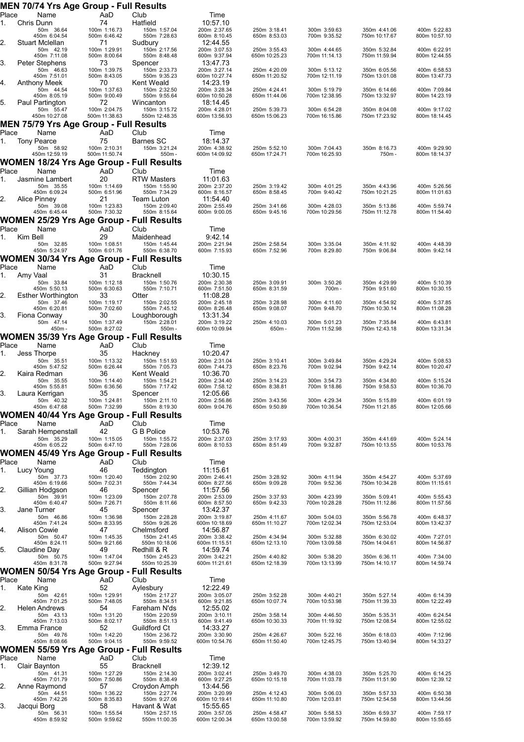## MEN 70/74 Yrs Age Group - Full Results

| Place | Name | AaD | Club | Time | | | | |
|---|---|---|---|---|---|---|---|---|
| 1. | Chris Dunn | 74 | Hatfield | 10:57.10 | | | | |
| | 50m 36.64 | 100m 1:16.73 | 150m 1:57.04 | 200m 2:37.65 | 250m 3:18.41 | 300m 3:59.63 | 350m 4:41.06 | 400m 5:22.83 |
| | 450m 6:04.54 | 500m 6:46.42 | 550m 7:28.63 | 600m 8:10.45 | 650m 8:53.03 | 700m 9:35.52 | 750m 10:17.67 | 800m 10:57.10 |
| 2. | Stuart Mclellan | 71 | Sudbury | 12:44.55 | | | | |
| | 50m 42.19 | 100m 1:29.91 | 150m 2:17.56 | 200m 3:07.53 | 250m 3:55.43 | 300m 4:44.65 | 350m 5:32.84 | 400m 6:22.91 |
| | 450m 7:11.08 | 500m 8:00.64 | 550m 8:48.48 | 600m 9:37.94 | 650m 10:25.23 | 700m 11:14.13 | 750m 11:59.94 | 800m 12:44.55 |
| 3. | Peter Stephens | 73 | Spencer | 13:47.73 | | | | |
| | 50m 46.63 | 100m 1:39.75 | 150m 2:33.73 | 200m 3:27.14 | 250m 4:20.09 | 300m 5:13.12 | 350m 6:05.56 | 400m 6:58.53 |
| | 450m 7:51.01 | 500m 8:43.05 | 550m 9:35.23 | 600m 10:27.74 | 650m 11:20.52 | 700m 12:11.19 | 750m 13:01.08 | 800m 13:47.73 |
| 4. | Anthony Meek | 70 | Kent Weald | 14:23.19 | | | | |
| | 50m 44.54 | 100m 1:37.63 | 150m 2:32.50 | 200m 3:28.34 | 250m 4:24.41 | 300m 5:19.79 | 350m 6:14.66 | 400m 7:09.84 |
| | 450m 8:05.19 | 500m 9:00.49 | 550m 9:55.64 | 600m 10:50.28 | 650m 11:44.06 | 700m 12:38.95 | 750m 13:32.97 | 800m 14:23.19 |
| 5. | Paul Partington | 72 | Wincanton | 18:14.45 | | | | |
| | 50m 55.47 | 100m 2:04.75 | 150m 3:15.72 | 200m 4:28.01 | 250m 5:39.73 | 300m 6:54.28 | 350m 8:04.08 | 400m 9:17.02 |
| | 450m 10:27.08 | 500m 11:38.63 | 550m 12:48.35 | 600m 13:56.93 | 650m 15:06.23 | 700m 16:15.86 | 750m 17:23.92 | 800m 18:14.45 |

## MEN 75/79 Yrs Age Group - Full Results

| Place | Name | AaD | Club | Time | | | | |
|---|---|---|---|---|---|---|---|---|
| 1. | Tony Pearce | 75 | Barnes SC | 18:14.37 | | | | |
| | 50m 58.92 | 100m 2:10.31 | 150m 3:21.24 | 200m 4:38.92 | 250m 5:52.10 | 300m 7:04.43 | 350m 8:16.73 | 400m 9:29.90 |
| | 450m 12:59.19 | 500m 11:50.74 | 550m - | 600m 14:09.92 | 650m 17:24.71 | 700m 16:25.93 | 750m - | 800m 18:14.37 |

## WOMEN 18/24 Yrs Age Group - Full Results

| Place | Name | AaD | Club | Time | | | | |
|---|---|---|---|---|---|---|---|---|
| 1. | Jasmine Lambert | 20 | RTW Masters | 11:01.63 | | | | |
| | 50m 35.55 | 100m 1:14.69 | 150m 1:55.90 | 200m 2:37.20 | 250m 3:19.42 | 300m 4:01.25 | 350m 4:43.96 | 400m 5:26.56 |
| | 450m 6:09.24 | 500m 6:51.96 | 550m 7:34.29 | 600m 8:16.57 | 650m 8:58.45 | 700m 9:40.42 | 750m 10:21.25 | 800m 11:01.63 |
| 2. | Alice Pinney | 21 | Team Luton | 11:54.40 | | | | |
| | 50m 39.08 | 100m 1:23.83 | 150m 2:09.40 | 200m 2:55.49 | 250m 3:41.66 | 300m 4:28.03 | 350m 5:13.86 | 400m 5:59.74 |
| | 450m 6:45.44 | 500m 7:30.32 | 550m 8:15.64 | 600m 9:00.05 | 650m 9:45.16 | 700m 10:29.56 | 750m 11:12.78 | 800m 11:54.40 |

## WOMEN 25/29 Yrs Age Group - Full Results

| Place | Name | AaD | Club | Time | | | | |
|---|---|---|---|---|---|---|---|---|
| 1. | Kim Bell | 29 | Maidenhead | 9:42.14 | | | | |
| | 50m 32.85 | 100m 1:08.51 | 150m 1:45.44 | 200m 2:21.94 | 250m 2:58.54 | 300m 3:35.04 | 350m 4:11.92 | 400m 4:48.39 |
| | 450m 5:24.97 | 500m 6:01.76 | 550m 6:38.70 | 600m 7:15.93 | 650m 7:52.96 | 700m 8:29.80 | 750m 9:06.84 | 800m 9:42.14 |

## WOMEN 30/34 Yrs Age Group - Full Results

| Place | Name | AaD | Club | Time | | | | |
|---|---|---|---|---|---|---|---|---|
| 1. | Amy Vaal | 31 | Bracknell | 10:30.15 | | | | |
| | 50m 33.84 | 100m 1:12.18 | 150m 1:50.76 | 200m 2:30.38 | 250m 3:09.91 | 300m 3:50.26 | 350m 4:29.99 | 400m 5:10.39 |
| | 450m 5:50.13 | 500m 6:30.63 | 550m 7:10.71 | 600m 7:51.50 | 650m 8:31.59 | 700m - | 750m 9:51.60 | 800m 10:30.15 |
| 2. | Esther Worthington | 33 | Otter | 11:08.28 | | | | |
| | 50m 37.46 | 100m 1:19.17 | 150m 2:02.55 | 200m 2:45.18 | 250m 3:28.98 | 300m 4:11.60 | 350m 4:54.92 | 400m 5:37.85 |
| | 450m 6:20.81 | 500m 7:02.60 | 550m 7:45.12 | 600m 8:26.48 | 650m 9:08.07 | 700m 9:48.70 | 750m 10:30.14 | 800m 11:08.28 |
| 3. | Fiona Conway | 30 | Loughborough | 13:31.34 | | | | |
| | 50m 47.14 | 100m 1:37.49 | 150m 2:28.01 | 200m 3:19.22 | 250m 4:10.03 | 300m 5:01.23 | 350m 7:35.84 | 400m 6:43.81 |
| | 450m - | 500m 8:27.02 | 550m - | 600m 10:09.94 | 650m - | 700m 11:52.98 | 750m 12:43.18 | 800m 13:31.34 |

## WOMEN 35/39 Yrs Age Group - Full Results

| Place | Name | AaD | Club | Time | | | | |
|---|---|---|---|---|---|---|---|---|
| 1. | Jess Thorpe | 35 | Hackney | 10:20.47 | | | | |
| | 50m 35.51 | 100m 1:13.32 | 150m 1:51.93 | 200m 2:31.04 | 250m 3:10.41 | 300m 3:49.84 | 350m 4:29.24 | 400m 5:08.53 |
| | 450m 5:47.52 | 500m 6:26.44 | 550m 7:05.73 | 600m 7:44.73 | 650m 8:23.76 | 700m 9:02.94 | 750m 9:42.14 | 800m 10:20.47 |
| 2. | Kaira Redman | 36 | Kent Weald | 10:36.70 | | | | |
| | 50m 35.55 | 100m 1:14.40 | 150m 1:54.21 | 200m 2:34.40 | 250m 3:14.23 | 300m 3:54.73 | 350m 4:34.80 | 400m 5:15.24 |
| | 450m 5:55.81 | 500m 6:36.56 | 550m 7:17.42 | 600m 7:58.12 | 650m 8:38.81 | 700m 9:18.86 | 750m 9:58.53 | 800m 10:36.70 |
| 3. | Laura Kerrigan | 35 | Spencer | 12:05.66 | | | | |
| | 50m 40.32 | 100m 1:24.81 | 150m 2:11.10 | 200m 2:56.86 | 250m 3:43.56 | 300m 4:29.34 | 350m 5:15.89 | 400m 6:01.19 |
| | 450m 6:47.68 | 500m 7:32.99 | 550m 8:19.30 | 600m 9:04.76 | 650m 9:50.89 | 700m 10:36.54 | 750m 11:21.85 | 800m 12:05.66 |

## WOMEN 40/44 Yrs Age Group - Full Results

| Place | Name | AaD | Club | Time | | | | |
|---|---|---|---|---|---|---|---|---|
| 1. | Sarah Hempenstall | 42 | G B Police | 10:53.76 | | | | |
| | 50m 35.29 | 100m 1:15.05 | 150m 1:55.72 | 200m 2:37.03 | 250m 3:17.93 | 300m 4:00.31 | 350m 4:41.69 | 400m 5:24.14 |
| | 450m 6:05.22 | 500m 6:47.10 | 550m 7:28.06 | 600m 8:10.53 | 650m 8:51.49 | 700m 9:32.87 | 750m 10:13.55 | 800m 10:53.76 |

## WOMEN 45/49 Yrs Age Group - Full Results

| Place | Name | AaD | Club | Time | | | | |
|---|---|---|---|---|---|---|---|---|
| 1. | Lucy Young | 46 | Teddington | 11:15.61 | | | | |
| | 50m 37.73 | 100m 1:20.40 | 150m 2:02.90 | 200m 2:46.41 | 250m 3:28.92 | 300m 4:11.94 | 350m 4:54.27 | 400m 5:37.69 |
| | 450m 6:19.66 | 500m 7:02.31 | 550m 7:44.34 | 600m 8:27.56 | 650m 9:09.28 | 700m 9:52.36 | 750m 10:34.28 | 800m 11:15.61 |
| 2. | Gillian Hodgson | 46 | Spencer | 11:57.56 | | | | |
| | 50m 39.91 | 100m 1:23.09 | 150m 2:07.78 | 200m 2:53.09 | 250m 3:37.93 | 300m 4:23.99 | 350m 5:09.41 | 400m 5:55.43 |
| | 450m 6:40.47 | 500m 7:26.71 | 550m 8:11.66 | 600m 8:57.50 | 650m 9:42.33 | 700m 10:28.28 | 750m 11:12.86 | 800m 11:57.56 |
| 3. | Jane Turner | 45 | Spencer | 13:42.37 | | | | |
| | 50m 46.86 | 100m 1:36.98 | 150m 2:28.28 | 200m 3:19.87 | 250m 4:11.67 | 300m 5:04.03 | 350m 5:56.78 | 400m 6:48.37 |
| | 450m 7:41.24 | 500m 8:33.95 | 550m 9:26.26 | 600m 10:18.69 | 650m 11:10.27 | 700m 12:02.34 | 750m 12:53.04 | 800m 13:42.37 |
| 4. | Alison Cowie | 47 | Chelmsford | 14:56.87 | | | | |
| | 50m 50.47 | 100m 1:45.35 | 150m 2:41.45 | 200m 3:38.42 | 250m 4:34.94 | 300m 5:32.88 | 350m 6:30.02 | 400m 7:27.01 |
| | 450m 8:24.11 | 500m 9:21.66 | 550m 10:18.06 | 600m 11:15.51 | 650m 12:13.10 | 700m 13:09.58 | 750m 14:04.61 | 800m 14:56.87 |
| 5. | Claudine Day | 49 | Redhill & R | 14:59.74 | | | | |
| | 50m 50.75 | 100m 1:47.04 | 150m 2:45.23 | 200m 3:42.21 | 250m 4:40.82 | 300m 5:38.20 | 350m 6:36.11 | 400m 7:34.00 |
| | 450m 8:31.78 | 500m 9:27.94 | 550m 10:25.39 | 600m 11:21.61 | 650m 12:18.39 | 700m 13:13.99 | 750m 14:10.17 | 800m 14:59.74 |

## WOMEN 50/54 Yrs Age Group - Full Results

| Place | Name | AaD | Club | Time | | | | |
|---|---|---|---|---|---|---|---|---|
| 1. | Kate King | 52 | Aylesbury | 12:22.49 | | | | |
| | 50m 42.61 | 100m 1:29.91 | 150m 2:17.27 | 200m 3:05.07 | 250m 3:52.28 | 300m 4:40.21 | 350m 5:27.14 | 400m 6:14.39 |
| | 450m 7:01.25 | 500m 7:48.05 | 550m 8:34.51 | 600m 9:21.85 | 650m 10:07.74 | 700m 10:53.98 | 750m 11:39.33 | 800m 12:22.49 |
| 2. | Helen Andrews | 54 | Fareham N'ds | 12:55.02 | | | | |
| | 50m 43.13 | 100m 1:31.20 | 150m 2:20.59 | 200m 3:10.11 | 250m 3:58.14 | 300m 4:46.50 | 350m 5:35.31 | 400m 6:24.54 |
| | 450m 7:13.03 | 500m 8:02.17 | 550m 8:51.13 | 600m 9:41.49 | 650m 10:30.33 | 700m 11:19.92 | 750m 12:08.54 | 800m 12:55.02 |
| 3. | Emma France | 52 | Guildford Ct | 14:33.27 | | | | |
| | 50m 49.76 | 100m 1:42.20 | 150m 2:36.72 | 200m 3:30.90 | 250m 4:26.67 | 300m 5:22.16 | 350m 6:18.03 | 400m 7:12.96 |
| | 450m 8:08.66 | 500m 9:04.15 | 550m 9:59.52 | 600m 10:54.76 | 650m 11:50.40 | 700m 12:45.75 | 750m 13:40.94 | 800m 14:33.27 |

## WOMEN 55/59 Yrs Age Group - Full Results

| Place | Name | AaD | Club | Time | | | | |
|---|---|---|---|---|---|---|---|---|
| 1. | Clair Baynton | 55 | Bracknell | 12:39.12 | | | | |
| | 50m 41.31 | 100m 1:27.29 | 150m 2:14.30 | 200m 3:02.41 | 250m 3:49.70 | 300m 4:38.03 | 350m 5:25.70 | 400m 6:14.25 |
| | 450m 7:01.79 | 500m 7:50.86 | 550m 8:38.49 | 600m 9:27.25 | 650m 10:15.18 | 700m 11:03.78 | 750m 11:51.90 | 800m 12:39.12 |
| 2. | Anne Raymond | 57 | Croydon Amph | 13:44.56 | | | | |
| | 50m 44.51 | 100m 1:36.22 | 150m 2:27.74 | 200m 3:20.99 | 250m 4:12.43 | 300m 5:06.03 | 350m 5:57.33 | 400m 6:50.38 |
| | 450m 7:42.26 | 500m 8:35.83 | 550m 9:27.06 | 600m 10:19.41 | 650m 11:10.80 | 700m 12:03.81 | 750m 12:54.58 | 800m 13:44.56 |
| 3. | Jacqui Borg | 58 | Havant & Wat | 15:55.65 | | | | |
| | 50m 56.31 | 100m 1:55.54 | 150m 2:57.15 | 200m 3:57.05 | 250m 4:58.47 | 300m 5:58.53 | 350m 6:59.37 | 400m 7:59.17 |
| | 450m 8:59.92 | 500m 9:59.62 | 550m 11:00.35 | 600m 12:00.34 | 650m 13:00.58 | 700m 13:59.92 | 750m 14:59.80 | 800m 15:55.65 |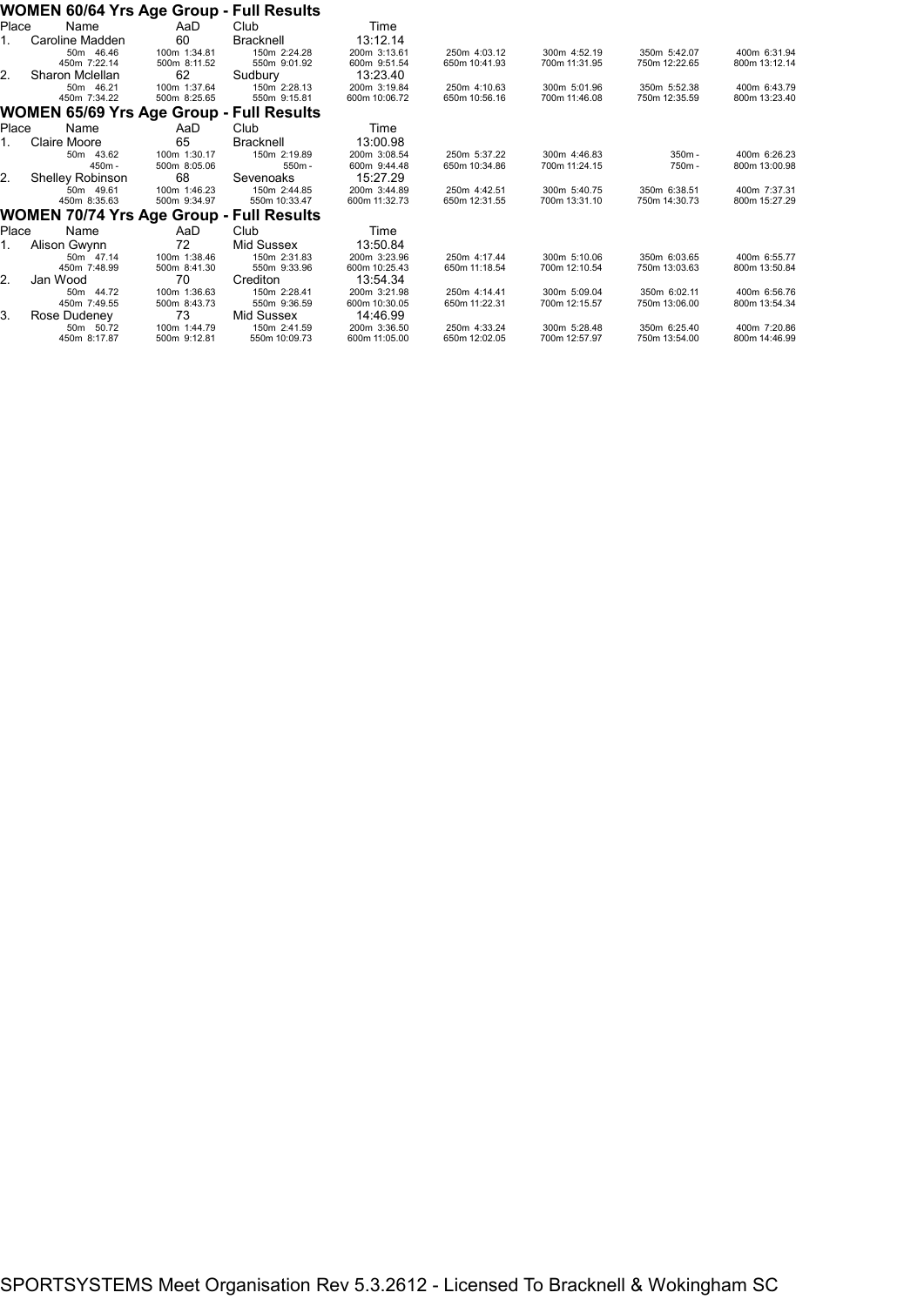## WOMEN 60/64 Yrs Age Group - Full Results

| Place | Name | AaD | Club | Time | | | | |
|---|---|---|---|---|---|---|---|---|
| 1. | Caroline Madden | 60 | Bracknell | 13:12.14 | | | | |
| | 50m 46.46 | 100m 1:34.81 | 150m 2:24.28 | 200m 3:13.61 | 250m 4:03.12 | 300m 4:52.19 | 350m 5:42.07 | 400m 6:31.94 |
| | 450m 7:22.14 | 500m 8:11.52 | 550m 9:01.92 | 600m 9:51.54 | 650m 10:41.93 | 700m 11:31.95 | 750m 12:22.65 | 800m 13:12.14 |
| 2. | Sharon Mclellan | 62 | Sudbury | 13:23.40 | | | | |
| | 50m 46.21 | 100m 1:37.64 | 150m 2:28.13 | 200m 3:19.84 | 250m 4:10.63 | 300m 5:01.96 | 350m 5:52.38 | 400m 6:43.79 |
| | 450m 7:34.22 | 500m 8:25.65 | 550m 9:15.81 | 600m 10:06.72 | 650m 10:56.16 | 700m 11:46.08 | 750m 12:35.59 | 800m 13:23.40 |

## WOMEN 65/69 Yrs Age Group - Full Results

| Place | Name | AaD | Club | Time | | | | |
|---|---|---|---|---|---|---|---|---|
| 1. | Claire Moore | 65 | Bracknell | 13:00.98 | | | | |
| | 50m 43.62 | 100m 1:30.17 | 150m 2:19.89 | 200m 3:08.54 | 250m 5:37.22 | 300m 4:46.83 | 350m - | 400m 6:26.23 |
| | 450m - | 500m 8:05.06 | 550m - | 600m 9:44.48 | 650m 10:34.86 | 700m 11:24.15 | 750m - | 800m 13:00.98 |
| 2. | Shelley Robinson | 68 | Sevenoaks | 15:27.29 | | | | |
| | 50m 49.61 | 100m 1:46.23 | 150m 2:44.85 | 200m 3:44.89 | 250m 4:42.51 | 300m 5:40.75 | 350m 6:38.51 | 400m 7:37.31 |
| | 450m 8:35.63 | 500m 9:34.97 | 550m 10:33.47 | 600m 11:32.73 | 650m 12:31.55 | 700m 13:31.10 | 750m 14:30.73 | 800m 15:27.29 |

## WOMEN 70/74 Yrs Age Group - Full Results

| Place | Name | AaD | Club | Time | | | | |
|---|---|---|---|---|---|---|---|---|
| 1. | Alison Gwynn | 72 | Mid Sussex | 13:50.84 | | | | |
| | 50m 47.14 | 100m 1:38.46 | 150m 2:31.83 | 200m 3:23.96 | 250m 4:17.44 | 300m 5:10.06 | 350m 6:03.65 | 400m 6:55.77 |
| | 450m 7:48.99 | 500m 8:41.30 | 550m 9:33.96 | 600m 10:25.43 | 650m 11:18.54 | 700m 12:10.54 | 750m 13:03.63 | 800m 13:50.84 |
| 2. | Jan Wood | 70 | Crediton | 13:54.34 | | | | |
| | 50m 44.72 | 100m 1:36.63 | 150m 2:28.41 | 200m 3:21.98 | 250m 4:14.41 | 300m 5:09.04 | 350m 6:02.11 | 400m 6:56.76 |
| | 450m 7:49.55 | 500m 8:43.73 | 550m 9:36.59 | 600m 10:30.05 | 650m 11:22.31 | 700m 12:15.57 | 750m 13:06.00 | 800m 13:54.34 |
| 3. | Rose Dudeney | 73 | Mid Sussex | 14:46.99 | | | | |
| | 50m 50.72 | 100m 1:44.79 | 150m 2:41.59 | 200m 3:36.50 | 250m 4:33.24 | 300m 5:28.48 | 350m 6:25.40 | 400m 7:20.86 |
| | 450m 8:17.87 | 500m 9:12.81 | 550m 10:09.73 | 600m 11:05.00 | 650m 12:02.05 | 700m 12:57.97 | 750m 13:54.00 | 800m 14:46.99 |

SPORTSYSTEMS Meet Organisation Rev 5.3.2612 - Licensed To Bracknell & Wokingham SC